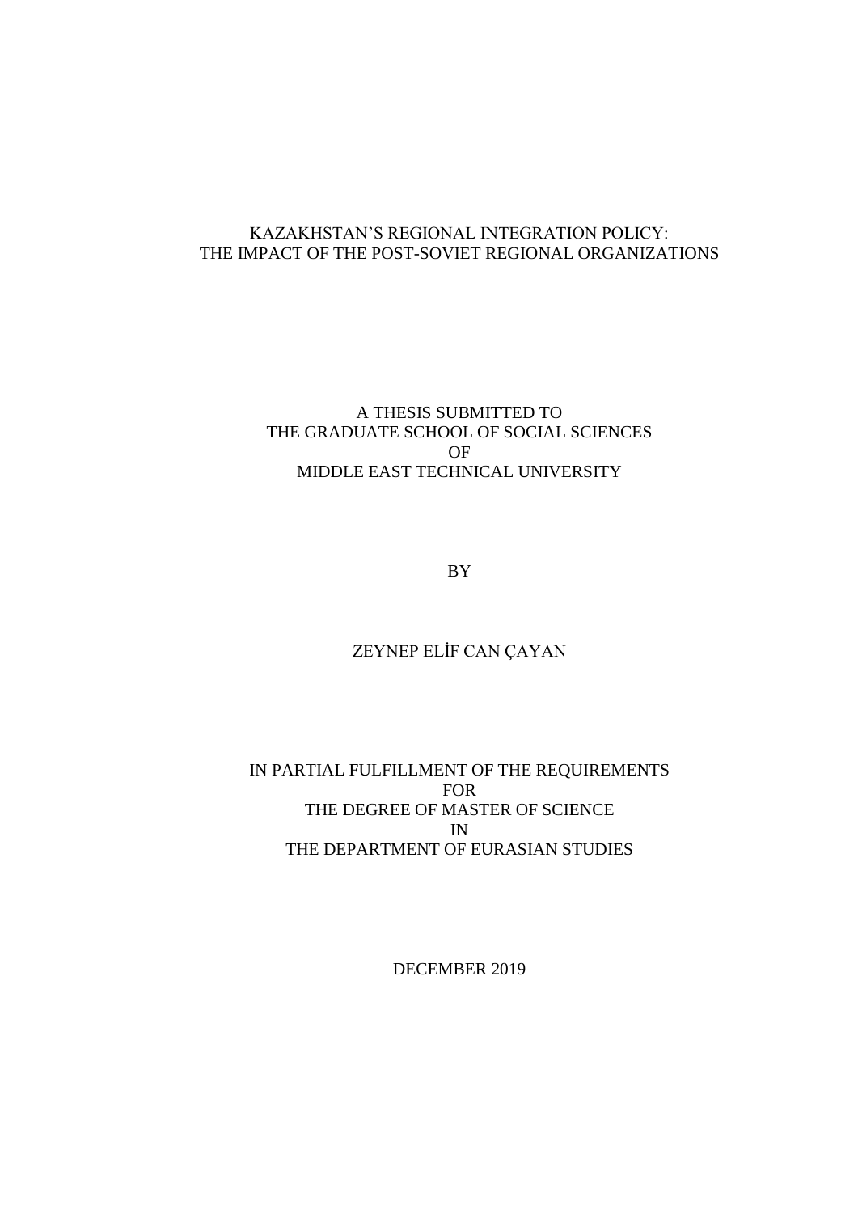# KAZAKHSTAN'S REGIONAL INTEGRATION POLICY: THE IMPACT OF THE POST-SOVIET REGIONAL ORGANIZATIONS

A THESIS SUBMITTED TO
THE GRADUATE SCHOOL OF SOCIAL SCIENCES
OF
MIDDLE EAST TECHNICAL UNIVERSITY

BY

ZEYNEP ELİF CAN ÇAYAN

IN PARTIAL FULFILLMENT OF THE REQUIREMENTS
FOR
THE DEGREE OF MASTER OF SCIENCE
IN
THE DEPARTMENT OF EURASIAN STUDIES

DECEMBER 2019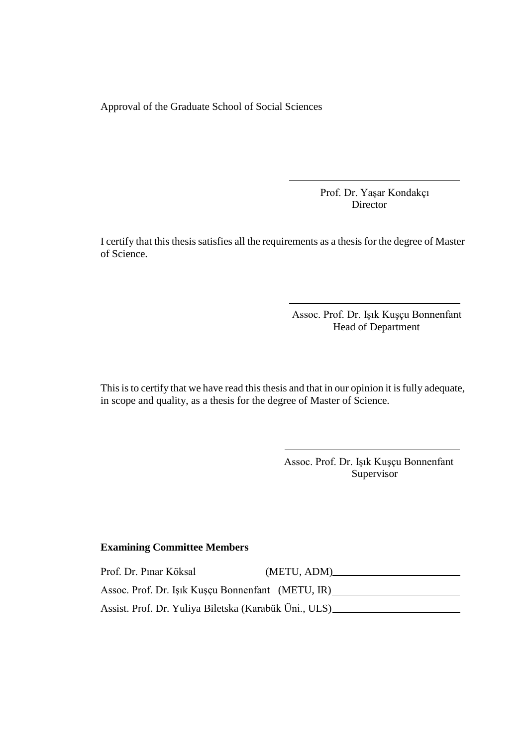Approval of the Graduate School of Social Sciences

Prof. Dr. Yaşar Kondakçı
Director

I certify that this thesis satisfies all the requirements as a thesis for the degree of Master of Science.

Assoc. Prof. Dr. Işık Kuşçu Bonnenfant
Head of Department

This is to certify that we have read this thesis and that in our opinion it is fully adequate, in scope and quality, as a thesis for the degree of Master of Science.

Assoc. Prof. Dr. Işık Kuşçu Bonnenfant
Supervisor

**Examining Committee Members**

Prof. Dr. Pınar Köksal (METU, ADM)

Assoc. Prof. Dr. Işık Kuşçu Bonnenfant (METU, IR)

Assist. Prof. Dr. Yuliya Biletska (Karabük Üni., ULS)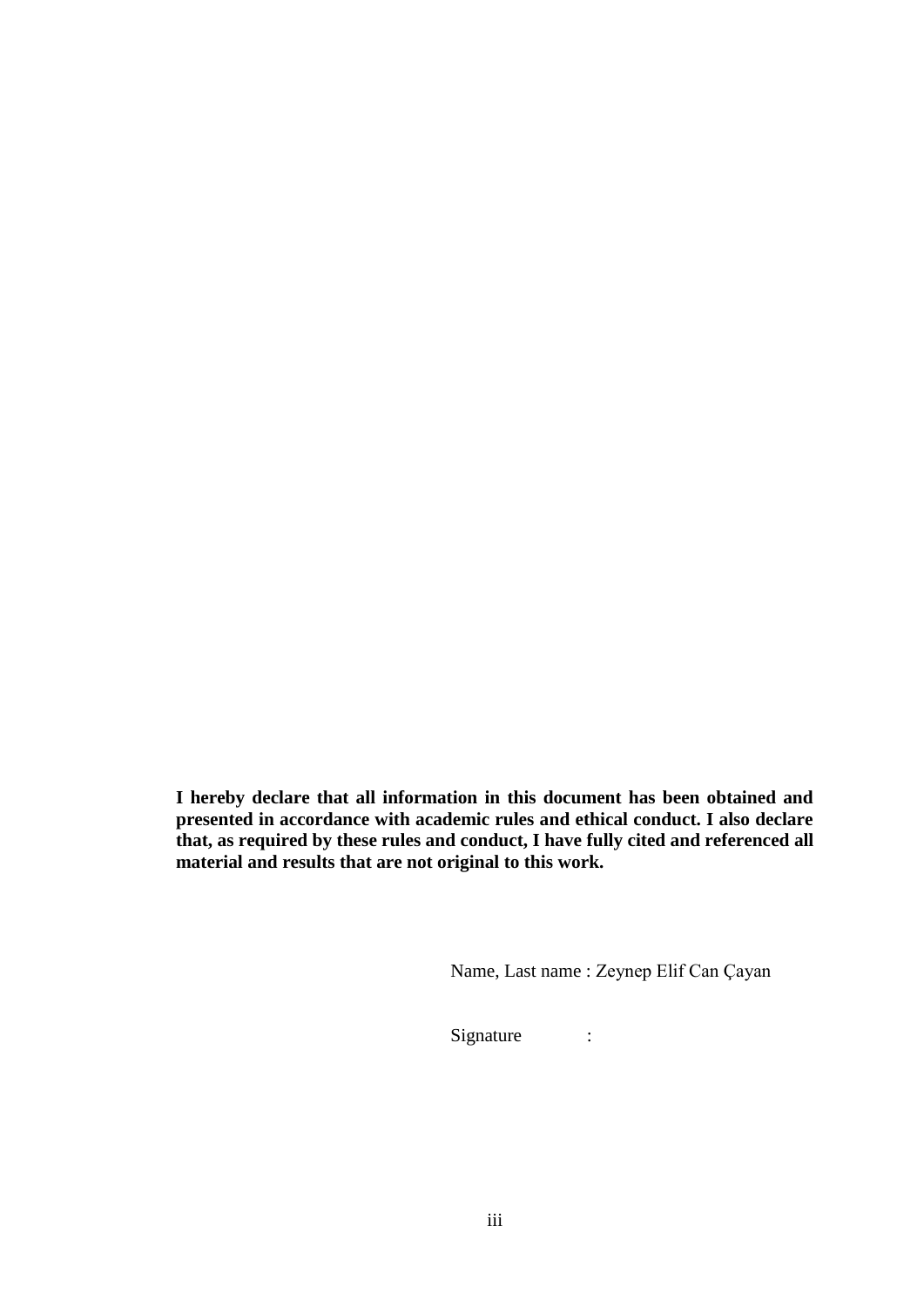**I hereby declare that all information in this document has been obtained and presented in accordance with academic rules and ethical conduct. I also declare that, as required by these rules and conduct, I have fully cited and referenced all material and results that are not original to this work.**

Name, Last name : Zeynep Elif Can Çayan

Signature :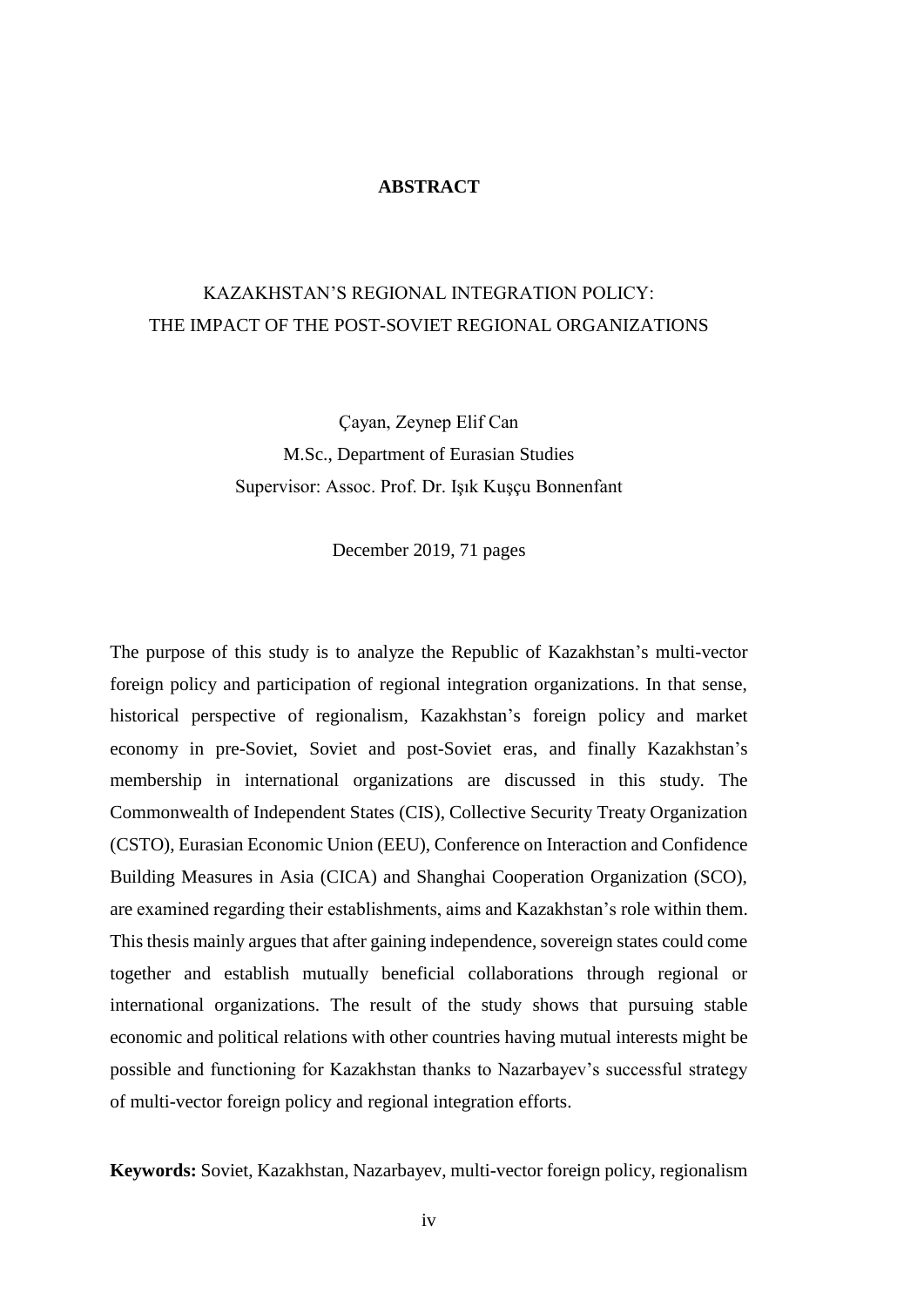# ABSTRACT

## KAZAKHSTAN'S REGIONAL INTEGRATION POLICY: THE IMPACT OF THE POST-SOVIET REGIONAL ORGANIZATIONS

Çayan, Zeynep Elif Can
M.Sc., Department of Eurasian Studies
Supervisor: Assoc. Prof. Dr. Işık Kuşçu Bonnenfant

December 2019, 71 pages

The purpose of this study is to analyze the Republic of Kazakhstan's multi-vector foreign policy and participation of regional integration organizations. In that sense, historical perspective of regionalism, Kazakhstan's foreign policy and market economy in pre-Soviet, Soviet and post-Soviet eras, and finally Kazakhstan's membership in international organizations are discussed in this study. The Commonwealth of Independent States (CIS), Collective Security Treaty Organization (CSTO), Eurasian Economic Union (EEU), Conference on Interaction and Confidence Building Measures in Asia (CICA) and Shanghai Cooperation Organization (SCO), are examined regarding their establishments, aims and Kazakhstan's role within them. This thesis mainly argues that after gaining independence, sovereign states could come together and establish mutually beneficial collaborations through regional or international organizations. The result of the study shows that pursuing stable economic and political relations with other countries having mutual interests might be possible and functioning for Kazakhstan thanks to Nazarbayev's successful strategy of multi-vector foreign policy and regional integration efforts.

**Keywords:** Soviet, Kazakhstan, Nazarbayev, multi-vector foreign policy, regionalism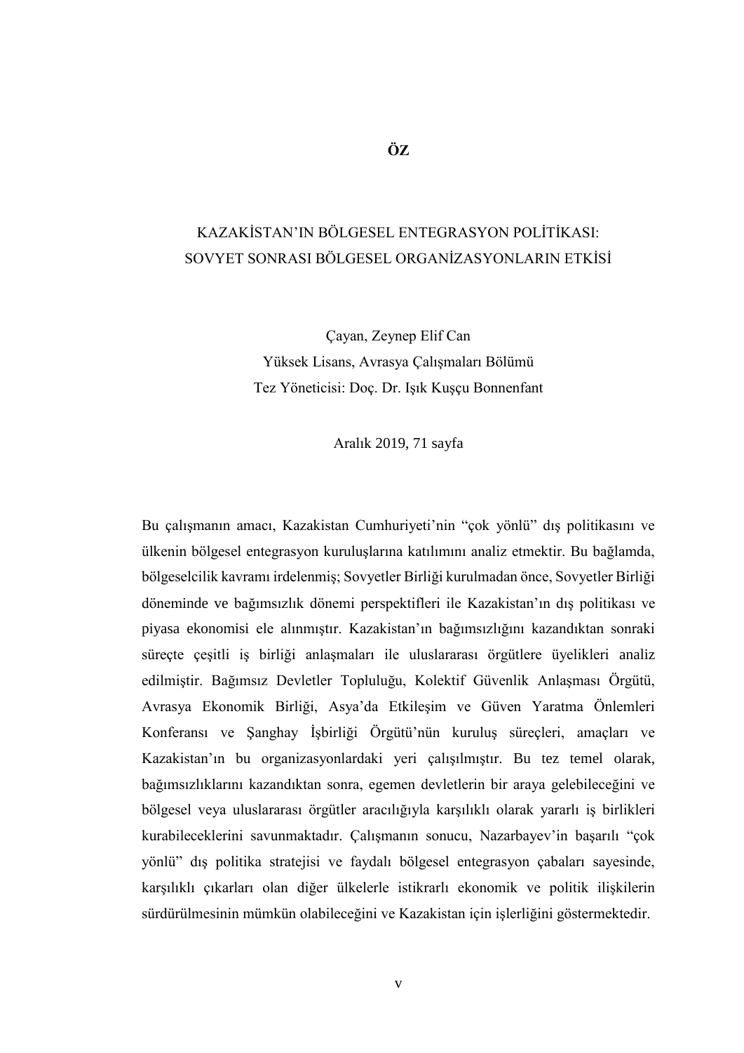# ÖZ

## KAZAKİSTAN'IN BÖLGESEL ENTEGRASYON POLİTİKASI: SOVYET SONRASI BÖLGESEL ORGANİZASYONLARIN ETKİSİ

Çayan, Zeynep Elif Can
Yüksek Lisans, Avrasya Çalışmaları Bölümü
Tez Yöneticisi: Doç. Dr. Işık Kuşçu Bonnenfant

Aralık 2019, 71 sayfa

Bu çalışmanın amacı, Kazakistan Cumhuriyeti'nin "çok yönlü" dış politikasını ve ülkenin bölgesel entegrasyon kuruluşlarına katılımını analiz etmektir. Bu bağlamda, bölgeselcilik kavramı irdelenmiş; Sovyetler Birliği kurulmadan önce, Sovyetler Birliği döneminde ve bağımsızlık dönemi perspektifleri ile Kazakistan'ın dış politikası ve piyasa ekonomisi ele alınmıştır. Kazakistan'ın bağımsızlığını kazandıktan sonraki süreçte çeşitli iş birliği anlaşmaları ile uluslararası örgütlere üyelikleri analiz edilmiştir. Bağımsız Devletler Topluluğu, Kolektif Güvenlik Anlaşması Örgütü, Avrasya Ekonomik Birliği, Asya'da Etkileşim ve Güven Yaratma Önlemleri Konferansı ve Şanghay İşbirliği Örgütü'nün kuruluş süreçleri, amaçları ve Kazakistan'ın bu organizasyonlardaki yeri çalışılmıştır. Bu tez temel olarak, bağımsızlıklarını kazandıktan sonra, egemen devletlerin bir araya gelebileceğini ve bölgesel veya uluslararası örgütler aracılığıyla karşılıklı olarak yararlı iş birlikleri kurabileceklerini savunmaktadır. Çalışmanın sonucu, Nazarbayev'in başarılı "çok yönlü" dış politika stratejisi ve faydalı bölgesel entegrasyon çabaları sayesinde, karşılıklı çıkarları olan diğer ülkelerle istikrarlı ekonomik ve politik ilişkilerin sürdürülmesinin mümkün olabileceğini ve Kazakistan için işlerliğini göstermektedir.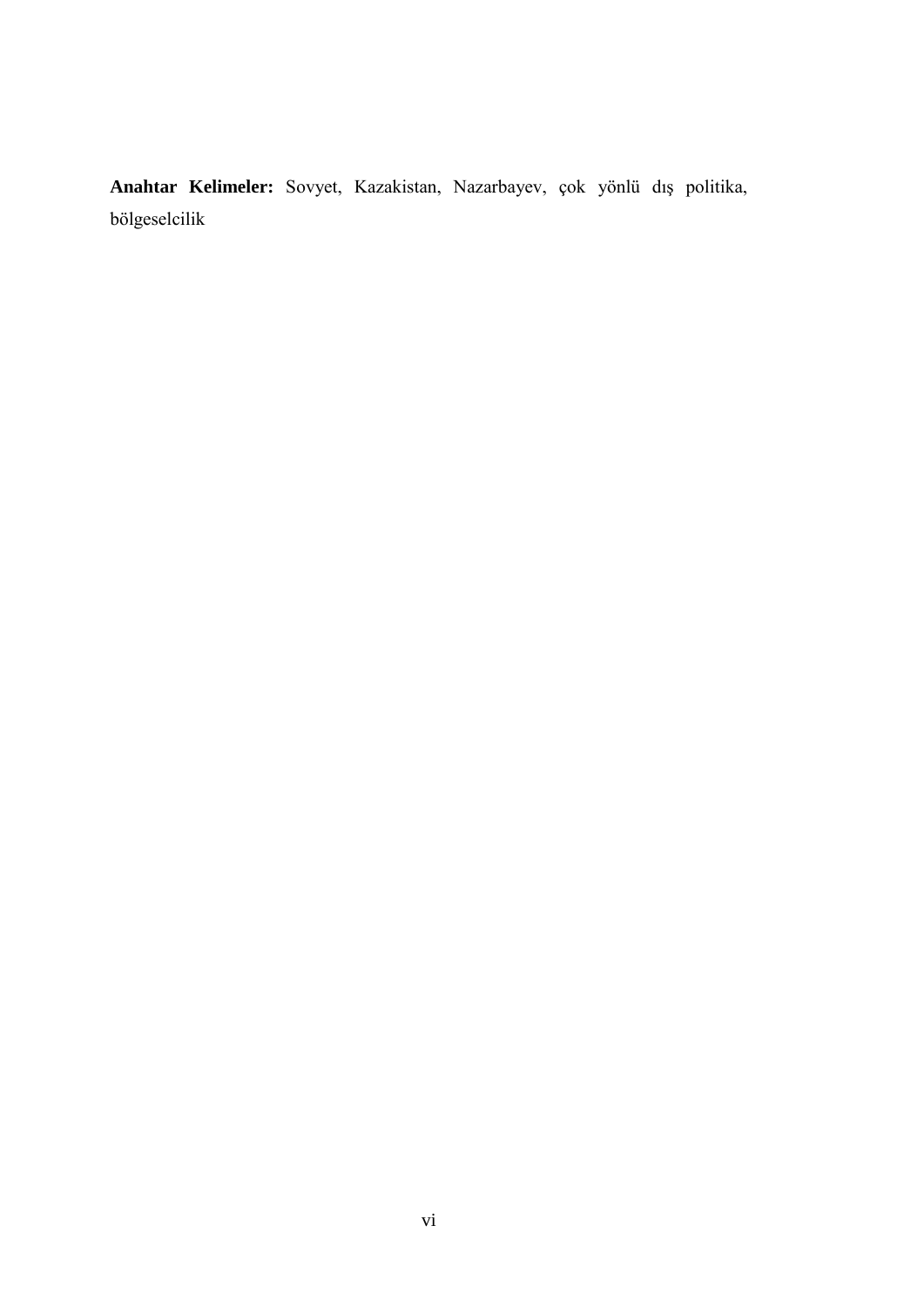**Anahtar Kelimeler:** Sovyet, Kazakistan, Nazarbayev, çok yönlü dış politika, bölgeselcilik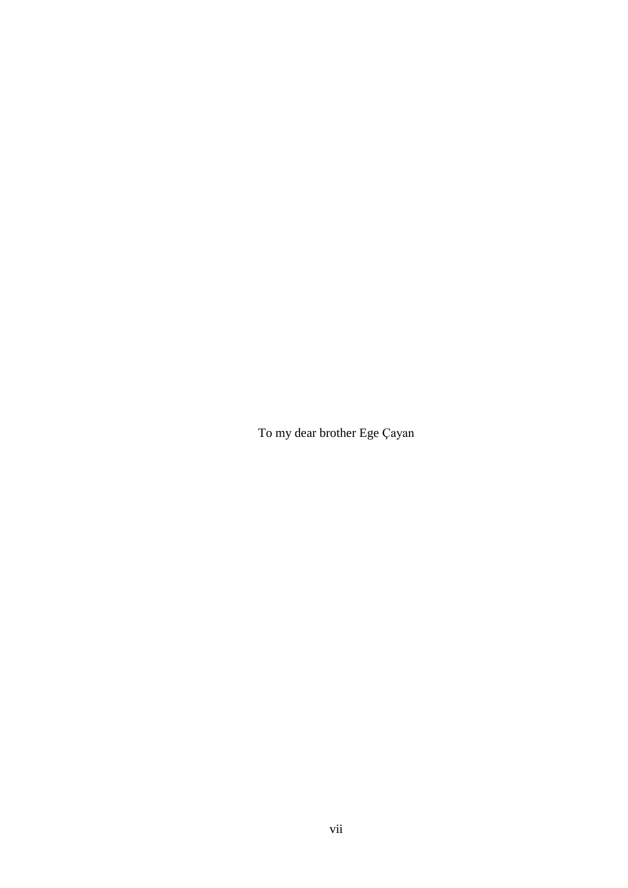To my dear brother Ege Çayan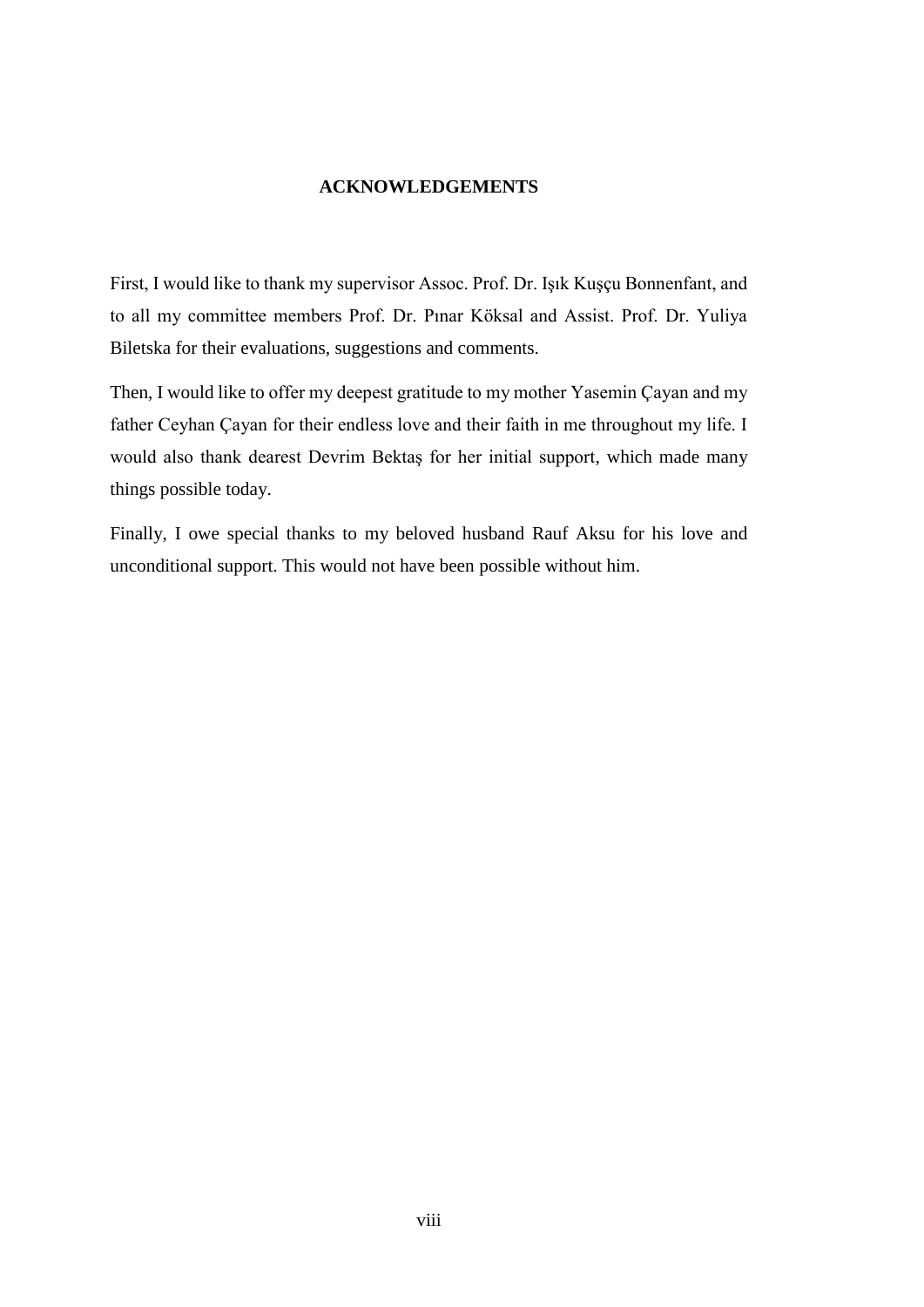# ACKNOWLEDGEMENTS

First, I would like to thank my supervisor Assoc. Prof. Dr. Işık Kuşçu Bonnenfant, and to all my committee members Prof. Dr. Pınar Köksal and Assist. Prof. Dr. Yuliya Biletska for their evaluations, suggestions and comments.

Then, I would like to offer my deepest gratitude to my mother Yasemin Çayan and my father Ceyhan Çayan for their endless love and their faith in me throughout my life. I would also thank dearest Devrim Bektaş for her initial support, which made many things possible today.

Finally, I owe special thanks to my beloved husband Rauf Aksu for his love and unconditional support. This would not have been possible without him.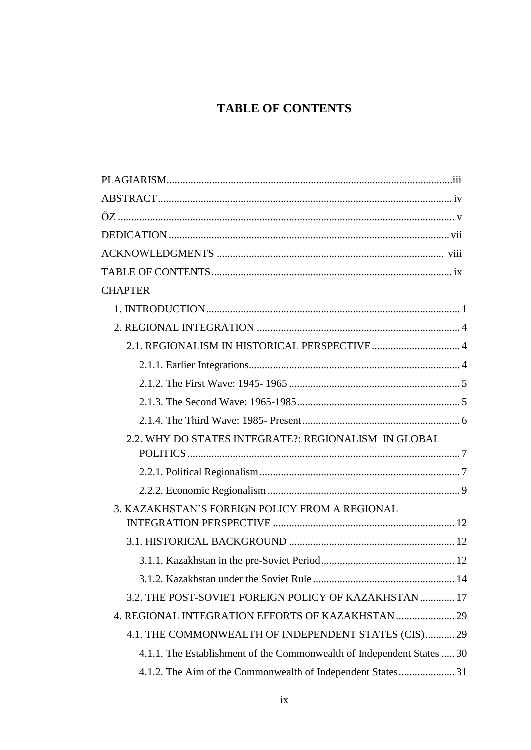# TABLE OF CONTENTS

PLAGIARISM.......................................................................................................iii
ABSTRACT......................................................................................................... iv
ÖZ ......................................................................................................................... v
DEDICATION ..................................................................................................... vii
ACKNOWLEDGMENTS ................................................................................... viii
TABLE OF CONTENTS....................................................................................... ix
CHAPTER

- 1. INTRODUCTION............................................................................................ 1
- 2. REGIONAL INTEGRATION ......................................................................... 4
  - 2.1. REGIONALISM IN HISTORICAL PERSPECTIVE................................. 4
    - 2.1.1. Earlier Integrations............................................................................ 4
    - 2.1.2. The First Wave: 1945- 1965 ............................................................. 5
    - 2.1.3. The Second Wave: 1965-1985........................................................... 5
    - 2.1.4. The Third Wave: 1985- Present......................................................... 6
  - 2.2. WHY DO STATES INTEGRATE?: REGIONALISM IN GLOBAL POLITICS..................................................................................................... 7
    - 2.2.1. Political Regionalism......................................................................... 7
    - 2.2.2. Economic Regionalism...................................................................... 9
- 3. KAZAKHSTAN'S FOREIGN POLICY FROM A REGIONAL INTEGRATION PERSPECTIVE ................................................................... 12
  - 3.1. HISTORICAL BACKGROUND ............................................................. 12
    - 3.1.1. Kazakhstan in the pre-Soviet Period................................................. 12
    - 3.1.2. Kazakhstan under the Soviet Rule .................................................... 14
  - 3.2. THE POST-SOVIET FOREIGN POLICY OF KAZAKHSTAN ............. 17
- 4. REGIONAL INTEGRATION EFFORTS OF KAZAKHSTAN...................... 29
  - 4.1. THE COMMONWEALTH OF INDEPENDENT STATES (CIS)........... 29
    - 4.1.1. The Establishment of the Commonwealth of Independent States ..... 30
    - 4.1.2. The Aim of the Commonwealth of Independent States..................... 31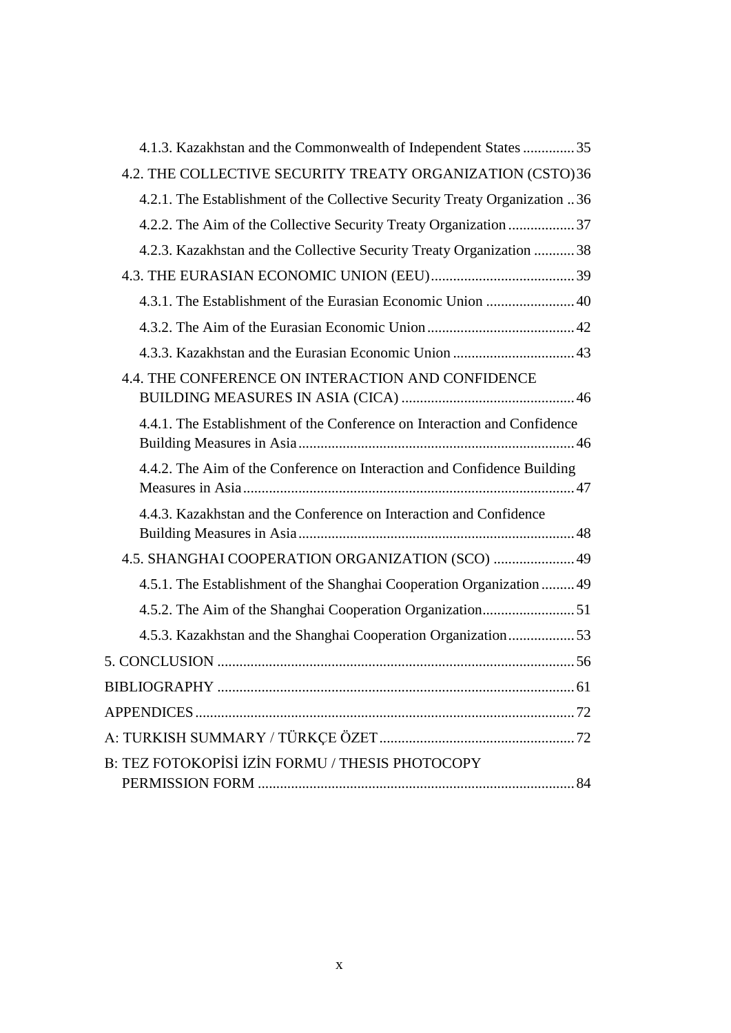4.1.3. Kazakhstan and the Commonwealth of Independent States .............. 35

4.2. THE COLLECTIVE SECURITY TREATY ORGANIZATION (CSTO) 36

4.2.1. The Establishment of the Collective Security Treaty Organization .. 36

4.2.2. The Aim of the Collective Security Treaty Organization .................. 37

4.2.3. Kazakhstan and the Collective Security Treaty Organization ........... 38

4.3. THE EURASIAN ECONOMIC UNION (EEU) ....................................... 39

4.3.1. The Establishment of the Eurasian Economic Union ........................ 40

4.3.2. The Aim of the Eurasian Economic Union ........................................ 42

4.3.3. Kazakhstan and the Eurasian Economic Union ................................. 43

4.4. THE CONFERENCE ON INTERACTION AND CONFIDENCE BUILDING MEASURES IN ASIA (CICA) ............................................... 46

4.4.1. The Establishment of the Conference on Interaction and Confidence Building Measures in Asia ........................................................................... 46

4.4.2. The Aim of the Conference on Interaction and Confidence Building Measures in Asia .......................................................................................... 47

4.4.3. Kazakhstan and the Conference on Interaction and Confidence Building Measures in Asia ........................................................................... 48

4.5. SHANGHAI COOPERATION ORGANIZATION (SCO) ...................... 49

4.5.1. The Establishment of the Shanghai Cooperation Organization ......... 49

4.5.2. The Aim of the Shanghai Cooperation Organization......................... 51

4.5.3. Kazakhstan and the Shanghai Cooperation Organization .................. 53

5. CONCLUSION ................................................................................................ 56

BIBLIOGRAPHY ................................................................................................ 61

APPENDICES ...................................................................................................... 72

A: TURKISH SUMMARY / TÜRKÇE ÖZET ..................................................... 72

B: TEZ FOTOKOPİSİ İZİN FORMU / THESIS PHOTOCOPY PERMISSION FORM ..................................................................................... 84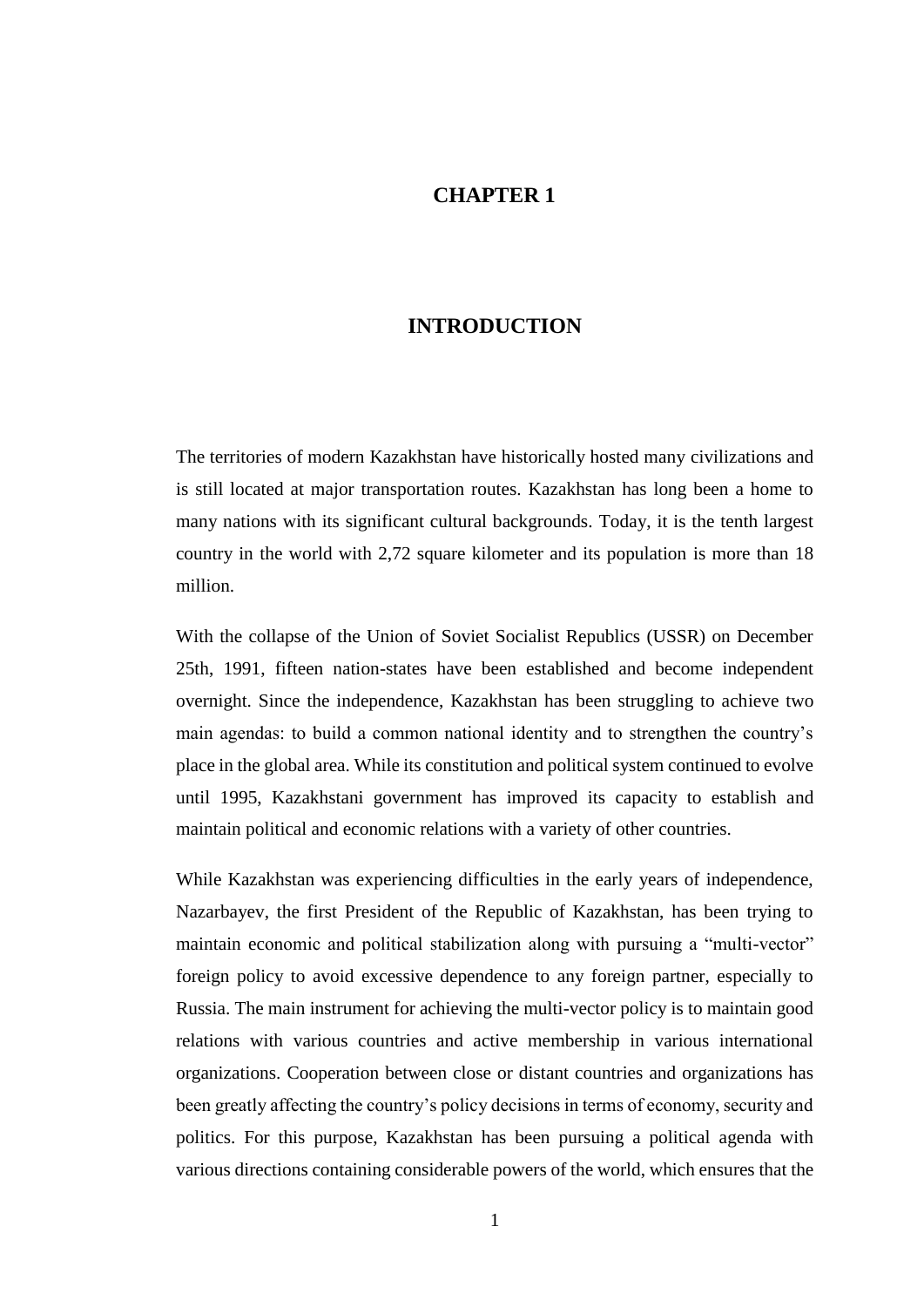# CHAPTER 1

# INTRODUCTION

The territories of modern Kazakhstan have historically hosted many civilizations and is still located at major transportation routes. Kazakhstan has long been a home to many nations with its significant cultural backgrounds. Today, it is the tenth largest country in the world with 2,72 square kilometer and its population is more than 18 million.

With the collapse of the Union of Soviet Socialist Republics (USSR) on December 25th, 1991, fifteen nation-states have been established and become independent overnight. Since the independence, Kazakhstan has been struggling to achieve two main agendas: to build a common national identity and to strengthen the country's place in the global area. While its constitution and political system continued to evolve until 1995, Kazakhstani government has improved its capacity to establish and maintain political and economic relations with a variety of other countries.

While Kazakhstan was experiencing difficulties in the early years of independence, Nazarbayev, the first President of the Republic of Kazakhstan, has been trying to maintain economic and political stabilization along with pursuing a "multi-vector" foreign policy to avoid excessive dependence to any foreign partner, especially to Russia. The main instrument for achieving the multi-vector policy is to maintain good relations with various countries and active membership in various international organizations. Cooperation between close or distant countries and organizations has been greatly affecting the country's policy decisions in terms of economy, security and politics. For this purpose, Kazakhstan has been pursuing a political agenda with various directions containing considerable powers of the world, which ensures that the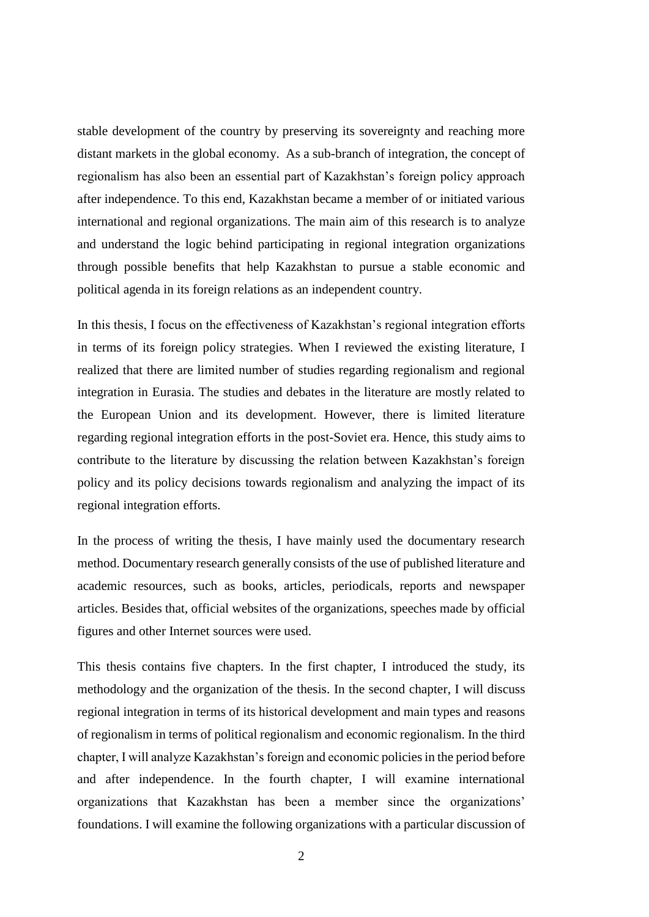stable development of the country by preserving its sovereignty and reaching more distant markets in the global economy. As a sub-branch of integration, the concept of regionalism has also been an essential part of Kazakhstan's foreign policy approach after independence. To this end, Kazakhstan became a member of or initiated various international and regional organizations. The main aim of this research is to analyze and understand the logic behind participating in regional integration organizations through possible benefits that help Kazakhstan to pursue a stable economic and political agenda in its foreign relations as an independent country.

In this thesis, I focus on the effectiveness of Kazakhstan's regional integration efforts in terms of its foreign policy strategies. When I reviewed the existing literature, I realized that there are limited number of studies regarding regionalism and regional integration in Eurasia. The studies and debates in the literature are mostly related to the European Union and its development. However, there is limited literature regarding regional integration efforts in the post-Soviet era. Hence, this study aims to contribute to the literature by discussing the relation between Kazakhstan's foreign policy and its policy decisions towards regionalism and analyzing the impact of its regional integration efforts.

In the process of writing the thesis, I have mainly used the documentary research method. Documentary research generally consists of the use of published literature and academic resources, such as books, articles, periodicals, reports and newspaper articles. Besides that, official websites of the organizations, speeches made by official figures and other Internet sources were used.

This thesis contains five chapters. In the first chapter, I introduced the study, its methodology and the organization of the thesis. In the second chapter, I will discuss regional integration in terms of its historical development and main types and reasons of regionalism in terms of political regionalism and economic regionalism. In the third chapter, I will analyze Kazakhstan's foreign and economic policies in the period before and after independence. In the fourth chapter, I will examine international organizations that Kazakhstan has been a member since the organizations' foundations. I will examine the following organizations with a particular discussion of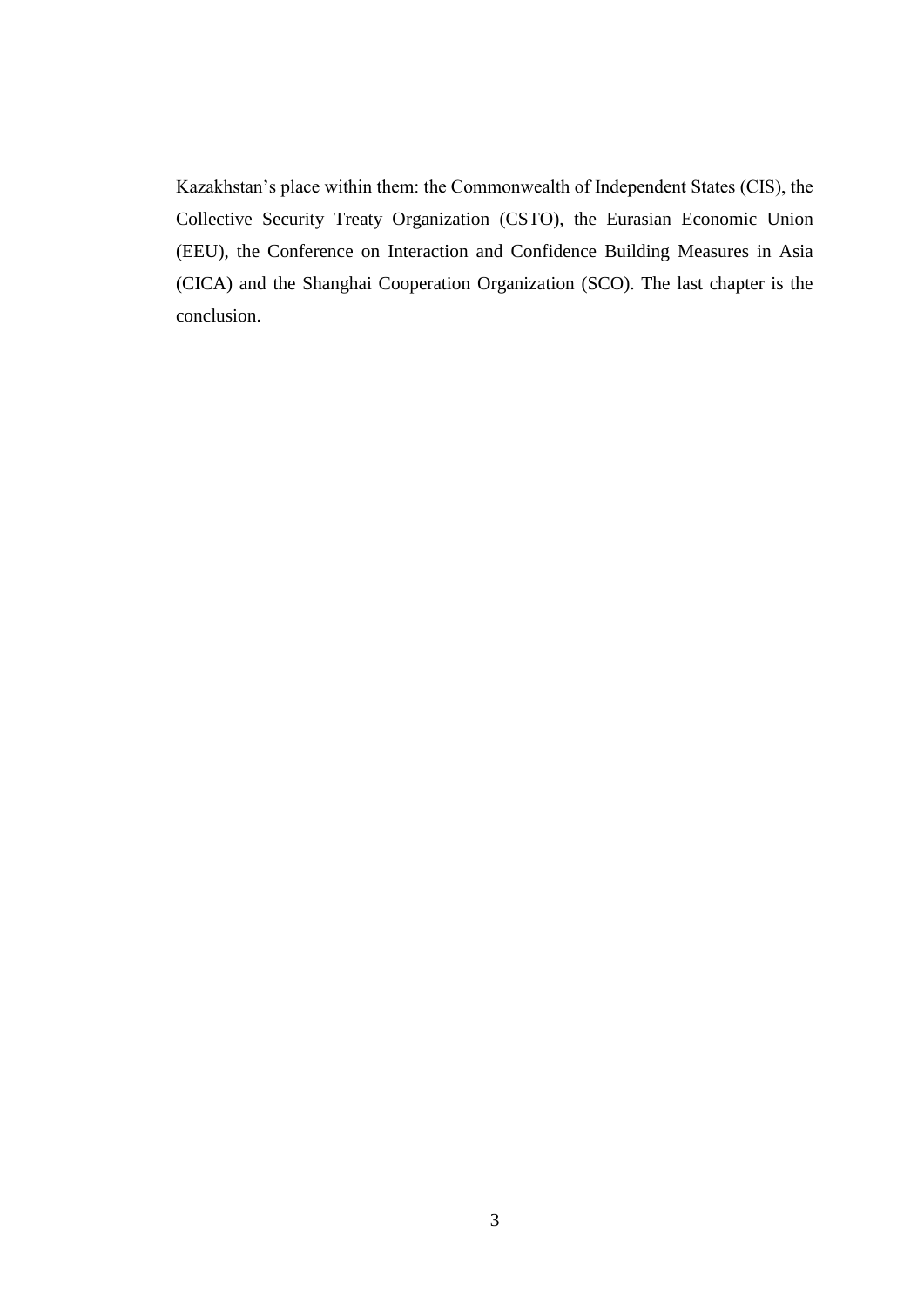Kazakhstan's place within them: the Commonwealth of Independent States (CIS), the Collective Security Treaty Organization (CSTO), the Eurasian Economic Union (EEU), the Conference on Interaction and Confidence Building Measures in Asia (CICA) and the Shanghai Cooperation Organization (SCO). The last chapter is the conclusion.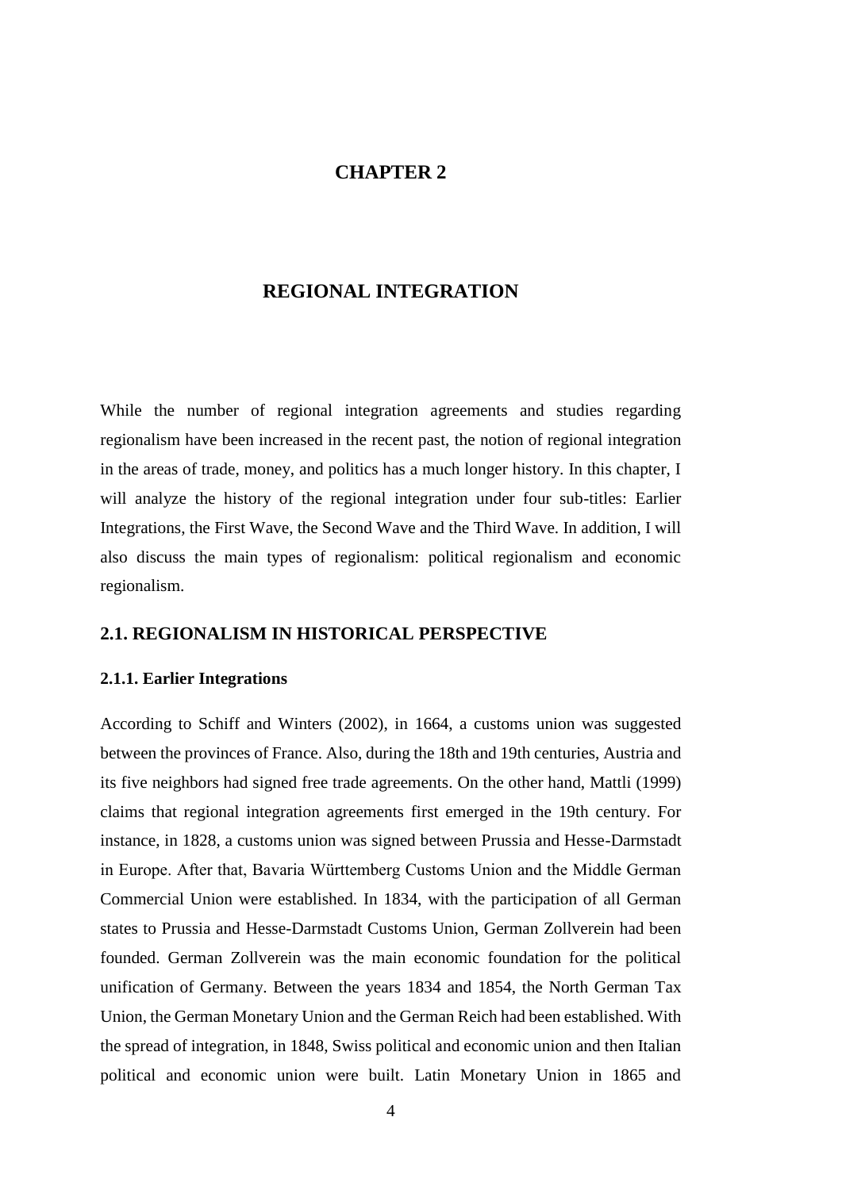# CHAPTER 2

# REGIONAL INTEGRATION

While the number of regional integration agreements and studies regarding regionalism have been increased in the recent past, the notion of regional integration in the areas of trade, money, and politics has a much longer history. In this chapter, I will analyze the history of the regional integration under four sub-titles: Earlier Integrations, the First Wave, the Second Wave and the Third Wave. In addition, I will also discuss the main types of regionalism: political regionalism and economic regionalism.

## 2.1. REGIONALISM IN HISTORICAL PERSPECTIVE

### 2.1.1. Earlier Integrations

According to Schiff and Winters (2002), in 1664, a customs union was suggested between the provinces of France. Also, during the 18th and 19th centuries, Austria and its five neighbors had signed free trade agreements. On the other hand, Mattli (1999) claims that regional integration agreements first emerged in the 19th century. For instance, in 1828, a customs union was signed between Prussia and Hesse-Darmstadt in Europe. After that, Bavaria Württemberg Customs Union and the Middle German Commercial Union were established. In 1834, with the participation of all German states to Prussia and Hesse-Darmstadt Customs Union, German Zollverein had been founded. German Zollverein was the main economic foundation for the political unification of Germany. Between the years 1834 and 1854, the North German Tax Union, the German Monetary Union and the German Reich had been established. With the spread of integration, in 1848, Swiss political and economic union and then Italian political and economic union were built. Latin Monetary Union in 1865 and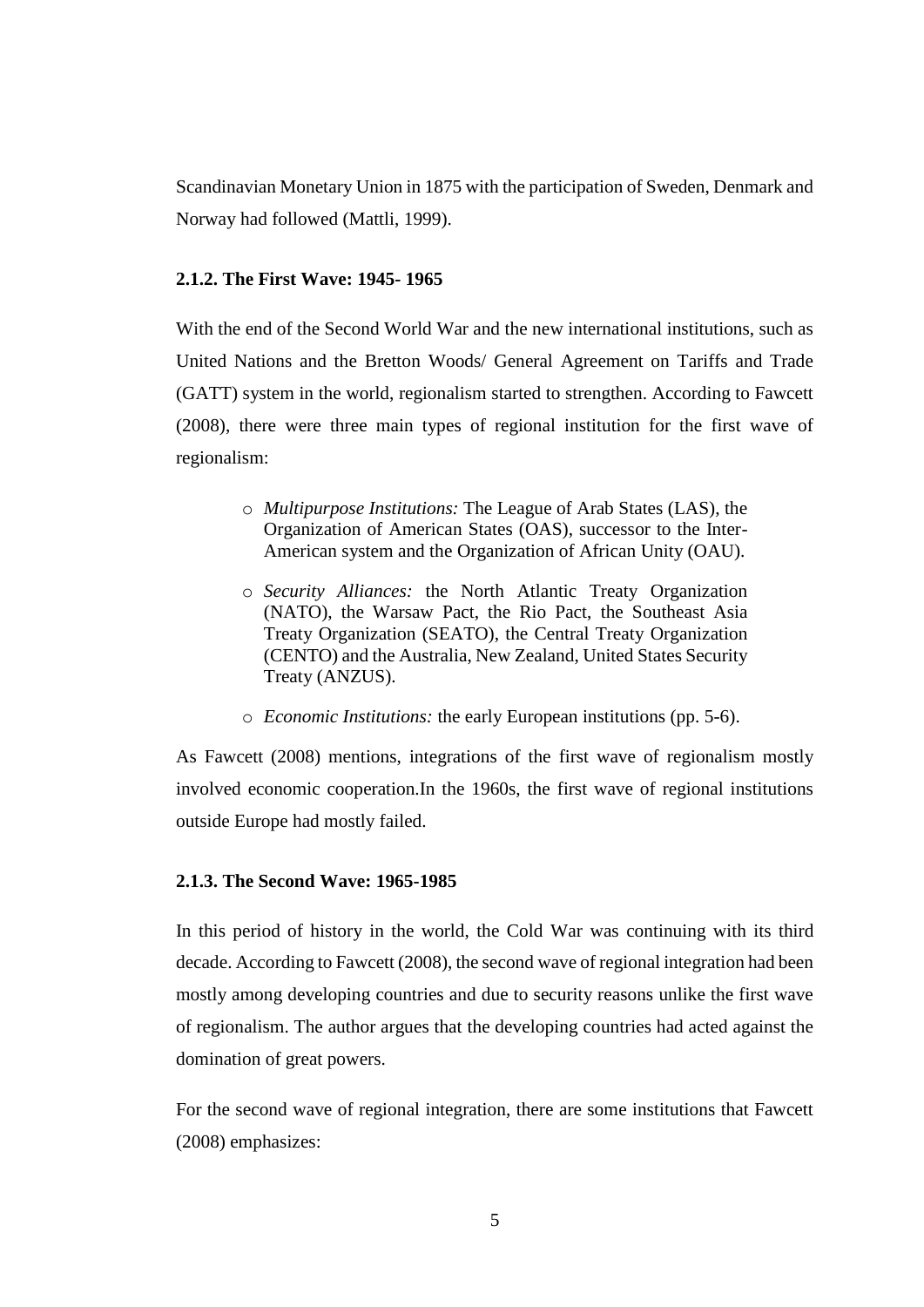Scandinavian Monetary Union in 1875 with the participation of Sweden, Denmark and Norway had followed (Mattli, 1999).

### 2.1.2. The First Wave: 1945- 1965

With the end of the Second World War and the new international institutions, such as United Nations and the Bretton Woods/ General Agreement on Tariffs and Trade (GATT) system in the world, regionalism started to strengthen. According to Fawcett (2008), there were three main types of regional institution for the first wave of regionalism:

- *Multipurpose Institutions:* The League of Arab States (LAS), the Organization of American States (OAS), successor to the Inter-American system and the Organization of African Unity (OAU).
- *Security Alliances:* the North Atlantic Treaty Organization (NATO), the Warsaw Pact, the Rio Pact, the Southeast Asia Treaty Organization (SEATO), the Central Treaty Organization (CENTO) and the Australia, New Zealand, United States Security Treaty (ANZUS).
- *Economic Institutions:* the early European institutions (pp. 5-6).

As Fawcett (2008) mentions, integrations of the first wave of regionalism mostly involved economic cooperation.In the 1960s, the first wave of regional institutions outside Europe had mostly failed.

### 2.1.3. The Second Wave: 1965-1985

In this period of history in the world, the Cold War was continuing with its third decade. According to Fawcett (2008), the second wave of regional integration had been mostly among developing countries and due to security reasons unlike the first wave of regionalism. The author argues that the developing countries had acted against the domination of great powers.

For the second wave of regional integration, there are some institutions that Fawcett (2008) emphasizes: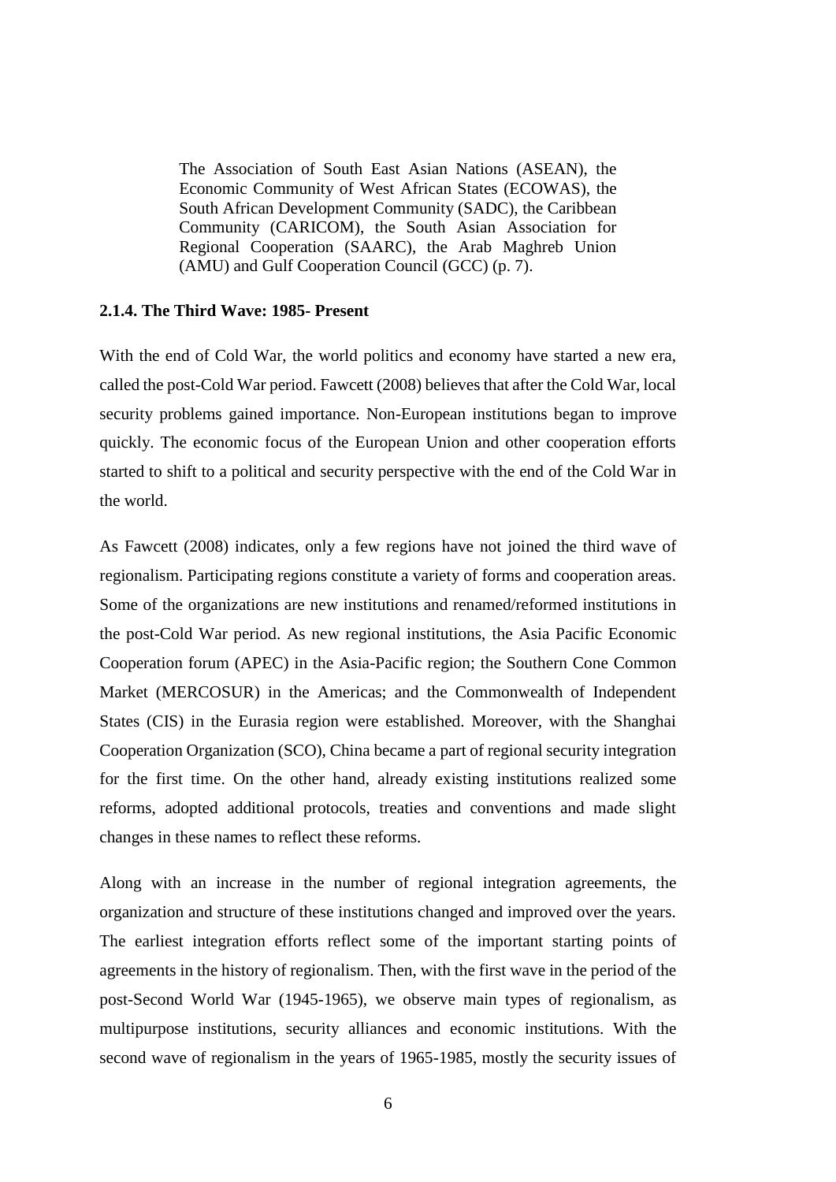> The Association of South East Asian Nations (ASEAN), the Economic Community of West African States (ECOWAS), the South African Development Community (SADC), the Caribbean Community (CARICOM), the South Asian Association for Regional Cooperation (SAARC), the Arab Maghreb Union (AMU) and Gulf Cooperation Council (GCC) (p. 7).

### 2.1.4. The Third Wave: 1985- Present

With the end of Cold War, the world politics and economy have started a new era, called the post-Cold War period. Fawcett (2008) believes that after the Cold War, local security problems gained importance. Non-European institutions began to improve quickly. The economic focus of the European Union and other cooperation efforts started to shift to a political and security perspective with the end of the Cold War in the world.

As Fawcett (2008) indicates, only a few regions have not joined the third wave of regionalism. Participating regions constitute a variety of forms and cooperation areas. Some of the organizations are new institutions and renamed/reformed institutions in the post-Cold War period. As new regional institutions, the Asia Pacific Economic Cooperation forum (APEC) in the Asia-Pacific region; the Southern Cone Common Market (MERCOSUR) in the Americas; and the Commonwealth of Independent States (CIS) in the Eurasia region were established. Moreover, with the Shanghai Cooperation Organization (SCO), China became a part of regional security integration for the first time. On the other hand, already existing institutions realized some reforms, adopted additional protocols, treaties and conventions and made slight changes in these names to reflect these reforms.

Along with an increase in the number of regional integration agreements, the organization and structure of these institutions changed and improved over the years. The earliest integration efforts reflect some of the important starting points of agreements in the history of regionalism. Then, with the first wave in the period of the post-Second World War (1945-1965), we observe main types of regionalism, as multipurpose institutions, security alliances and economic institutions. With the second wave of regionalism in the years of 1965-1985, mostly the security issues of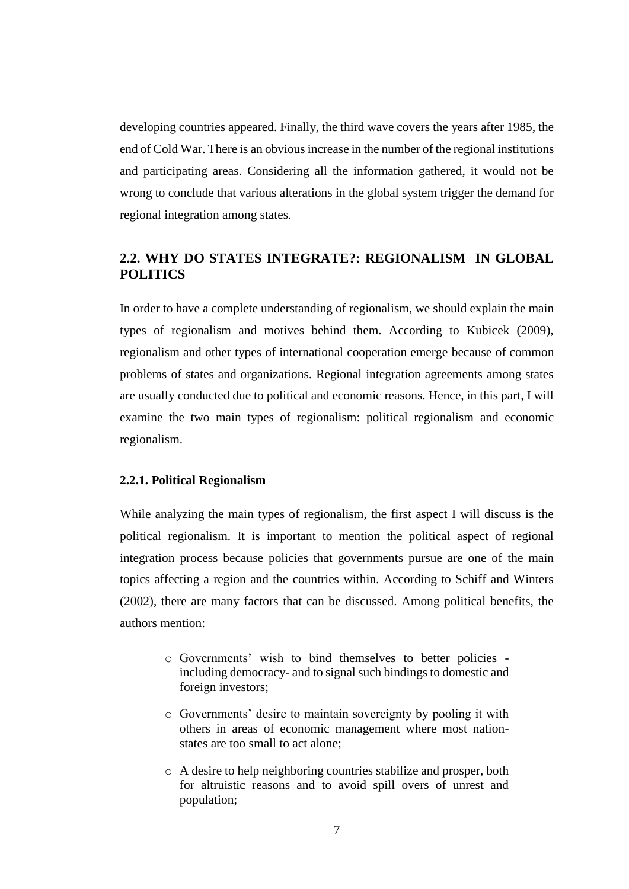developing countries appeared. Finally, the third wave covers the years after 1985, the end of Cold War. There is an obvious increase in the number of the regional institutions and participating areas. Considering all the information gathered, it would not be wrong to conclude that various alterations in the global system trigger the demand for regional integration among states.

## 2.2. WHY DO STATES INTEGRATE?: REGIONALISM IN GLOBAL POLITICS

In order to have a complete understanding of regionalism, we should explain the main types of regionalism and motives behind them. According to Kubicek (2009), regionalism and other types of international cooperation emerge because of common problems of states and organizations. Regional integration agreements among states are usually conducted due to political and economic reasons. Hence, in this part, I will examine the two main types of regionalism: political regionalism and economic regionalism.

### 2.2.1. Political Regionalism

While analyzing the main types of regionalism, the first aspect I will discuss is the political regionalism. It is important to mention the political aspect of regional integration process because policies that governments pursue are one of the main topics affecting a region and the countries within. According to Schiff and Winters (2002), there are many factors that can be discussed. Among political benefits, the authors mention:

> - Governments' wish to bind themselves to better policies - including democracy- and to signal such bindings to domestic and foreign investors;
> - Governments' desire to maintain sovereignty by pooling it with others in areas of economic management where most nation-states are too small to act alone;
> - A desire to help neighboring countries stabilize and prosper, both for altruistic reasons and to avoid spill overs of unrest and population;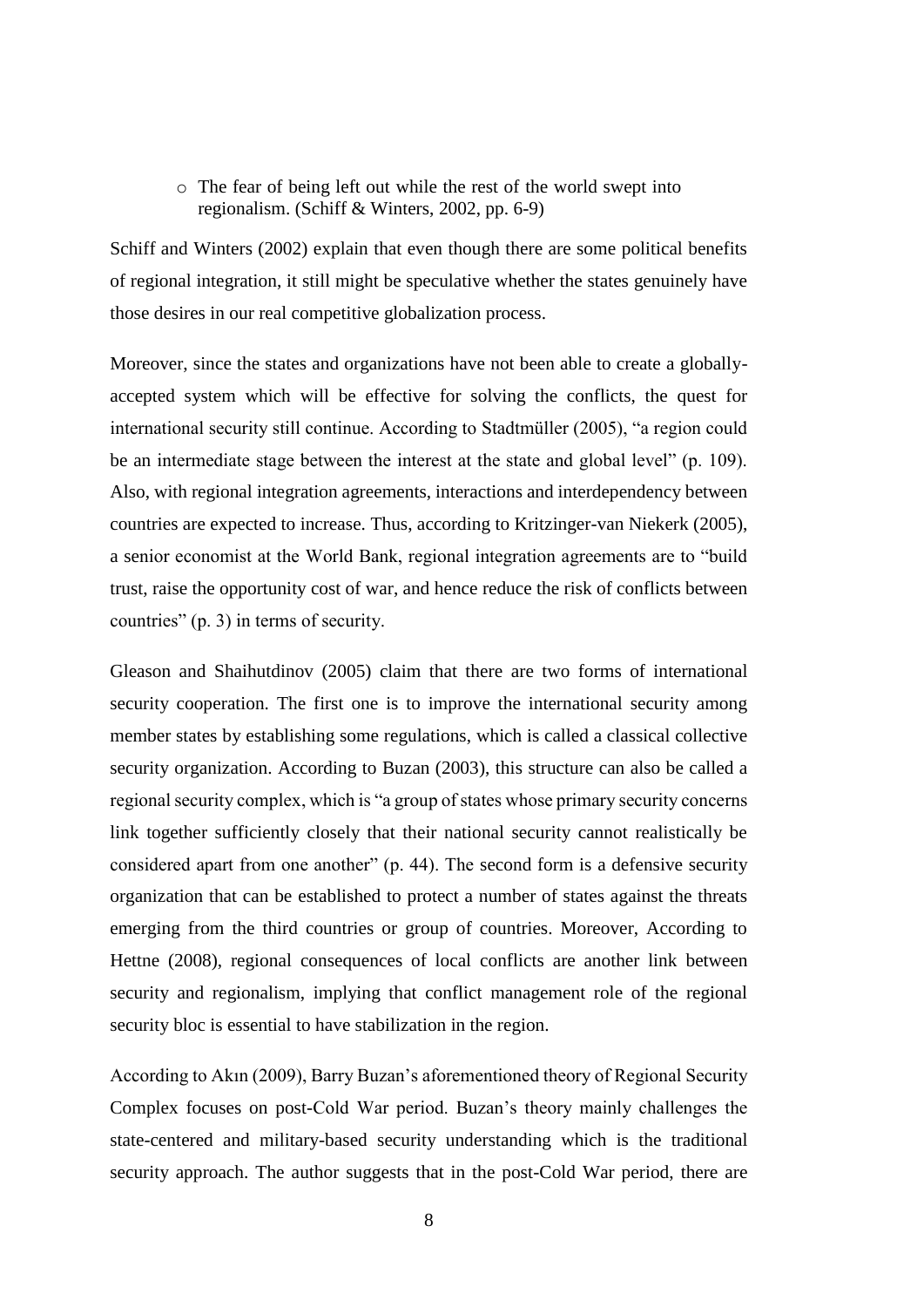- The fear of being left out while the rest of the world swept into regionalism. (Schiff & Winters, 2002, pp. 6-9)

Schiff and Winters (2002) explain that even though there are some political benefits of regional integration, it still might be speculative whether the states genuinely have those desires in our real competitive globalization process.

Moreover, since the states and organizations have not been able to create a globally-accepted system which will be effective for solving the conflicts, the quest for international security still continue. According to Stadtmüller (2005), "a region could be an intermediate stage between the interest at the state and global level" (p. 109). Also, with regional integration agreements, interactions and interdependency between countries are expected to increase. Thus, according to Kritzinger-van Niekerk (2005), a senior economist at the World Bank, regional integration agreements are to "build trust, raise the opportunity cost of war, and hence reduce the risk of conflicts between countries" (p. 3) in terms of security.

Gleason and Shaihutdinov (2005) claim that there are two forms of international security cooperation. The first one is to improve the international security among member states by establishing some regulations, which is called a classical collective security organization. According to Buzan (2003), this structure can also be called a regional security complex, which is "a group of states whose primary security concerns link together sufficiently closely that their national security cannot realistically be considered apart from one another" (p. 44). The second form is a defensive security organization that can be established to protect a number of states against the threats emerging from the third countries or group of countries. Moreover, According to Hettne (2008), regional consequences of local conflicts are another link between security and regionalism, implying that conflict management role of the regional security bloc is essential to have stabilization in the region.

According to Akın (2009), Barry Buzan's aforementioned theory of Regional Security Complex focuses on post-Cold War period. Buzan's theory mainly challenges the state-centered and military-based security understanding which is the traditional security approach. The author suggests that in the post-Cold War period, there are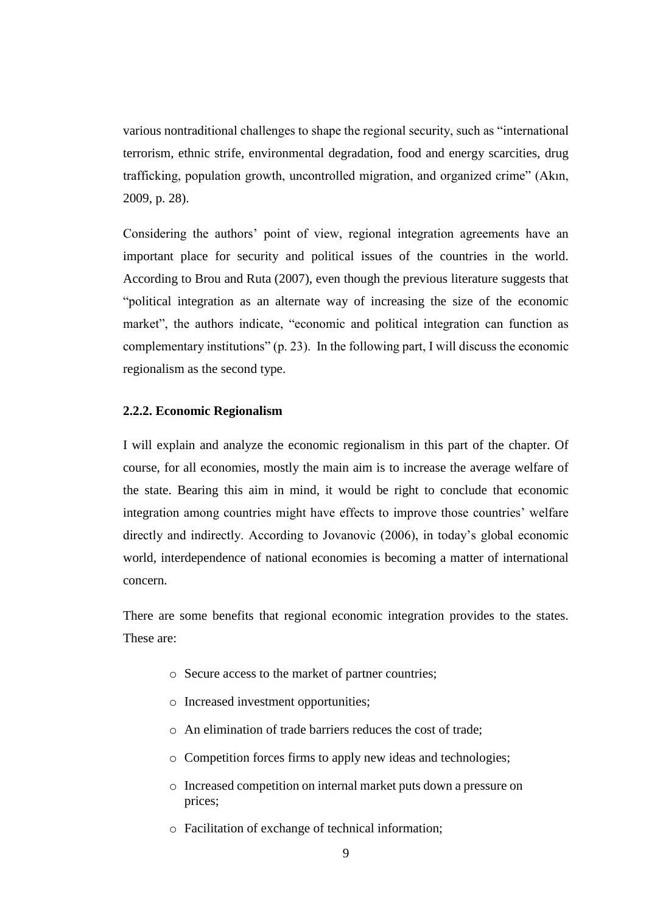various nontraditional challenges to shape the regional security, such as "international terrorism, ethnic strife, environmental degradation, food and energy scarcities, drug trafficking, population growth, uncontrolled migration, and organized crime" (Akın, 2009, p. 28).

Considering the authors' point of view, regional integration agreements have an important place for security and political issues of the countries in the world. According to Brou and Ruta (2007), even though the previous literature suggests that "political integration as an alternate way of increasing the size of the economic market", the authors indicate, "economic and political integration can function as complementary institutions" (p. 23). In the following part, I will discuss the economic regionalism as the second type.

### 2.2.2. Economic Regionalism

I will explain and analyze the economic regionalism in this part of the chapter. Of course, for all economies, mostly the main aim is to increase the average welfare of the state. Bearing this aim in mind, it would be right to conclude that economic integration among countries might have effects to improve those countries' welfare directly and indirectly. According to Jovanovic (2006), in today's global economic world, interdependence of national economies is becoming a matter of international concern.

There are some benefits that regional economic integration provides to the states. These are:

- Secure access to the market of partner countries;
- Increased investment opportunities;
- An elimination of trade barriers reduces the cost of trade;
- Competition forces firms to apply new ideas and technologies;
- Increased competition on internal market puts down a pressure on prices;
- Facilitation of exchange of technical information;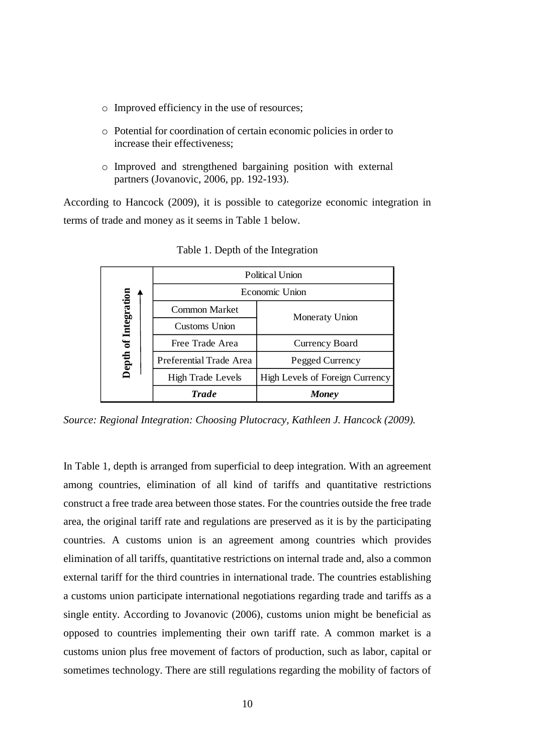- Improved efficiency in the use of resources;
- Potential for coordination of certain economic policies in order to increase their effectiveness;
- Improved and strengthened bargaining position with external partners (Jovanovic, 2006, pp. 192-193).

According to Hancock (2009), it is possible to categorize economic integration in terms of trade and money as it seems in Table 1 below.

Table 1. Depth of the Integration

| Depth of Integration ↑ | | |
|---|---|---|
| | Political Union | |
| | Economic Union | |
| | Common Market | Moneraty Union |
| | Customs Union | |
| | Free Trade Area | Currency Board |
| | Preferential Trade Area | Pegged Currency |
| | High Trade Levels | High Levels of Foreign Currency |
| | ***Trade*** | ***Money*** |

*Source: Regional Integration: Choosing Plutocracy, Kathleen J. Hancock (2009).*

In Table 1, depth is arranged from superficial to deep integration. With an agreement among countries, elimination of all kind of tariffs and quantitative restrictions construct a free trade area between those states. For the countries outside the free trade area, the original tariff rate and regulations are preserved as it is by the participating countries. A customs union is an agreement among countries which provides elimination of all tariffs, quantitative restrictions on internal trade and, also a common external tariff for the third countries in international trade. The countries establishing a customs union participate international negotiations regarding trade and tariffs as a single entity. According to Jovanovic (2006), customs union might be beneficial as opposed to countries implementing their own tariff rate. A common market is a customs union plus free movement of factors of production, such as labor, capital or sometimes technology. There are still regulations regarding the mobility of factors of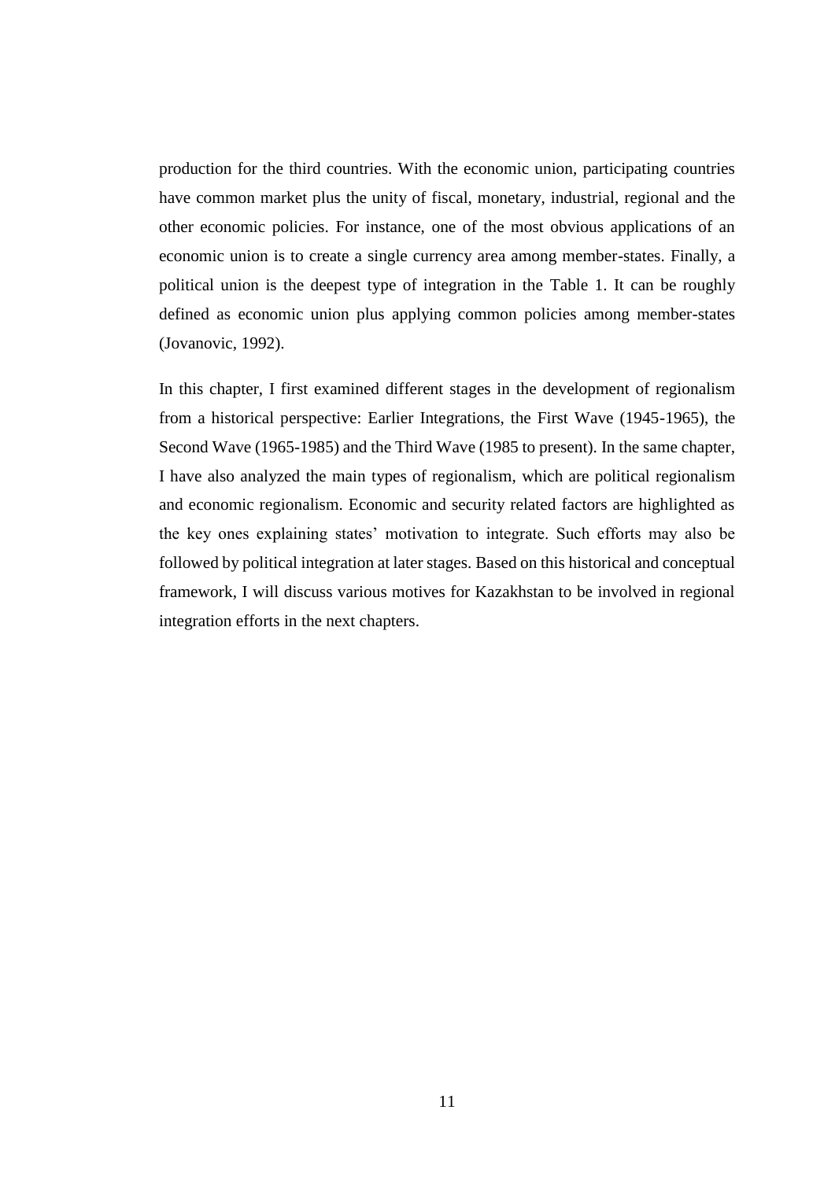production for the third countries. With the economic union, participating countries have common market plus the unity of fiscal, monetary, industrial, regional and the other economic policies. For instance, one of the most obvious applications of an economic union is to create a single currency area among member-states. Finally, a political union is the deepest type of integration in the Table 1. It can be roughly defined as economic union plus applying common policies among member-states (Jovanovic, 1992).

In this chapter, I first examined different stages in the development of regionalism from a historical perspective: Earlier Integrations, the First Wave (1945-1965), the Second Wave (1965-1985) and the Third Wave (1985 to present). In the same chapter, I have also analyzed the main types of regionalism, which are political regionalism and economic regionalism. Economic and security related factors are highlighted as the key ones explaining states' motivation to integrate. Such efforts may also be followed by political integration at later stages. Based on this historical and conceptual framework, I will discuss various motives for Kazakhstan to be involved in regional integration efforts in the next chapters.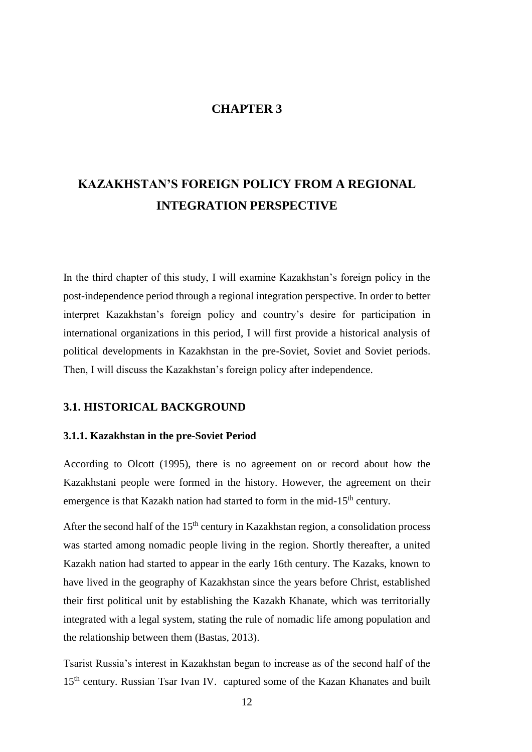# CHAPTER 3

# KAZAKHSTAN'S FOREIGN POLICY FROM A REGIONAL INTEGRATION PERSPECTIVE

In the third chapter of this study, I will examine Kazakhstan's foreign policy in the post-independence period through a regional integration perspective. In order to better interpret Kazakhstan's foreign policy and country's desire for participation in international organizations in this period, I will first provide a historical analysis of political developments in Kazakhstan in the pre-Soviet, Soviet and Soviet periods. Then, I will discuss the Kazakhstan's foreign policy after independence.

## 3.1. HISTORICAL BACKGROUND

### 3.1.1. Kazakhstan in the pre-Soviet Period

According to Olcott (1995), there is no agreement on or record about how the Kazakhstani people were formed in the history. However, the agreement on their emergence is that Kazakh nation had started to form in the mid-15$^{th}$ century.

After the second half of the 15$^{th}$ century in Kazakhstan region, a consolidation process was started among nomadic people living in the region. Shortly thereafter, a united Kazakh nation had started to appear in the early 16th century. The Kazaks, known to have lived in the geography of Kazakhstan since the years before Christ, established their first political unit by establishing the Kazakh Khanate, which was territorially integrated with a legal system, stating the rule of nomadic life among population and the relationship between them (Bastas, 2013).

Tsarist Russia's interest in Kazakhstan began to increase as of the second half of the 15$^{th}$ century. Russian Tsar Ivan IV. captured some of the Kazan Khanates and built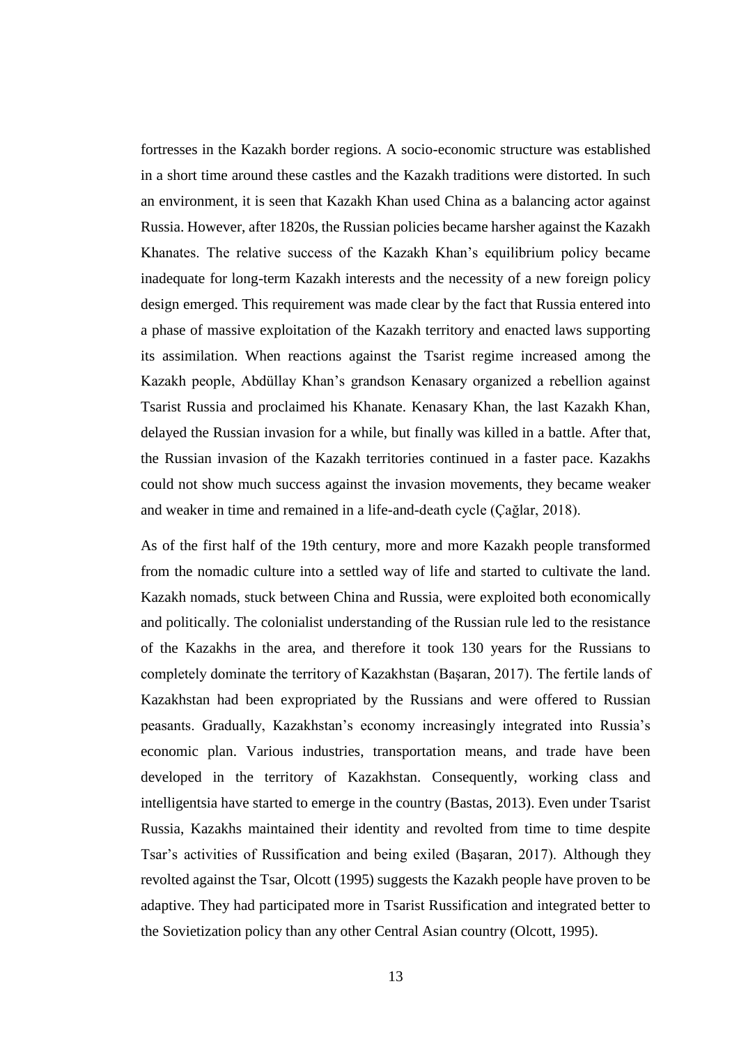fortresses in the Kazakh border regions. A socio-economic structure was established in a short time around these castles and the Kazakh traditions were distorted. In such an environment, it is seen that Kazakh Khan used China as a balancing actor against Russia. However, after 1820s, the Russian policies became harsher against the Kazakh Khanates. The relative success of the Kazakh Khan's equilibrium policy became inadequate for long-term Kazakh interests and the necessity of a new foreign policy design emerged. This requirement was made clear by the fact that Russia entered into a phase of massive exploitation of the Kazakh territory and enacted laws supporting its assimilation. When reactions against the Tsarist regime increased among the Kazakh people, Abdüllay Khan's grandson Kenasary organized a rebellion against Tsarist Russia and proclaimed his Khanate. Kenasary Khan, the last Kazakh Khan, delayed the Russian invasion for a while, but finally was killed in a battle. After that, the Russian invasion of the Kazakh territories continued in a faster pace. Kazakhs could not show much success against the invasion movements, they became weaker and weaker in time and remained in a life-and-death cycle (Çağlar, 2018).

As of the first half of the 19th century, more and more Kazakh people transformed from the nomadic culture into a settled way of life and started to cultivate the land. Kazakh nomads, stuck between China and Russia, were exploited both economically and politically. The colonialist understanding of the Russian rule led to the resistance of the Kazakhs in the area, and therefore it took 130 years for the Russians to completely dominate the territory of Kazakhstan (Başaran, 2017). The fertile lands of Kazakhstan had been expropriated by the Russians and were offered to Russian peasants. Gradually, Kazakhstan's economy increasingly integrated into Russia's economic plan. Various industries, transportation means, and trade have been developed in the territory of Kazakhstan. Consequently, working class and intelligentsia have started to emerge in the country (Bastas, 2013). Even under Tsarist Russia, Kazakhs maintained their identity and revolted from time to time despite Tsar's activities of Russification and being exiled (Başaran, 2017). Although they revolted against the Tsar, Olcott (1995) suggests the Kazakh people have proven to be adaptive. They had participated more in Tsarist Russification and integrated better to the Sovietization policy than any other Central Asian country (Olcott, 1995).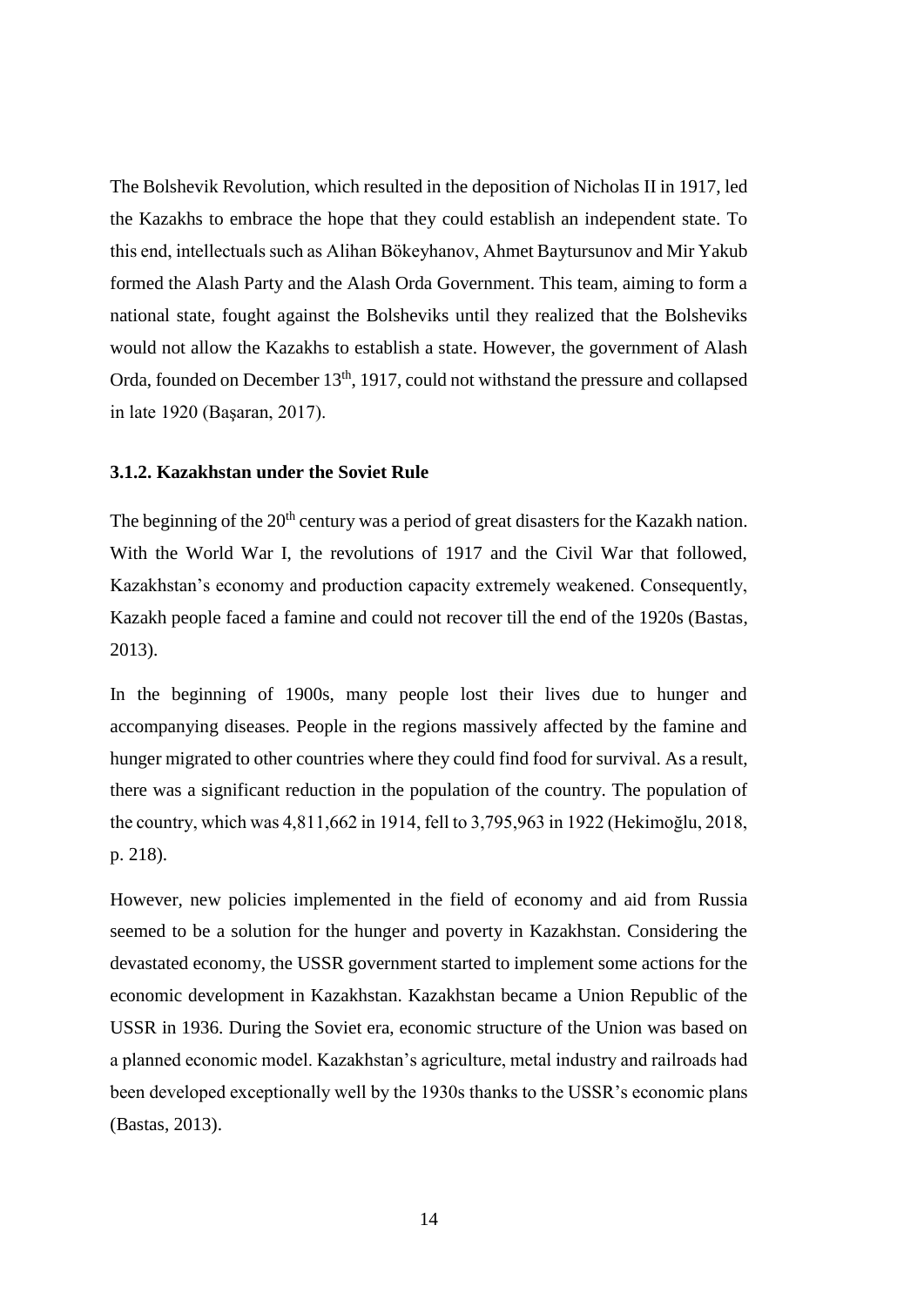The Bolshevik Revolution, which resulted in the deposition of Nicholas II in 1917, led the Kazakhs to embrace the hope that they could establish an independent state. To this end, intellectuals such as Alihan Bökeyhanov, Ahmet Baytursunov and Mir Yakub formed the Alash Party and the Alash Orda Government. This team, aiming to form a national state, fought against the Bolsheviks until they realized that the Bolsheviks would not allow the Kazakhs to establish a state. However, the government of Alash Orda, founded on December 13th, 1917, could not withstand the pressure and collapsed in late 1920 (Başaran, 2017).

### 3.1.2. Kazakhstan under the Soviet Rule

The beginning of the 20th century was a period of great disasters for the Kazakh nation. With the World War I, the revolutions of 1917 and the Civil War that followed, Kazakhstan's economy and production capacity extremely weakened. Consequently, Kazakh people faced a famine and could not recover till the end of the 1920s (Bastas, 2013).

In the beginning of 1900s, many people lost their lives due to hunger and accompanying diseases. People in the regions massively affected by the famine and hunger migrated to other countries where they could find food for survival. As a result, there was a significant reduction in the population of the country. The population of the country, which was 4,811,662 in 1914, fell to 3,795,963 in 1922 (Hekimoğlu, 2018, p. 218).

However, new policies implemented in the field of economy and aid from Russia seemed to be a solution for the hunger and poverty in Kazakhstan. Considering the devastated economy, the USSR government started to implement some actions for the economic development in Kazakhstan. Kazakhstan became a Union Republic of the USSR in 1936. During the Soviet era, economic structure of the Union was based on a planned economic model. Kazakhstan's agriculture, metal industry and railroads had been developed exceptionally well by the 1930s thanks to the USSR's economic plans (Bastas, 2013).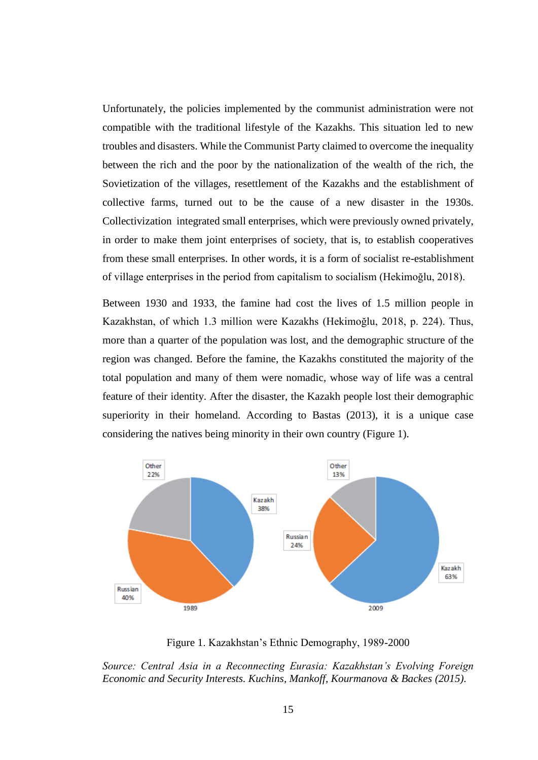Unfortunately, the policies implemented by the communist administration were not compatible with the traditional lifestyle of the Kazakhs. This situation led to new troubles and disasters. While the Communist Party claimed to overcome the inequality between the rich and the poor by the nationalization of the wealth of the rich, the Sovietization of the villages, resettlement of the Kazakhs and the establishment of collective farms, turned out to be the cause of a new disaster in the 1930s. Collectivization integrated small enterprises, which were previously owned privately, in order to make them joint enterprises of society, that is, to establish cooperatives from these small enterprises. In other words, it is a form of socialist re-establishment of village enterprises in the period from capitalism to socialism (Hekimoğlu, 2018).

Between 1930 and 1933, the famine had cost the lives of 1.5 million people in Kazakhstan, of which 1.3 million were Kazakhs (Hekimoğlu, 2018, p. 224). Thus, more than a quarter of the population was lost, and the demographic structure of the region was changed. Before the famine, the Kazakhs constituted the majority of the total population and many of them were nomadic, whose way of life was a central feature of their identity. After the disaster, the Kazakh people lost their demographic superiority in their homeland. According to Bastas (2013), it is a unique case considering the natives being minority in their own country (Figure 1).

| Group | 1989 | 2009 |
|---|---|---|
| Kazakh | 38% | 63% |
| Russian | 40% | 24% |
| Other | 22% | 13% |

Figure 1. Kazakhstan's Ethnic Demography, 1989-2000

*Source: Central Asia in a Reconnecting Eurasia: Kazakhstan's Evolving Foreign Economic and Security Interests. Kuchins, Mankoff, Kourmanova & Backes (2015).*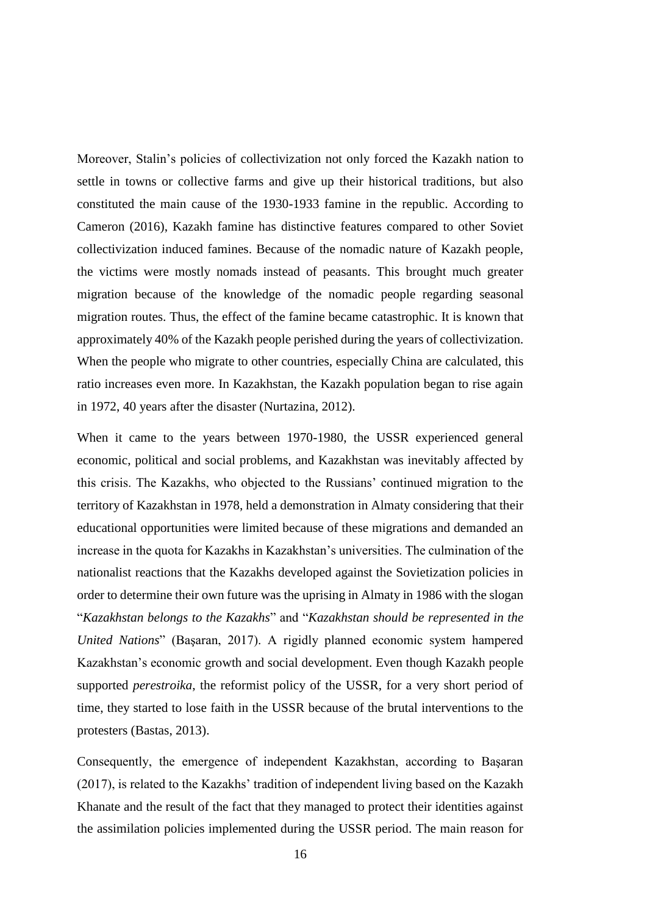Moreover, Stalin's policies of collectivization not only forced the Kazakh nation to settle in towns or collective farms and give up their historical traditions, but also constituted the main cause of the 1930-1933 famine in the republic. According to Cameron (2016), Kazakh famine has distinctive features compared to other Soviet collectivization induced famines. Because of the nomadic nature of Kazakh people, the victims were mostly nomads instead of peasants. This brought much greater migration because of the knowledge of the nomadic people regarding seasonal migration routes. Thus, the effect of the famine became catastrophic. It is known that approximately 40% of the Kazakh people perished during the years of collectivization. When the people who migrate to other countries, especially China are calculated, this ratio increases even more. In Kazakhstan, the Kazakh population began to rise again in 1972, 40 years after the disaster (Nurtazina, 2012).

When it came to the years between 1970-1980, the USSR experienced general economic, political and social problems, and Kazakhstan was inevitably affected by this crisis. The Kazakhs, who objected to the Russians' continued migration to the territory of Kazakhstan in 1978, held a demonstration in Almaty considering that their educational opportunities were limited because of these migrations and demanded an increase in the quota for Kazakhs in Kazakhstan's universities. The culmination of the nationalist reactions that the Kazakhs developed against the Sovietization policies in order to determine their own future was the uprising in Almaty in 1986 with the slogan "*Kazakhstan belongs to the Kazakhs*" and "*Kazakhstan should be represented in the United Nations*" (Başaran, 2017). A rigidly planned economic system hampered Kazakhstan's economic growth and social development. Even though Kazakh people supported *perestroika*, the reformist policy of the USSR, for a very short period of time, they started to lose faith in the USSR because of the brutal interventions to the protesters (Bastas, 2013).

Consequently, the emergence of independent Kazakhstan, according to Başaran (2017), is related to the Kazakhs' tradition of independent living based on the Kazakh Khanate and the result of the fact that they managed to protect their identities against the assimilation policies implemented during the USSR period. The main reason for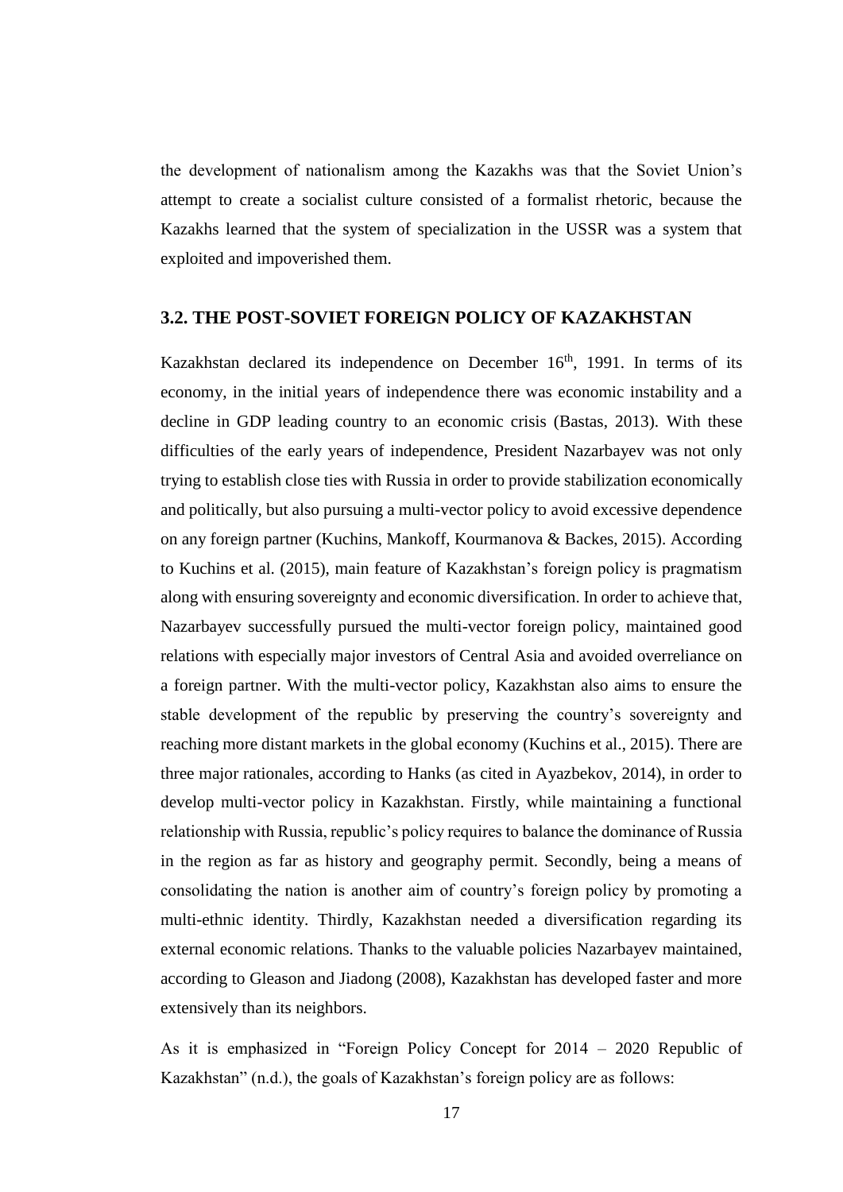the development of nationalism among the Kazakhs was that the Soviet Union's attempt to create a socialist culture consisted of a formalist rhetoric, because the Kazakhs learned that the system of specialization in the USSR was a system that exploited and impoverished them.

## 3.2. THE POST-SOVIET FOREIGN POLICY OF KAZAKHSTAN

Kazakhstan declared its independence on December 16th, 1991. In terms of its economy, in the initial years of independence there was economic instability and a decline in GDP leading country to an economic crisis (Bastas, 2013). With these difficulties of the early years of independence, President Nazarbayev was not only trying to establish close ties with Russia in order to provide stabilization economically and politically, but also pursuing a multi-vector policy to avoid excessive dependence on any foreign partner (Kuchins, Mankoff, Kourmanova & Backes, 2015). According to Kuchins et al. (2015), main feature of Kazakhstan's foreign policy is pragmatism along with ensuring sovereignty and economic diversification. In order to achieve that, Nazarbayev successfully pursued the multi-vector foreign policy, maintained good relations with especially major investors of Central Asia and avoided overreliance on a foreign partner. With the multi-vector policy, Kazakhstan also aims to ensure the stable development of the republic by preserving the country's sovereignty and reaching more distant markets in the global economy (Kuchins et al., 2015). There are three major rationales, according to Hanks (as cited in Ayazbekov, 2014), in order to develop multi-vector policy in Kazakhstan. Firstly, while maintaining a functional relationship with Russia, republic's policy requires to balance the dominance of Russia in the region as far as history and geography permit. Secondly, being a means of consolidating the nation is another aim of country's foreign policy by promoting a multi-ethnic identity. Thirdly, Kazakhstan needed a diversification regarding its external economic relations. Thanks to the valuable policies Nazarbayev maintained, according to Gleason and Jiadong (2008), Kazakhstan has developed faster and more extensively than its neighbors.

As it is emphasized in "Foreign Policy Concept for 2014 – 2020 Republic of Kazakhstan" (n.d.), the goals of Kazakhstan's foreign policy are as follows: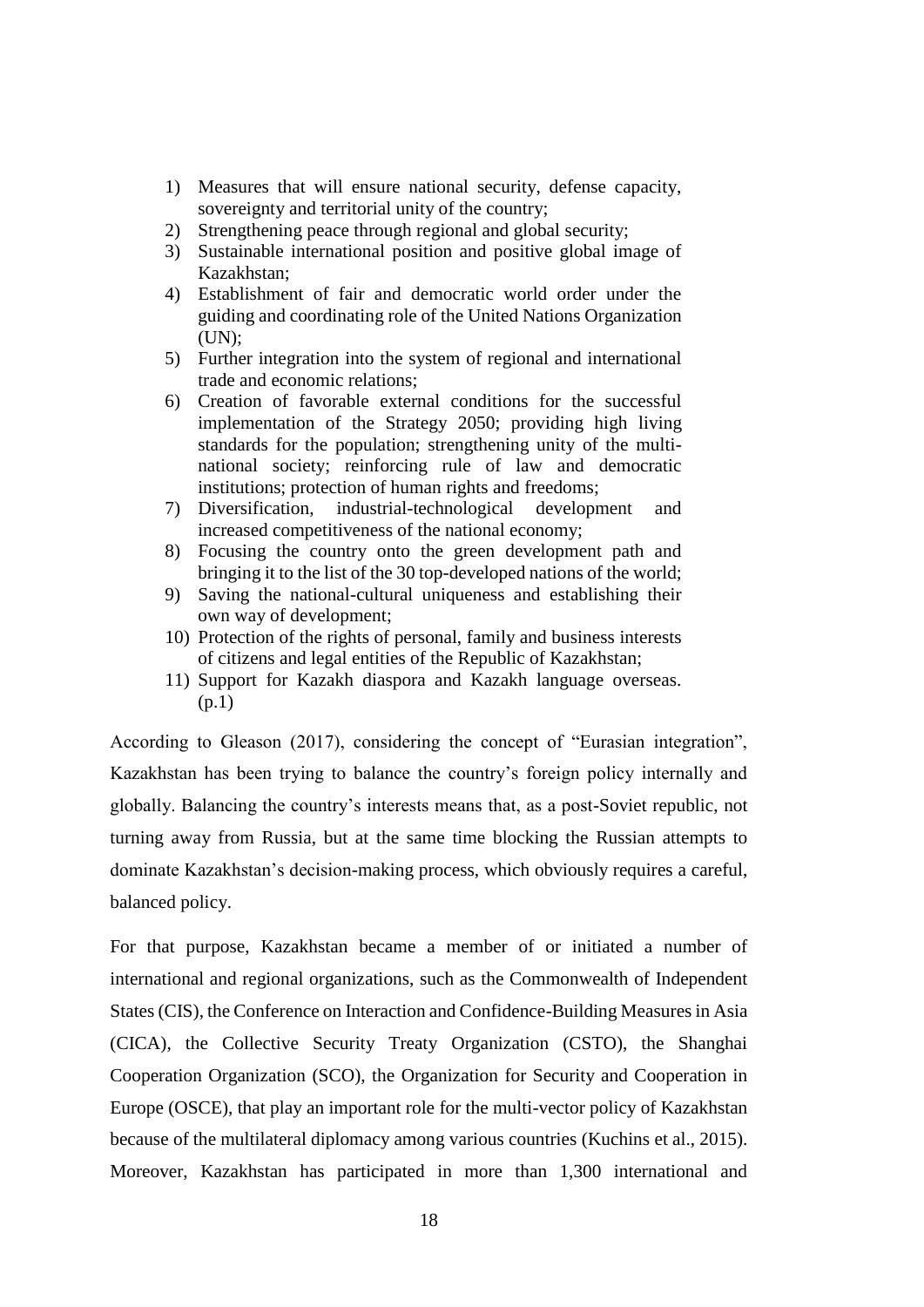1) Measures that will ensure national security, defense capacity, sovereignty and territorial unity of the country;
2) Strengthening peace through regional and global security;
3) Sustainable international position and positive global image of Kazakhstan;
4) Establishment of fair and democratic world order under the guiding and coordinating role of the United Nations Organization (UN);
5) Further integration into the system of regional and international trade and economic relations;
6) Creation of favorable external conditions for the successful implementation of the Strategy 2050; providing high living standards for the population; strengthening unity of the multi-national society; reinforcing rule of law and democratic institutions; protection of human rights and freedoms;
7) Diversification, industrial-technological development and increased competitiveness of the national economy;
8) Focusing the country onto the green development path and bringing it to the list of the 30 top-developed nations of the world;
9) Saving the national-cultural uniqueness and establishing their own way of development;
10) Protection of the rights of personal, family and business interests of citizens and legal entities of the Republic of Kazakhstan;
11) Support for Kazakh diaspora and Kazakh language overseas. (p.1)

According to Gleason (2017), considering the concept of "Eurasian integration", Kazakhstan has been trying to balance the country's foreign policy internally and globally. Balancing the country's interests means that, as a post-Soviet republic, not turning away from Russia, but at the same time blocking the Russian attempts to dominate Kazakhstan's decision-making process, which obviously requires a careful, balanced policy.

For that purpose, Kazakhstan became a member of or initiated a number of international and regional organizations, such as the Commonwealth of Independent States (CIS), the Conference on Interaction and Confidence-Building Measures in Asia (CICA), the Collective Security Treaty Organization (CSTO), the Shanghai Cooperation Organization (SCO), the Organization for Security and Cooperation in Europe (OSCE), that play an important role for the multi-vector policy of Kazakhstan because of the multilateral diplomacy among various countries (Kuchins et al., 2015). Moreover, Kazakhstan has participated in more than 1,300 international and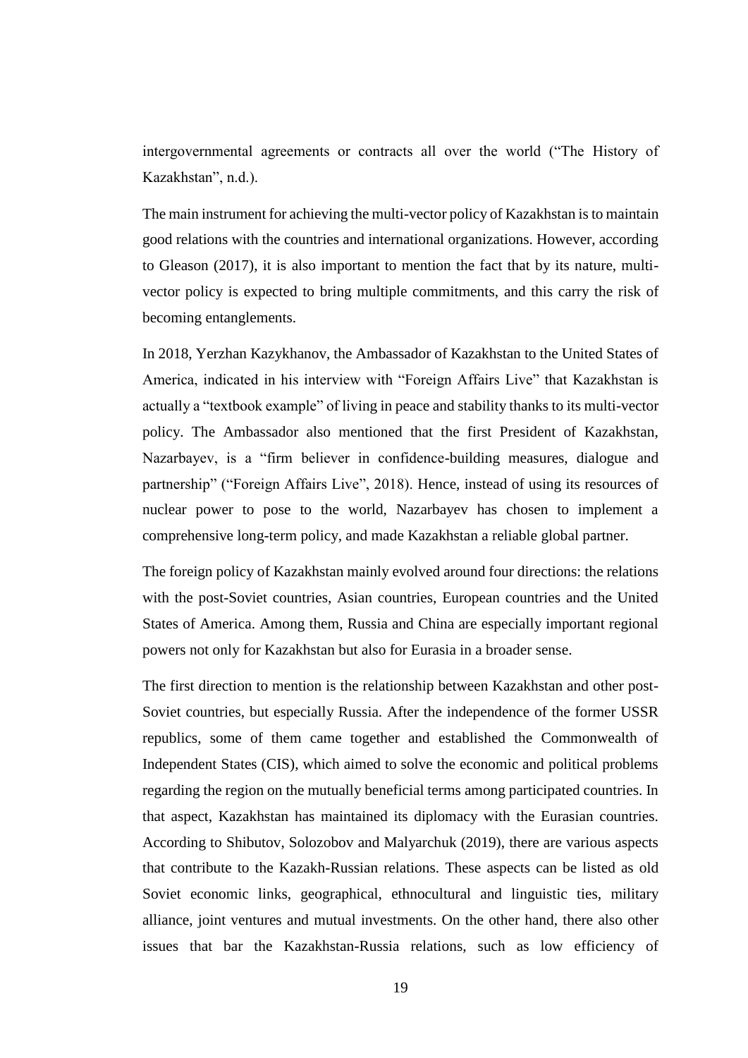intergovernmental agreements or contracts all over the world ("The History of Kazakhstan", n.d.).

The main instrument for achieving the multi-vector policy of Kazakhstan is to maintain good relations with the countries and international organizations. However, according to Gleason (2017), it is also important to mention the fact that by its nature, multi-vector policy is expected to bring multiple commitments, and this carry the risk of becoming entanglements.

In 2018, Yerzhan Kazykhanov, the Ambassador of Kazakhstan to the United States of America, indicated in his interview with "Foreign Affairs Live" that Kazakhstan is actually a "textbook example" of living in peace and stability thanks to its multi-vector policy. The Ambassador also mentioned that the first President of Kazakhstan, Nazarbayev, is a "firm believer in confidence-building measures, dialogue and partnership" ("Foreign Affairs Live", 2018). Hence, instead of using its resources of nuclear power to pose to the world, Nazarbayev has chosen to implement a comprehensive long-term policy, and made Kazakhstan a reliable global partner.

The foreign policy of Kazakhstan mainly evolved around four directions: the relations with the post-Soviet countries, Asian countries, European countries and the United States of America. Among them, Russia and China are especially important regional powers not only for Kazakhstan but also for Eurasia in a broader sense.

The first direction to mention is the relationship between Kazakhstan and other post-Soviet countries, but especially Russia. After the independence of the former USSR republics, some of them came together and established the Commonwealth of Independent States (CIS), which aimed to solve the economic and political problems regarding the region on the mutually beneficial terms among participated countries. In that aspect, Kazakhstan has maintained its diplomacy with the Eurasian countries. According to Shibutov, Solozobov and Malyarchuk (2019), there are various aspects that contribute to the Kazakh-Russian relations. These aspects can be listed as old Soviet economic links, geographical, ethnocultural and linguistic ties, military alliance, joint ventures and mutual investments. On the other hand, there also other issues that bar the Kazakhstan-Russia relations, such as low efficiency of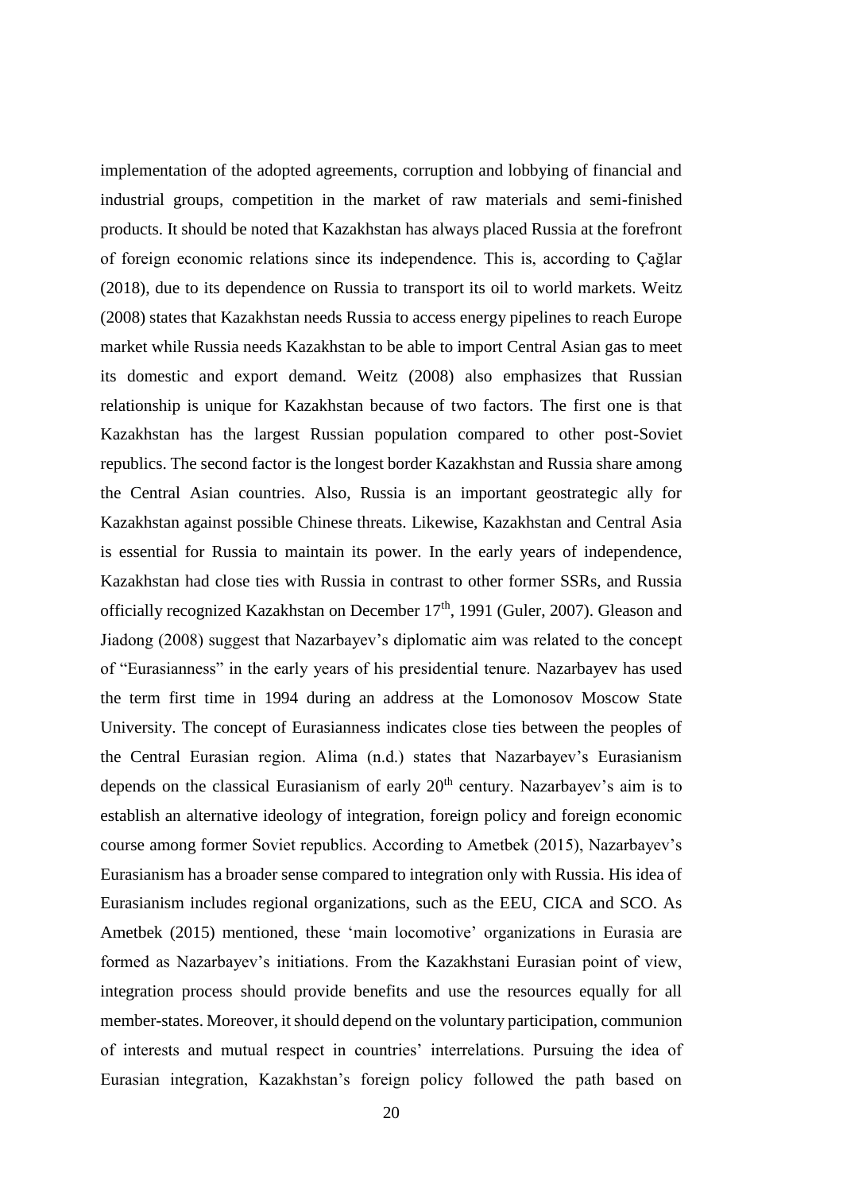implementation of the adopted agreements, corruption and lobbying of financial and industrial groups, competition in the market of raw materials and semi-finished products. It should be noted that Kazakhstan has always placed Russia at the forefront of foreign economic relations since its independence. This is, according to Çağlar (2018), due to its dependence on Russia to transport its oil to world markets. Weitz (2008) states that Kazakhstan needs Russia to access energy pipelines to reach Europe market while Russia needs Kazakhstan to be able to import Central Asian gas to meet its domestic and export demand. Weitz (2008) also emphasizes that Russian relationship is unique for Kazakhstan because of two factors. The first one is that Kazakhstan has the largest Russian population compared to other post-Soviet republics. The second factor is the longest border Kazakhstan and Russia share among the Central Asian countries. Also, Russia is an important geostrategic ally for Kazakhstan against possible Chinese threats. Likewise, Kazakhstan and Central Asia is essential for Russia to maintain its power. In the early years of independence, Kazakhstan had close ties with Russia in contrast to other former SSRs, and Russia officially recognized Kazakhstan on December 17th, 1991 (Guler, 2007). Gleason and Jiadong (2008) suggest that Nazarbayev's diplomatic aim was related to the concept of "Eurasianness" in the early years of his presidential tenure. Nazarbayev has used the term first time in 1994 during an address at the Lomonosov Moscow State University. The concept of Eurasianness indicates close ties between the peoples of the Central Eurasian region. Alima (n.d.) states that Nazarbayev's Eurasianism depends on the classical Eurasianism of early 20th century. Nazarbayev's aim is to establish an alternative ideology of integration, foreign policy and foreign economic course among former Soviet republics. According to Ametbek (2015), Nazarbayev's Eurasianism has a broader sense compared to integration only with Russia. His idea of Eurasianism includes regional organizations, such as the EEU, CICA and SCO. As Ametbek (2015) mentioned, these 'main locomotive' organizations in Eurasia are formed as Nazarbayev's initiations. From the Kazakhstani Eurasian point of view, integration process should provide benefits and use the resources equally for all member-states. Moreover, it should depend on the voluntary participation, communion of interests and mutual respect in countries' interrelations. Pursuing the idea of Eurasian integration, Kazakhstan's foreign policy followed the path based on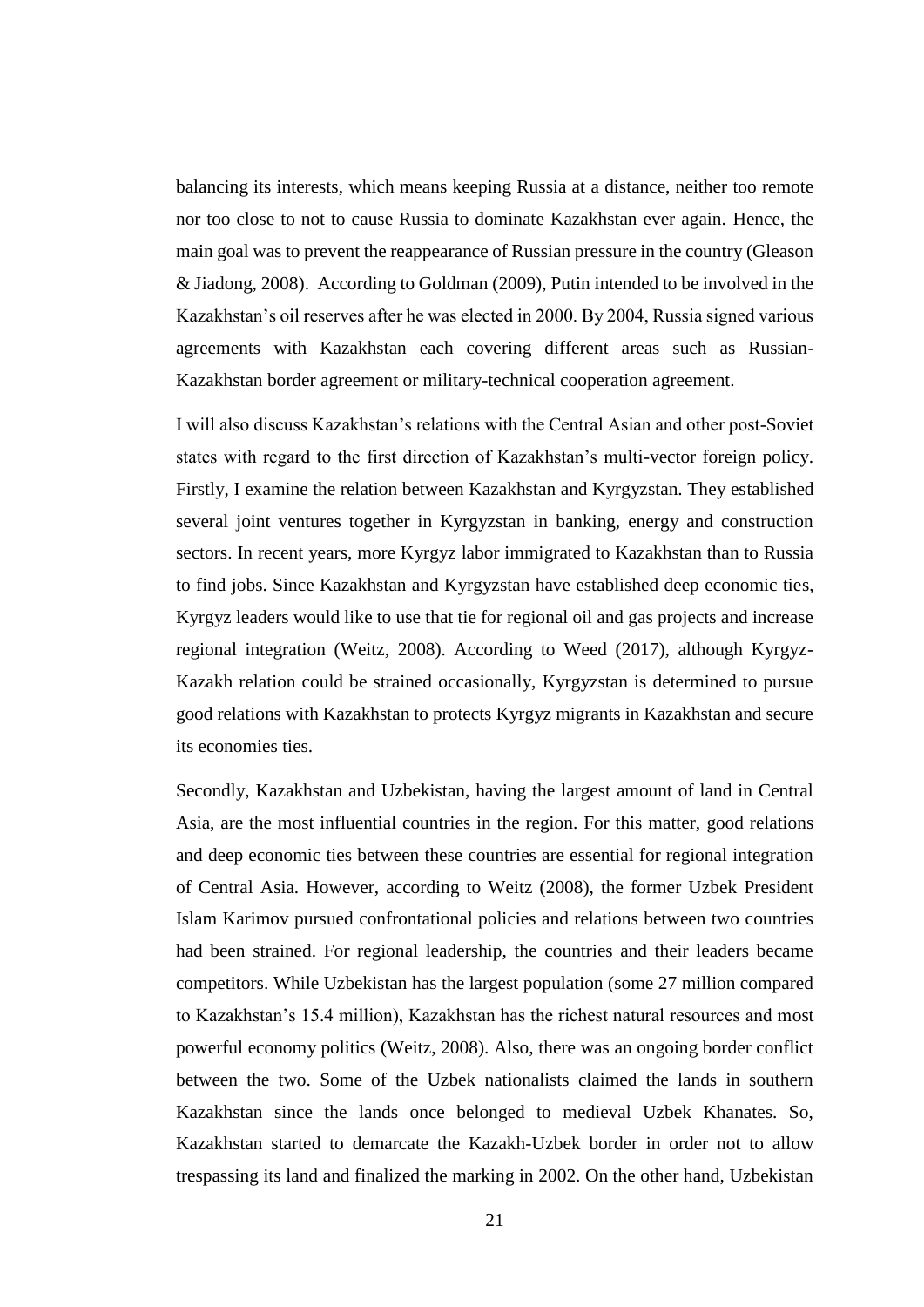balancing its interests, which means keeping Russia at a distance, neither too remote nor too close to not to cause Russia to dominate Kazakhstan ever again. Hence, the main goal was to prevent the reappearance of Russian pressure in the country (Gleason & Jiadong, 2008). According to Goldman (2009), Putin intended to be involved in the Kazakhstan's oil reserves after he was elected in 2000. By 2004, Russia signed various agreements with Kazakhstan each covering different areas such as Russian-Kazakhstan border agreement or military-technical cooperation agreement.

I will also discuss Kazakhstan's relations with the Central Asian and other post-Soviet states with regard to the first direction of Kazakhstan's multi-vector foreign policy. Firstly, I examine the relation between Kazakhstan and Kyrgyzstan. They established several joint ventures together in Kyrgyzstan in banking, energy and construction sectors. In recent years, more Kyrgyz labor immigrated to Kazakhstan than to Russia to find jobs. Since Kazakhstan and Kyrgyzstan have established deep economic ties, Kyrgyz leaders would like to use that tie for regional oil and gas projects and increase regional integration (Weitz, 2008). According to Weed (2017), although Kyrgyz-Kazakh relation could be strained occasionally, Kyrgyzstan is determined to pursue good relations with Kazakhstan to protects Kyrgyz migrants in Kazakhstan and secure its economies ties.

Secondly, Kazakhstan and Uzbekistan, having the largest amount of land in Central Asia, are the most influential countries in the region. For this matter, good relations and deep economic ties between these countries are essential for regional integration of Central Asia. However, according to Weitz (2008), the former Uzbek President Islam Karimov pursued confrontational policies and relations between two countries had been strained. For regional leadership, the countries and their leaders became competitors. While Uzbekistan has the largest population (some 27 million compared to Kazakhstan's 15.4 million), Kazakhstan has the richest natural resources and most powerful economy politics (Weitz, 2008). Also, there was an ongoing border conflict between the two. Some of the Uzbek nationalists claimed the lands in southern Kazakhstan since the lands once belonged to medieval Uzbek Khanates. So, Kazakhstan started to demarcate the Kazakh-Uzbek border in order not to allow trespassing its land and finalized the marking in 2002. On the other hand, Uzbekistan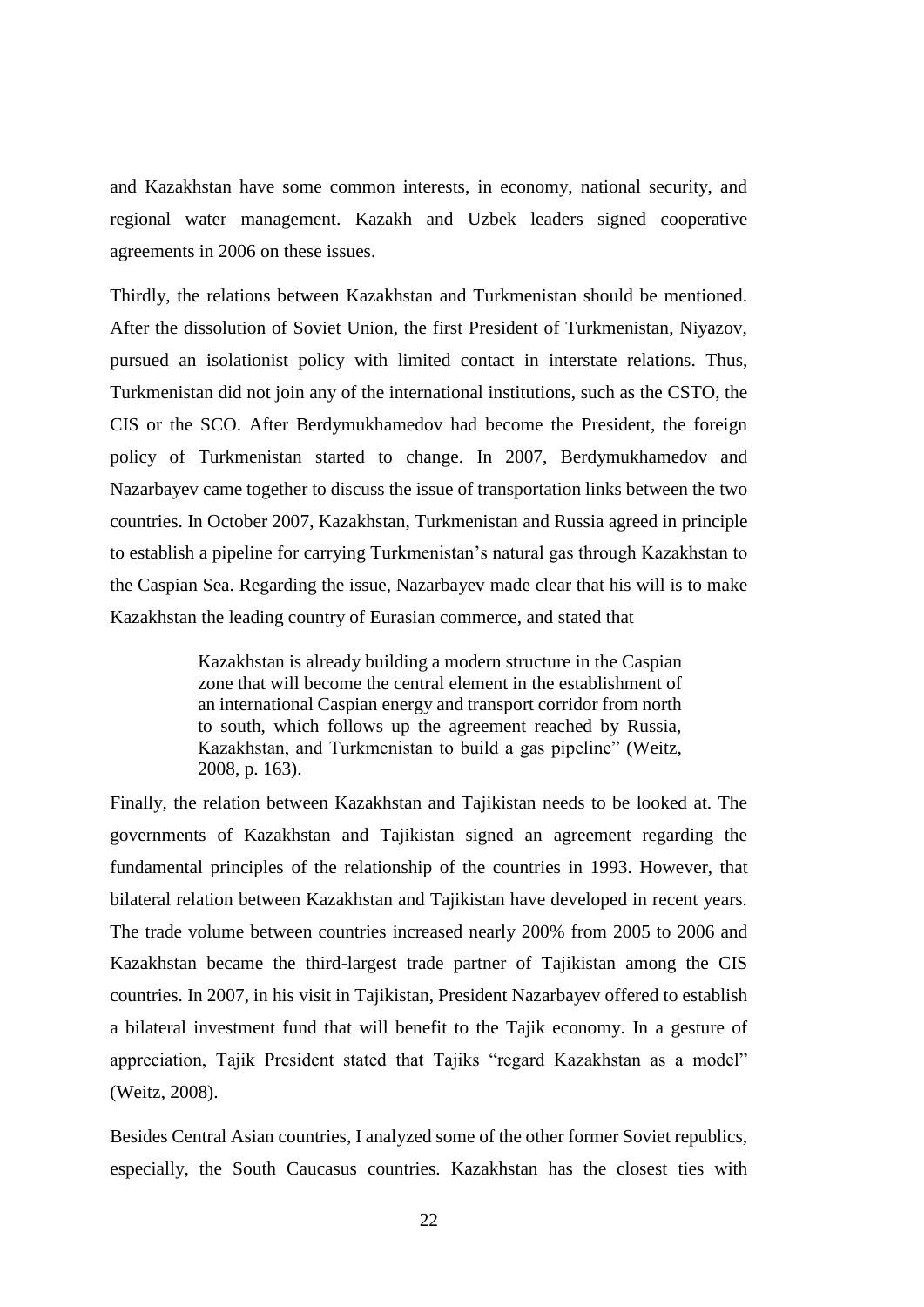and Kazakhstan have some common interests, in economy, national security, and regional water management. Kazakh and Uzbek leaders signed cooperative agreements in 2006 on these issues.

Thirdly, the relations between Kazakhstan and Turkmenistan should be mentioned. After the dissolution of Soviet Union, the first President of Turkmenistan, Niyazov, pursued an isolationist policy with limited contact in interstate relations. Thus, Turkmenistan did not join any of the international institutions, such as the CSTO, the CIS or the SCO. After Berdymukhamedov had become the President, the foreign policy of Turkmenistan started to change. In 2007, Berdymukhamedov and Nazarbayev came together to discuss the issue of transportation links between the two countries. In October 2007, Kazakhstan, Turkmenistan and Russia agreed in principle to establish a pipeline for carrying Turkmenistan's natural gas through Kazakhstan to the Caspian Sea. Regarding the issue, Nazarbayev made clear that his will is to make Kazakhstan the leading country of Eurasian commerce, and stated that

> Kazakhstan is already building a modern structure in the Caspian zone that will become the central element in the establishment of an international Caspian energy and transport corridor from north to south, which follows up the agreement reached by Russia, Kazakhstan, and Turkmenistan to build a gas pipeline" (Weitz, 2008, p. 163).

Finally, the relation between Kazakhstan and Tajikistan needs to be looked at. The governments of Kazakhstan and Tajikistan signed an agreement regarding the fundamental principles of the relationship of the countries in 1993. However, that bilateral relation between Kazakhstan and Tajikistan have developed in recent years. The trade volume between countries increased nearly 200% from 2005 to 2006 and Kazakhstan became the third-largest trade partner of Tajikistan among the CIS countries. In 2007, in his visit in Tajikistan, President Nazarbayev offered to establish a bilateral investment fund that will benefit to the Tajik economy. In a gesture of appreciation, Tajik President stated that Tajiks "regard Kazakhstan as a model" (Weitz, 2008).

Besides Central Asian countries, I analyzed some of the other former Soviet republics, especially, the South Caucasus countries. Kazakhstan has the closest ties with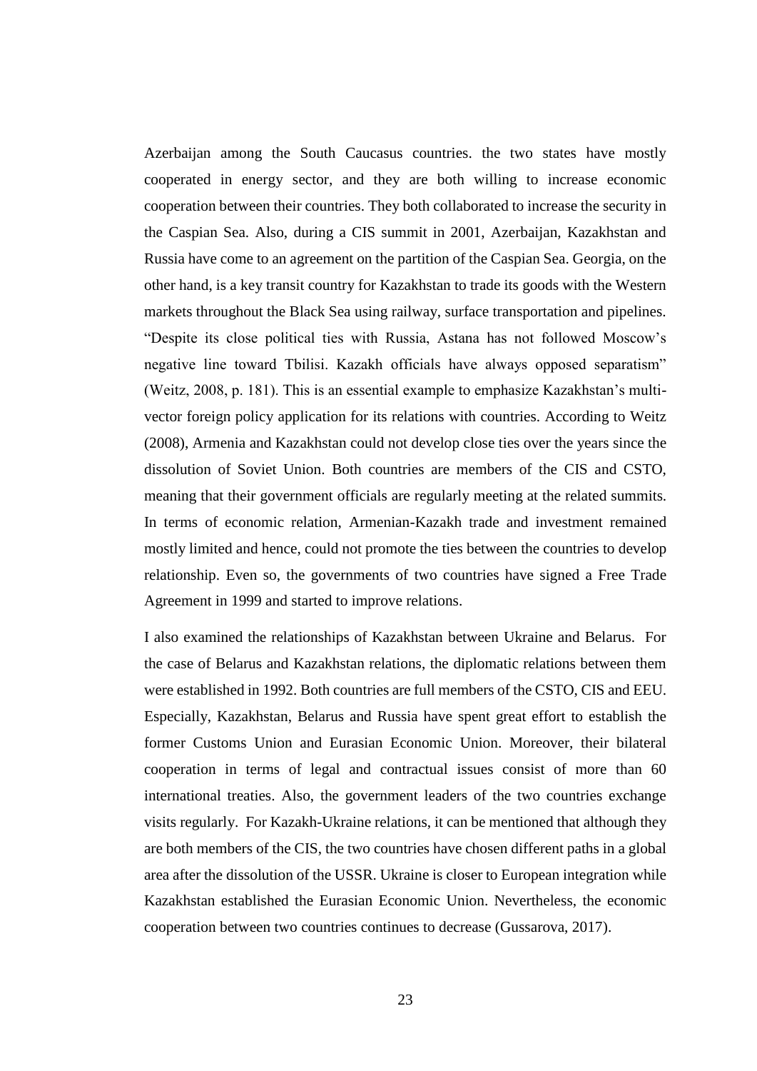Azerbaijan among the South Caucasus countries. the two states have mostly cooperated in energy sector, and they are both willing to increase economic cooperation between their countries. They both collaborated to increase the security in the Caspian Sea. Also, during a CIS summit in 2001, Azerbaijan, Kazakhstan and Russia have come to an agreement on the partition of the Caspian Sea. Georgia, on the other hand, is a key transit country for Kazakhstan to trade its goods with the Western markets throughout the Black Sea using railway, surface transportation and pipelines. "Despite its close political ties with Russia, Astana has not followed Moscow's negative line toward Tbilisi. Kazakh officials have always opposed separatism" (Weitz, 2008, p. 181). This is an essential example to emphasize Kazakhstan's multi-vector foreign policy application for its relations with countries. According to Weitz (2008), Armenia and Kazakhstan could not develop close ties over the years since the dissolution of Soviet Union. Both countries are members of the CIS and CSTO, meaning that their government officials are regularly meeting at the related summits. In terms of economic relation, Armenian-Kazakh trade and investment remained mostly limited and hence, could not promote the ties between the countries to develop relationship. Even so, the governments of two countries have signed a Free Trade Agreement in 1999 and started to improve relations.

I also examined the relationships of Kazakhstan between Ukraine and Belarus. For the case of Belarus and Kazakhstan relations, the diplomatic relations between them were established in 1992. Both countries are full members of the CSTO, CIS and EEU. Especially, Kazakhstan, Belarus and Russia have spent great effort to establish the former Customs Union and Eurasian Economic Union. Moreover, their bilateral cooperation in terms of legal and contractual issues consist of more than 60 international treaties. Also, the government leaders of the two countries exchange visits regularly. For Kazakh-Ukraine relations, it can be mentioned that although they are both members of the CIS, the two countries have chosen different paths in a global area after the dissolution of the USSR. Ukraine is closer to European integration while Kazakhstan established the Eurasian Economic Union. Nevertheless, the economic cooperation between two countries continues to decrease (Gussarova, 2017).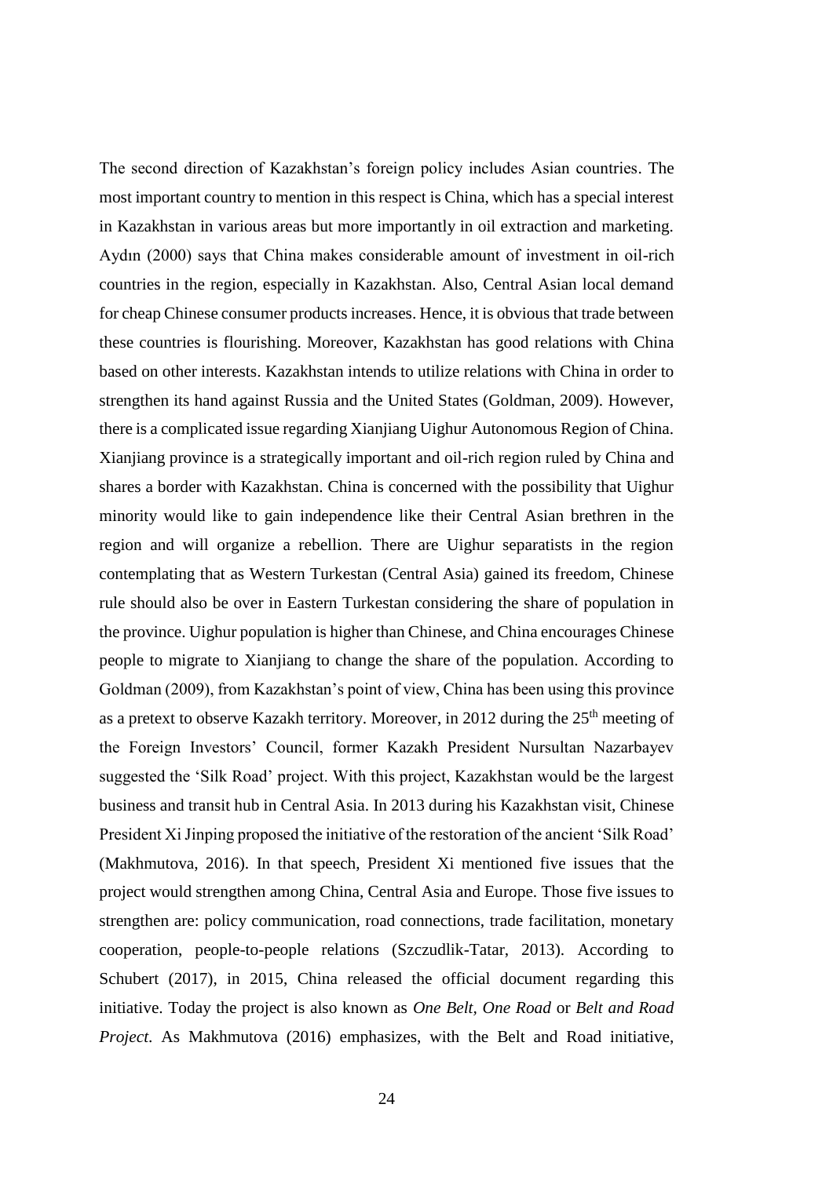The second direction of Kazakhstan's foreign policy includes Asian countries. The most important country to mention in this respect is China, which has a special interest in Kazakhstan in various areas but more importantly in oil extraction and marketing. Aydın (2000) says that China makes considerable amount of investment in oil-rich countries in the region, especially in Kazakhstan. Also, Central Asian local demand for cheap Chinese consumer products increases. Hence, it is obvious that trade between these countries is flourishing. Moreover, Kazakhstan has good relations with China based on other interests. Kazakhstan intends to utilize relations with China in order to strengthen its hand against Russia and the United States (Goldman, 2009). However, there is a complicated issue regarding Xianjiang Uighur Autonomous Region of China. Xianjiang province is a strategically important and oil-rich region ruled by China and shares a border with Kazakhstan. China is concerned with the possibility that Uighur minority would like to gain independence like their Central Asian brethren in the region and will organize a rebellion. There are Uighur separatists in the region contemplating that as Western Turkestan (Central Asia) gained its freedom, Chinese rule should also be over in Eastern Turkestan considering the share of population in the province. Uighur population is higher than Chinese, and China encourages Chinese people to migrate to Xianjiang to change the share of the population. According to Goldman (2009), from Kazakhstan's point of view, China has been using this province as a pretext to observe Kazakh territory. Moreover, in 2012 during the 25th meeting of the Foreign Investors' Council, former Kazakh President Nursultan Nazarbayev suggested the 'Silk Road' project. With this project, Kazakhstan would be the largest business and transit hub in Central Asia. In 2013 during his Kazakhstan visit, Chinese President Xi Jinping proposed the initiative of the restoration of the ancient 'Silk Road' (Makhmutova, 2016). In that speech, President Xi mentioned five issues that the project would strengthen among China, Central Asia and Europe. Those five issues to strengthen are: policy communication, road connections, trade facilitation, monetary cooperation, people-to-people relations (Szczudlik-Tatar, 2013). According to Schubert (2017), in 2015, China released the official document regarding this initiative. Today the project is also known as *One Belt, One Road* or *Belt and Road Project*. As Makhmutova (2016) emphasizes, with the Belt and Road initiative,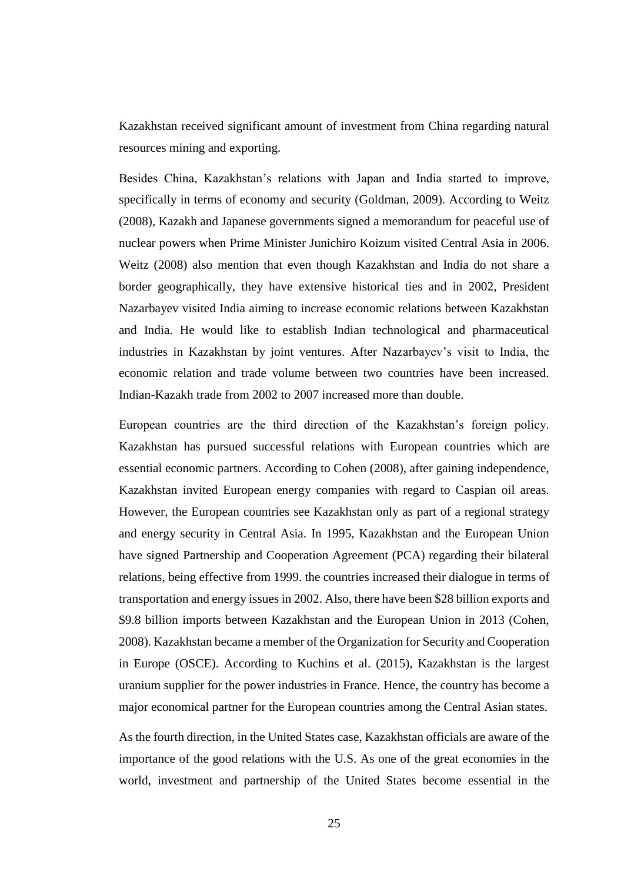Kazakhstan received significant amount of investment from China regarding natural resources mining and exporting.

Besides China, Kazakhstan's relations with Japan and India started to improve, specifically in terms of economy and security (Goldman, 2009). According to Weitz (2008), Kazakh and Japanese governments signed a memorandum for peaceful use of nuclear powers when Prime Minister Junichiro Koizum visited Central Asia in 2006. Weitz (2008) also mention that even though Kazakhstan and India do not share a border geographically, they have extensive historical ties and in 2002, President Nazarbayev visited India aiming to increase economic relations between Kazakhstan and India. He would like to establish Indian technological and pharmaceutical industries in Kazakhstan by joint ventures. After Nazarbayev's visit to India, the economic relation and trade volume between two countries have been increased. Indian-Kazakh trade from 2002 to 2007 increased more than double.

European countries are the third direction of the Kazakhstan's foreign policy. Kazakhstan has pursued successful relations with European countries which are essential economic partners. According to Cohen (2008), after gaining independence, Kazakhstan invited European energy companies with regard to Caspian oil areas. However, the European countries see Kazakhstan only as part of a regional strategy and energy security in Central Asia. In 1995, Kazakhstan and the European Union have signed Partnership and Cooperation Agreement (PCA) regarding their bilateral relations, being effective from 1999. the countries increased their dialogue in terms of transportation and energy issues in 2002. Also, there have been $28 billion exports and $9.8 billion imports between Kazakhstan and the European Union in 2013 (Cohen, 2008). Kazakhstan became a member of the Organization for Security and Cooperation in Europe (OSCE). According to Kuchins et al. (2015), Kazakhstan is the largest uranium supplier for the power industries in France. Hence, the country has become a major economical partner for the European countries among the Central Asian states.

As the fourth direction, in the United States case, Kazakhstan officials are aware of the importance of the good relations with the U.S. As one of the great economies in the world, investment and partnership of the United States become essential in the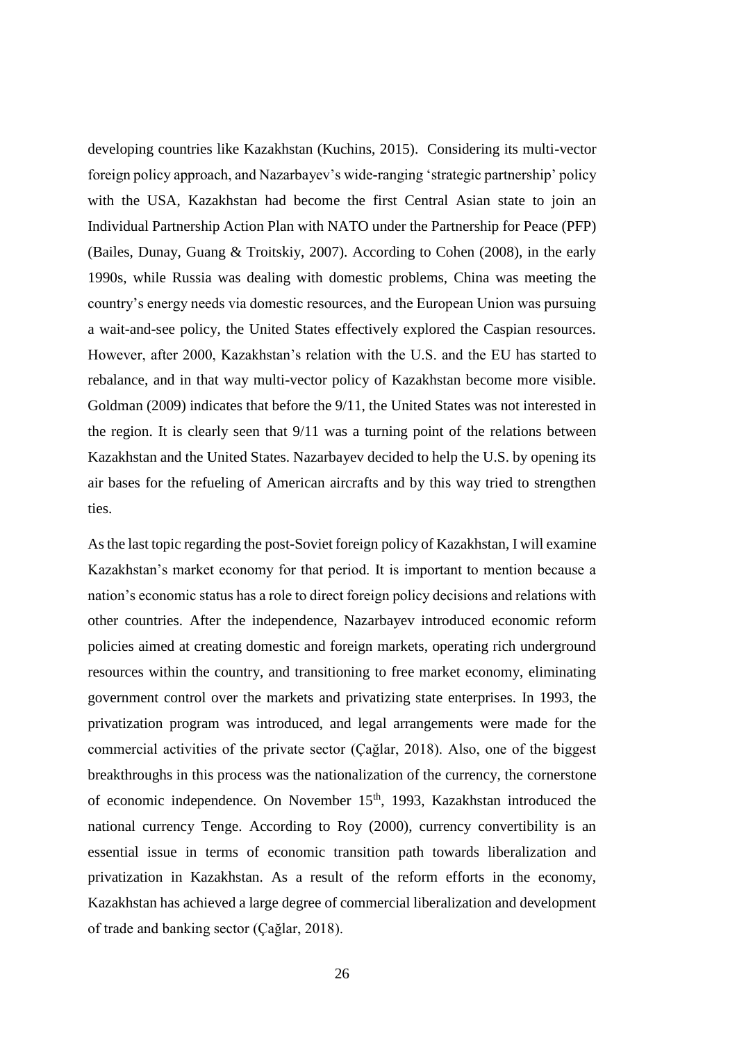developing countries like Kazakhstan (Kuchins, 2015). Considering its multi-vector foreign policy approach, and Nazarbayev's wide-ranging 'strategic partnership' policy with the USA, Kazakhstan had become the first Central Asian state to join an Individual Partnership Action Plan with NATO under the Partnership for Peace (PFP) (Bailes, Dunay, Guang & Troitskiy, 2007). According to Cohen (2008), in the early 1990s, while Russia was dealing with domestic problems, China was meeting the country's energy needs via domestic resources, and the European Union was pursuing a wait-and-see policy, the United States effectively explored the Caspian resources. However, after 2000, Kazakhstan's relation with the U.S. and the EU has started to rebalance, and in that way multi-vector policy of Kazakhstan become more visible. Goldman (2009) indicates that before the 9/11, the United States was not interested in the region. It is clearly seen that 9/11 was a turning point of the relations between Kazakhstan and the United States. Nazarbayev decided to help the U.S. by opening its air bases for the refueling of American aircrafts and by this way tried to strengthen ties.

As the last topic regarding the post-Soviet foreign policy of Kazakhstan, I will examine Kazakhstan's market economy for that period. It is important to mention because a nation's economic status has a role to direct foreign policy decisions and relations with other countries. After the independence, Nazarbayev introduced economic reform policies aimed at creating domestic and foreign markets, operating rich underground resources within the country, and transitioning to free market economy, eliminating government control over the markets and privatizing state enterprises. In 1993, the privatization program was introduced, and legal arrangements were made for the commercial activities of the private sector (Çağlar, 2018). Also, one of the biggest breakthroughs in this process was the nationalization of the currency, the cornerstone of economic independence. On November 15th, 1993, Kazakhstan introduced the national currency Tenge. According to Roy (2000), currency convertibility is an essential issue in terms of economic transition path towards liberalization and privatization in Kazakhstan. As a result of the reform efforts in the economy, Kazakhstan has achieved a large degree of commercial liberalization and development of trade and banking sector (Çağlar, 2018).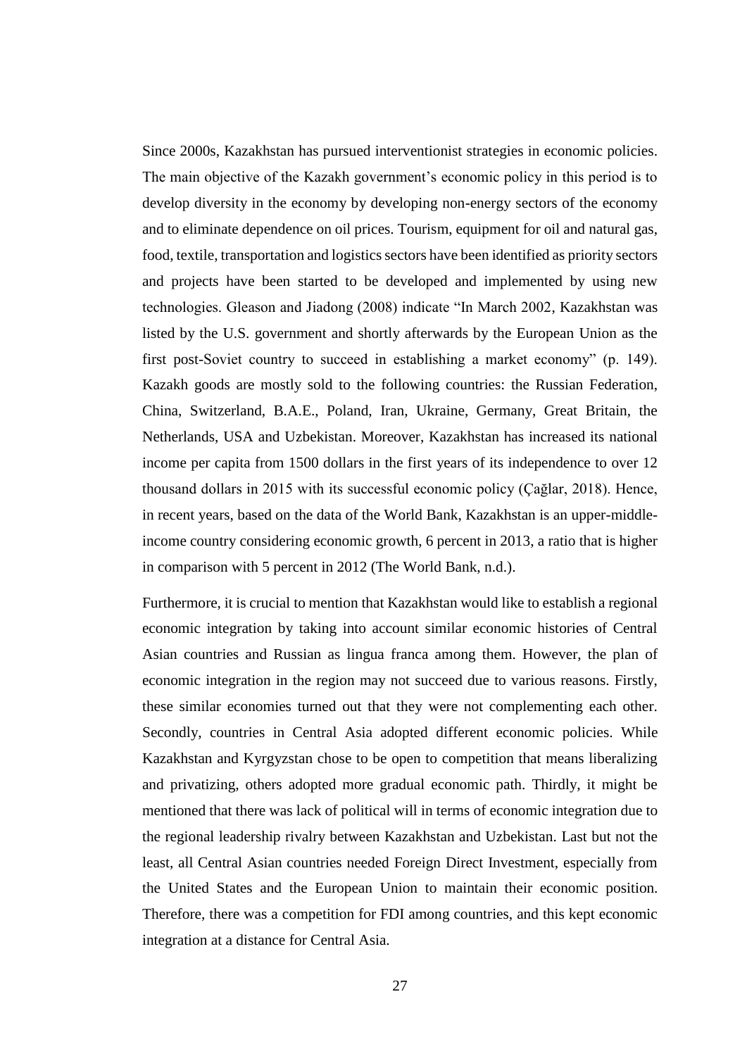Since 2000s, Kazakhstan has pursued interventionist strategies in economic policies. The main objective of the Kazakh government's economic policy in this period is to develop diversity in the economy by developing non-energy sectors of the economy and to eliminate dependence on oil prices. Tourism, equipment for oil and natural gas, food, textile, transportation and logistics sectors have been identified as priority sectors and projects have been started to be developed and implemented by using new technologies. Gleason and Jiadong (2008) indicate "In March 2002, Kazakhstan was listed by the U.S. government and shortly afterwards by the European Union as the first post-Soviet country to succeed in establishing a market economy" (p. 149). Kazakh goods are mostly sold to the following countries: the Russian Federation, China, Switzerland, B.A.E., Poland, Iran, Ukraine, Germany, Great Britain, the Netherlands, USA and Uzbekistan. Moreover, Kazakhstan has increased its national income per capita from 1500 dollars in the first years of its independence to over 12 thousand dollars in 2015 with its successful economic policy (Çağlar, 2018). Hence, in recent years, based on the data of the World Bank, Kazakhstan is an upper-middle-income country considering economic growth, 6 percent in 2013, a ratio that is higher in comparison with 5 percent in 2012 (The World Bank, n.d.).

Furthermore, it is crucial to mention that Kazakhstan would like to establish a regional economic integration by taking into account similar economic histories of Central Asian countries and Russian as lingua franca among them. However, the plan of economic integration in the region may not succeed due to various reasons. Firstly, these similar economies turned out that they were not complementing each other. Secondly, countries in Central Asia adopted different economic policies. While Kazakhstan and Kyrgyzstan chose to be open to competition that means liberalizing and privatizing, others adopted more gradual economic path. Thirdly, it might be mentioned that there was lack of political will in terms of economic integration due to the regional leadership rivalry between Kazakhstan and Uzbekistan. Last but not the least, all Central Asian countries needed Foreign Direct Investment, especially from the United States and the European Union to maintain their economic position. Therefore, there was a competition for FDI among countries, and this kept economic integration at a distance for Central Asia.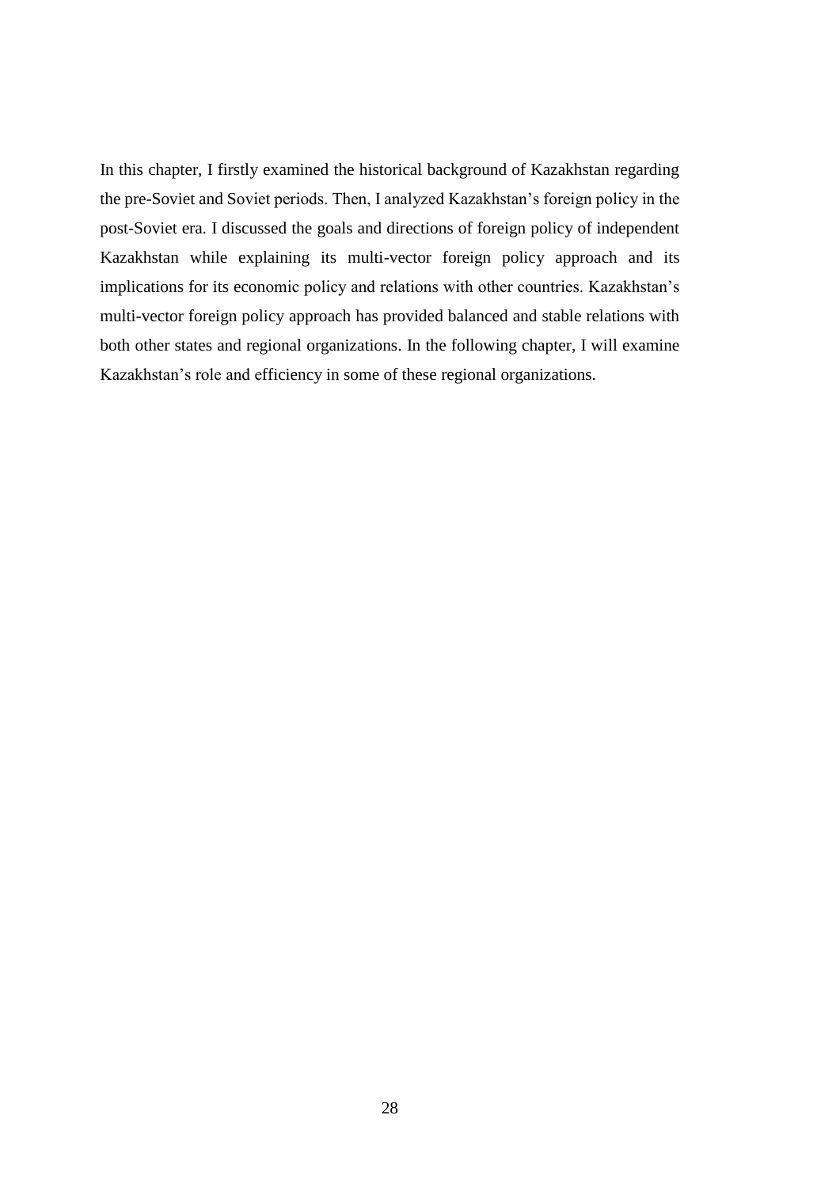In this chapter, I firstly examined the historical background of Kazakhstan regarding the pre-Soviet and Soviet periods. Then, I analyzed Kazakhstan's foreign policy in the post-Soviet era. I discussed the goals and directions of foreign policy of independent Kazakhstan while explaining its multi-vector foreign policy approach and its implications for its economic policy and relations with other countries. Kazakhstan's multi-vector foreign policy approach has provided balanced and stable relations with both other states and regional organizations. In the following chapter, I will examine Kazakhstan's role and efficiency in some of these regional organizations.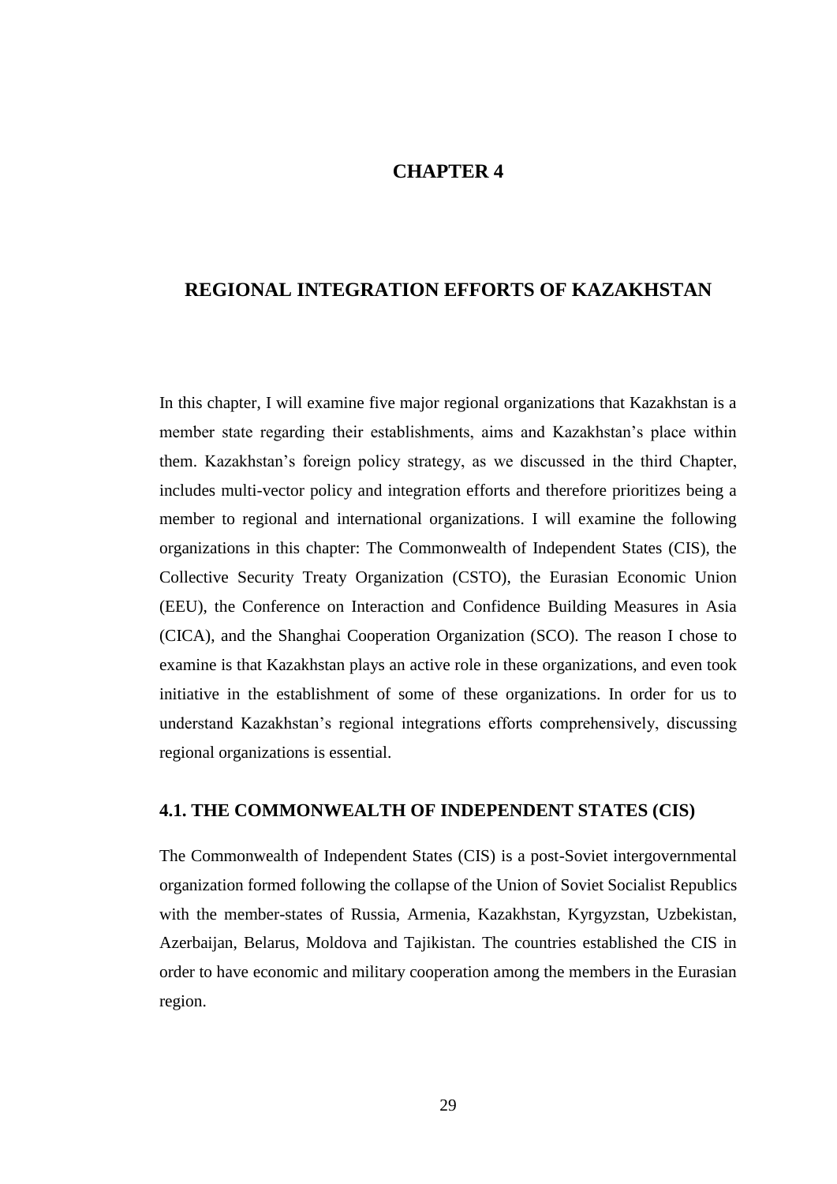# CHAPTER 4

# REGIONAL INTEGRATION EFFORTS OF KAZAKHSTAN

In this chapter, I will examine five major regional organizations that Kazakhstan is a member state regarding their establishments, aims and Kazakhstan's place within them. Kazakhstan's foreign policy strategy, as we discussed in the third Chapter, includes multi-vector policy and integration efforts and therefore prioritizes being a member to regional and international organizations. I will examine the following organizations in this chapter: The Commonwealth of Independent States (CIS), the Collective Security Treaty Organization (CSTO), the Eurasian Economic Union (EEU), the Conference on Interaction and Confidence Building Measures in Asia (CICA), and the Shanghai Cooperation Organization (SCO). The reason I chose to examine is that Kazakhstan plays an active role in these organizations, and even took initiative in the establishment of some of these organizations. In order for us to understand Kazakhstan's regional integrations efforts comprehensively, discussing regional organizations is essential.

## 4.1. THE COMMONWEALTH OF INDEPENDENT STATES (CIS)

The Commonwealth of Independent States (CIS) is a post-Soviet intergovernmental organization formed following the collapse of the Union of Soviet Socialist Republics with the member-states of Russia, Armenia, Kazakhstan, Kyrgyzstan, Uzbekistan, Azerbaijan, Belarus, Moldova and Tajikistan. The countries established the CIS in order to have economic and military cooperation among the members in the Eurasian region.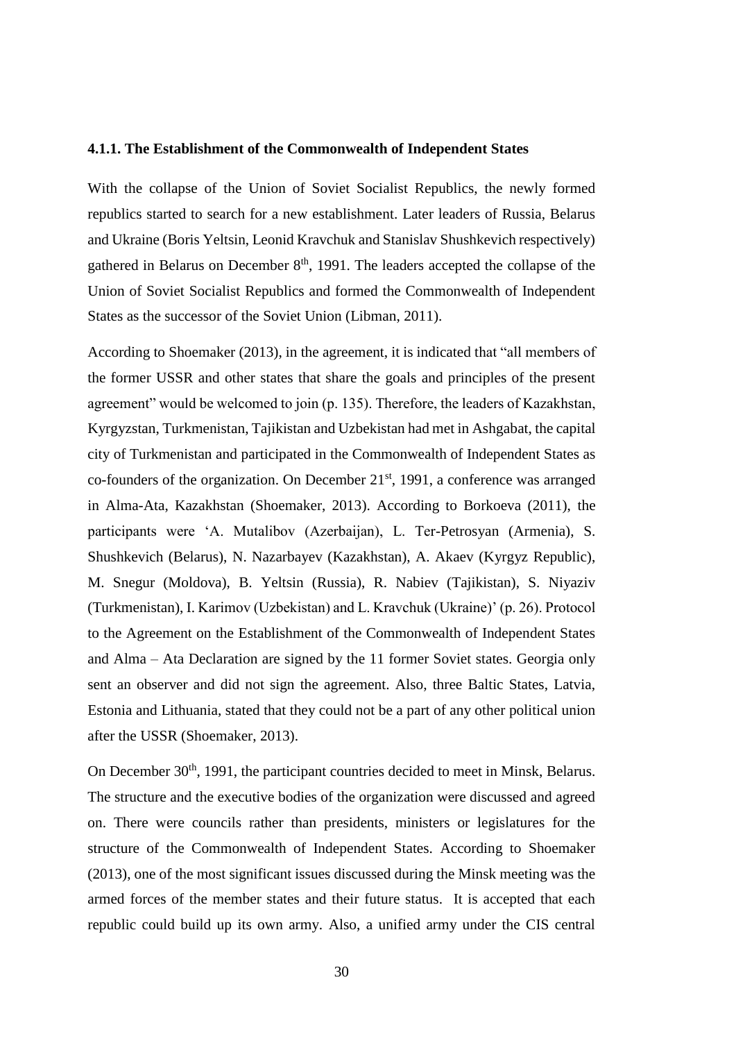#### 4.1.1. The Establishment of the Commonwealth of Independent States

With the collapse of the Union of Soviet Socialist Republics, the newly formed republics started to search for a new establishment. Later leaders of Russia, Belarus and Ukraine (Boris Yeltsin, Leonid Kravchuk and Stanislav Shushkevich respectively) gathered in Belarus on December 8th, 1991. The leaders accepted the collapse of the Union of Soviet Socialist Republics and formed the Commonwealth of Independent States as the successor of the Soviet Union (Libman, 2011).

According to Shoemaker (2013), in the agreement, it is indicated that "all members of the former USSR and other states that share the goals and principles of the present agreement" would be welcomed to join (p. 135). Therefore, the leaders of Kazakhstan, Kyrgyzstan, Turkmenistan, Tajikistan and Uzbekistan had met in Ashgabat, the capital city of Turkmenistan and participated in the Commonwealth of Independent States as co-founders of the organization. On December 21st, 1991, a conference was arranged in Alma-Ata, Kazakhstan (Shoemaker, 2013). According to Borkoeva (2011), the participants were 'A. Mutalibov (Azerbaijan), L. Ter-Petrosyan (Armenia), S. Shushkevich (Belarus), N. Nazarbayev (Kazakhstan), A. Akaev (Kyrgyz Republic), M. Snegur (Moldova), B. Yeltsin (Russia), R. Nabiev (Tajikistan), S. Niyaziv (Turkmenistan), I. Karimov (Uzbekistan) and L. Kravchuk (Ukraine)' (p. 26). Protocol to the Agreement on the Establishment of the Commonwealth of Independent States and Alma – Ata Declaration are signed by the 11 former Soviet states. Georgia only sent an observer and did not sign the agreement. Also, three Baltic States, Latvia, Estonia and Lithuania, stated that they could not be a part of any other political union after the USSR (Shoemaker, 2013).

On December 30th, 1991, the participant countries decided to meet in Minsk, Belarus. The structure and the executive bodies of the organization were discussed and agreed on. There were councils rather than presidents, ministers or legislatures for the structure of the Commonwealth of Independent States. According to Shoemaker (2013), one of the most significant issues discussed during the Minsk meeting was the armed forces of the member states and their future status. It is accepted that each republic could build up its own army. Also, a unified army under the CIS central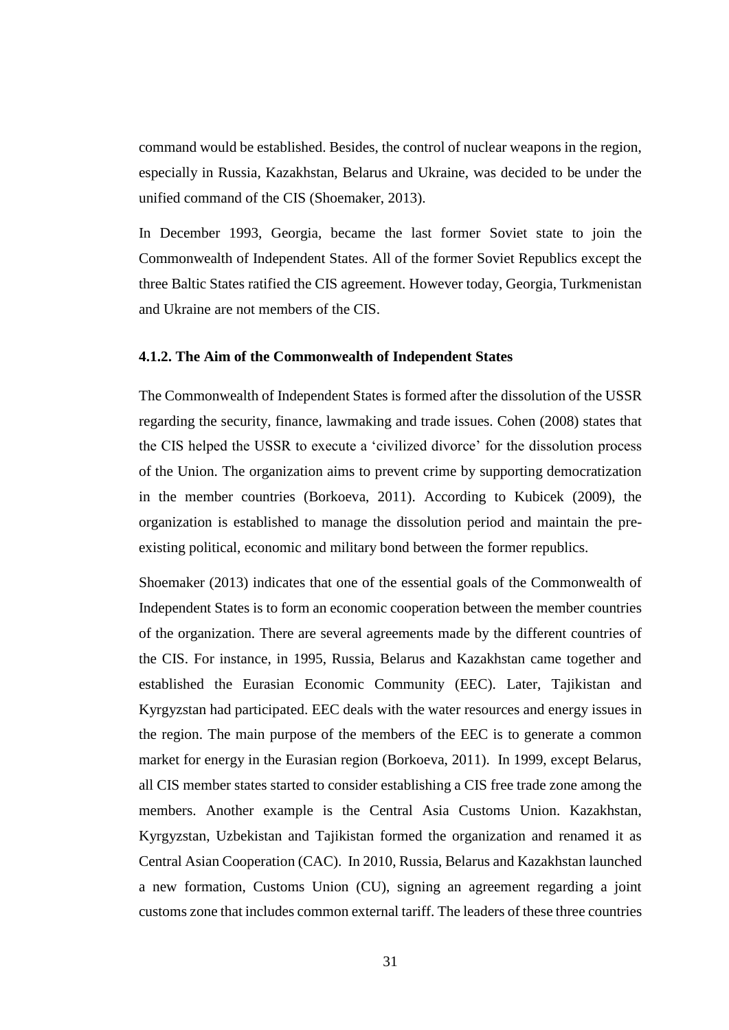command would be established. Besides, the control of nuclear weapons in the region, especially in Russia, Kazakhstan, Belarus and Ukraine, was decided to be under the unified command of the CIS (Shoemaker, 2013).

In December 1993, Georgia, became the last former Soviet state to join the Commonwealth of Independent States. All of the former Soviet Republics except the three Baltic States ratified the CIS agreement. However today, Georgia, Turkmenistan and Ukraine are not members of the CIS.

#### 4.1.2. The Aim of the Commonwealth of Independent States

The Commonwealth of Independent States is formed after the dissolution of the USSR regarding the security, finance, lawmaking and trade issues. Cohen (2008) states that the CIS helped the USSR to execute a 'civilized divorce' for the dissolution process of the Union. The organization aims to prevent crime by supporting democratization in the member countries (Borkoeva, 2011). According to Kubicek (2009), the organization is established to manage the dissolution period and maintain the pre-existing political, economic and military bond between the former republics.

Shoemaker (2013) indicates that one of the essential goals of the Commonwealth of Independent States is to form an economic cooperation between the member countries of the organization. There are several agreements made by the different countries of the CIS. For instance, in 1995, Russia, Belarus and Kazakhstan came together and established the Eurasian Economic Community (EEC). Later, Tajikistan and Kyrgyzstan had participated. EEC deals with the water resources and energy issues in the region. The main purpose of the members of the EEC is to generate a common market for energy in the Eurasian region (Borkoeva, 2011). In 1999, except Belarus, all CIS member states started to consider establishing a CIS free trade zone among the members. Another example is the Central Asia Customs Union. Kazakhstan, Kyrgyzstan, Uzbekistan and Tajikistan formed the organization and renamed it as Central Asian Cooperation (CAC). In 2010, Russia, Belarus and Kazakhstan launched a new formation, Customs Union (CU), signing an agreement regarding a joint customs zone that includes common external tariff. The leaders of these three countries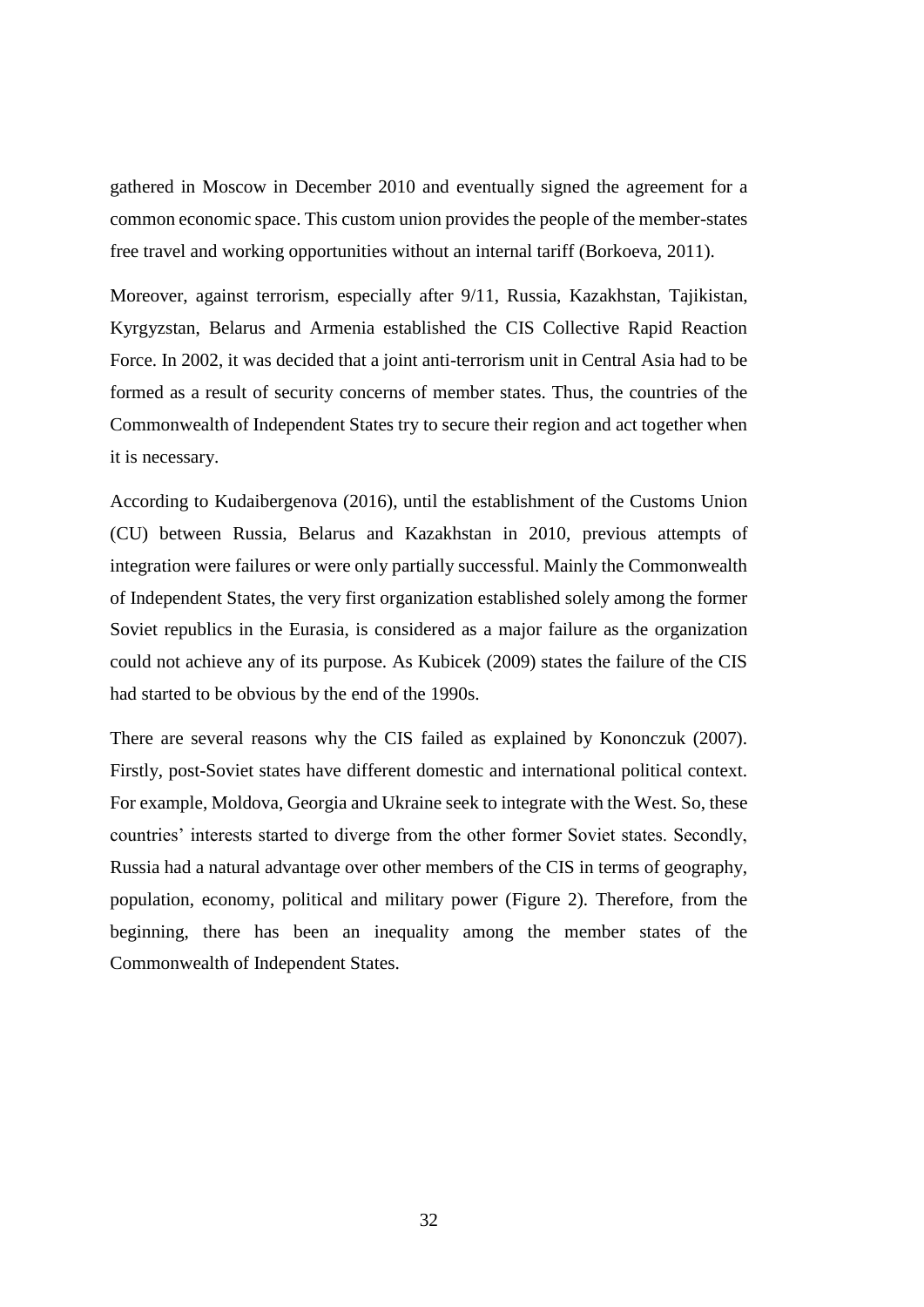gathered in Moscow in December 2010 and eventually signed the agreement for a common economic space. This custom union provides the people of the member-states free travel and working opportunities without an internal tariff (Borkoeva, 2011).

Moreover, against terrorism, especially after 9/11, Russia, Kazakhstan, Tajikistan, Kyrgyzstan, Belarus and Armenia established the CIS Collective Rapid Reaction Force. In 2002, it was decided that a joint anti-terrorism unit in Central Asia had to be formed as a result of security concerns of member states. Thus, the countries of the Commonwealth of Independent States try to secure their region and act together when it is necessary.

According to Kudaibergenova (2016), until the establishment of the Customs Union (CU) between Russia, Belarus and Kazakhstan in 2010, previous attempts of integration were failures or were only partially successful. Mainly the Commonwealth of Independent States, the very first organization established solely among the former Soviet republics in the Eurasia, is considered as a major failure as the organization could not achieve any of its purpose. As Kubicek (2009) states the failure of the CIS had started to be obvious by the end of the 1990s.

There are several reasons why the CIS failed as explained by Kononczuk (2007). Firstly, post-Soviet states have different domestic and international political context. For example, Moldova, Georgia and Ukraine seek to integrate with the West. So, these countries' interests started to diverge from the other former Soviet states. Secondly, Russia had a natural advantage over other members of the CIS in terms of geography, population, economy, political and military power (Figure 2). Therefore, from the beginning, there has been an inequality among the member states of the Commonwealth of Independent States.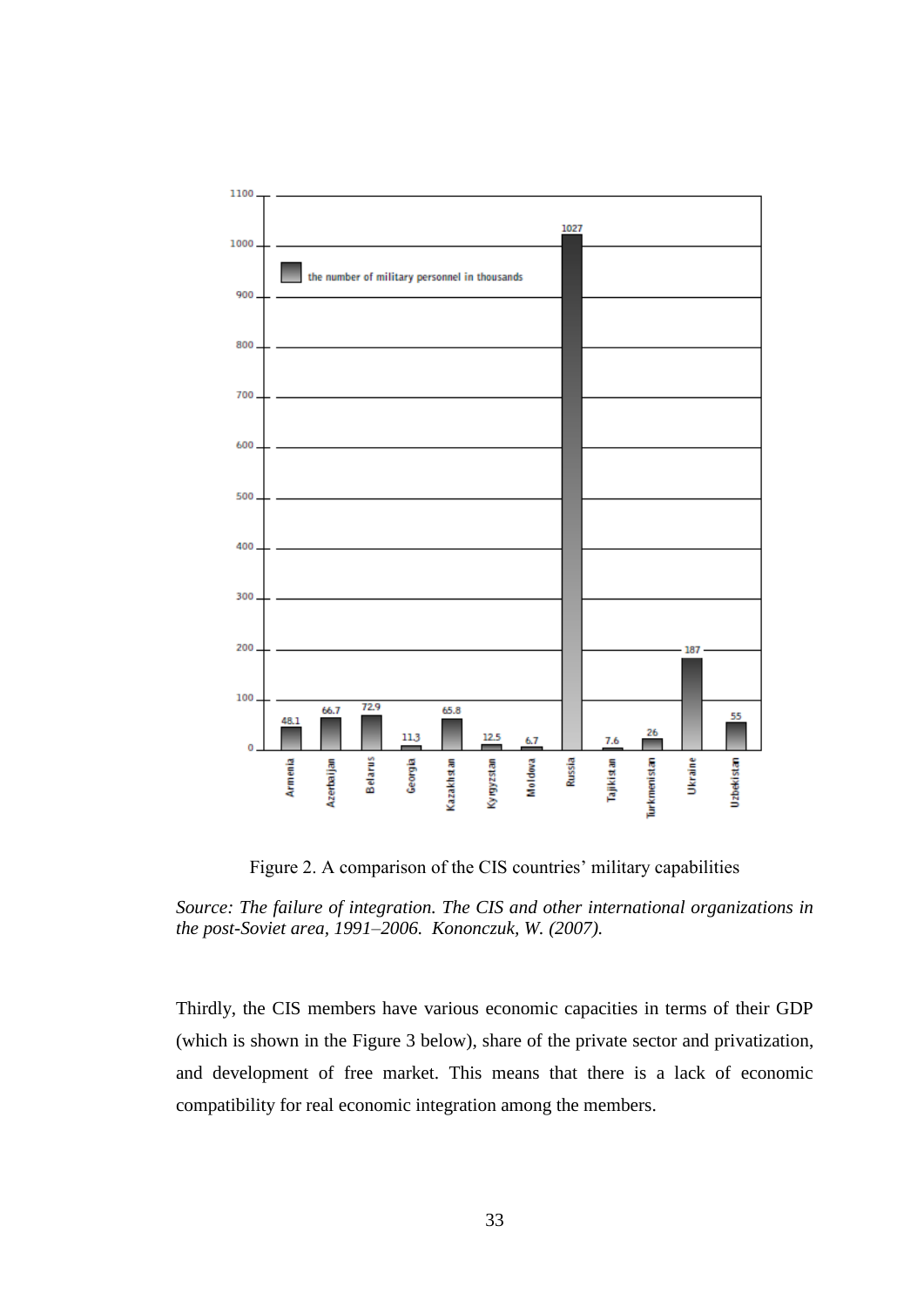| Country | The number of military personnel in thousands |
|---|---|
| Armenia | 48.1 |
| Azerbaijan | 66.7 |
| Belarus | 72.9 |
| Georgia | 11.3 |
| Kazakhstan | 65.8 |
| Kyrgyzstan | 12.5 |
| Moldova | 6.7 |
| Russia | 1027 |
| Tajikistan | 7.6 |
| Turkmenistan | 26 |
| Ukraine | 187 |
| Uzbekistan | 55 |

Figure 2. A comparison of the CIS countries' military capabilities

*Source: The failure of integration. The CIS and other international organizations in the post-Soviet area, 1991–2006. Kononczuk, W. (2007).*

Thirdly, the CIS members have various economic capacities in terms of their GDP (which is shown in the Figure 3 below), share of the private sector and privatization, and development of free market. This means that there is a lack of economic compatibility for real economic integration among the members.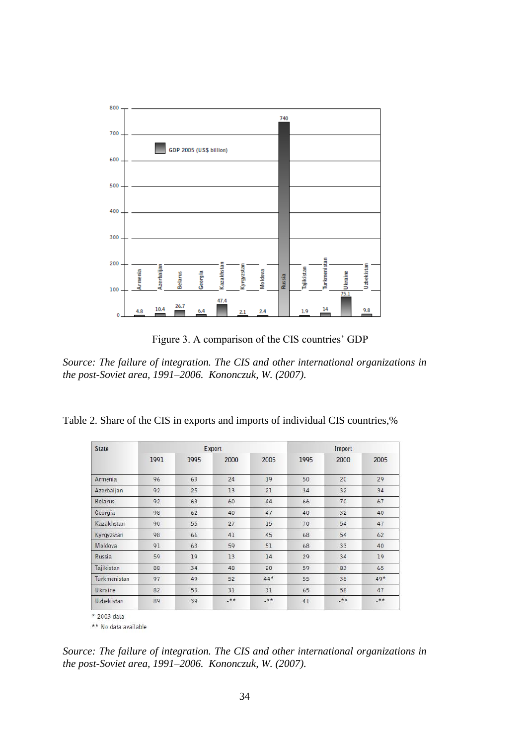Figure 3. A comparison of the CIS countries' GDP

*Source: The failure of integration. The CIS and other international organizations in the post-Soviet area, 1991–2006. Kononczuk, W. (2007).*

Table 2. Share of the CIS in exports and imports of individual CIS countries,%

| State | Export | | | | Import | | |
|---|---|---|---|---|---|---|---|
| | 1991 | 1995 | 2000 | 2005 | 1995 | 2000 | 2005 |
| Armenia | 96 | 63 | 24 | 19 | 50 | 20 | 29 |
| Azerbaijan | 92 | 25 | 13 | 21 | 34 | 32 | 34 |
| Belarus | 92 | 63 | 60 | 44 | 66 | 70 | 67 |
| Georgia | 98 | 62 | 40 | 47 | 40 | 32 | 40 |
| Kazakhstan | 90 | 55 | 27 | 15 | 70 | 54 | 47 |
| Kyrgyzstan | 98 | 66 | 41 | 45 | 68 | 54 | 62 |
| Moldova | 91 | 63 | 59 | 51 | 68 | 33 | 40 |
| Russia | 59 | 19 | 13 | 14 | 29 | 34 | 19 |
| Tajikistan | 88 | 34 | 48 | 20 | 59 | 83 | 65 |
| Turkmenistan | 97 | 49 | 52 | 44* | 55 | 38 | 49* |
| Ukraine | 82 | 53 | 31 | 31 | 65 | 58 | 47 |
| Uzbekistan | 89 | 39 | -** | -** | 41 | -** | -** |

\* 2003 data

** No data available

*Source: The failure of integration. The CIS and other international organizations in the post-Soviet area, 1991–2006. Kononczuk, W. (2007).*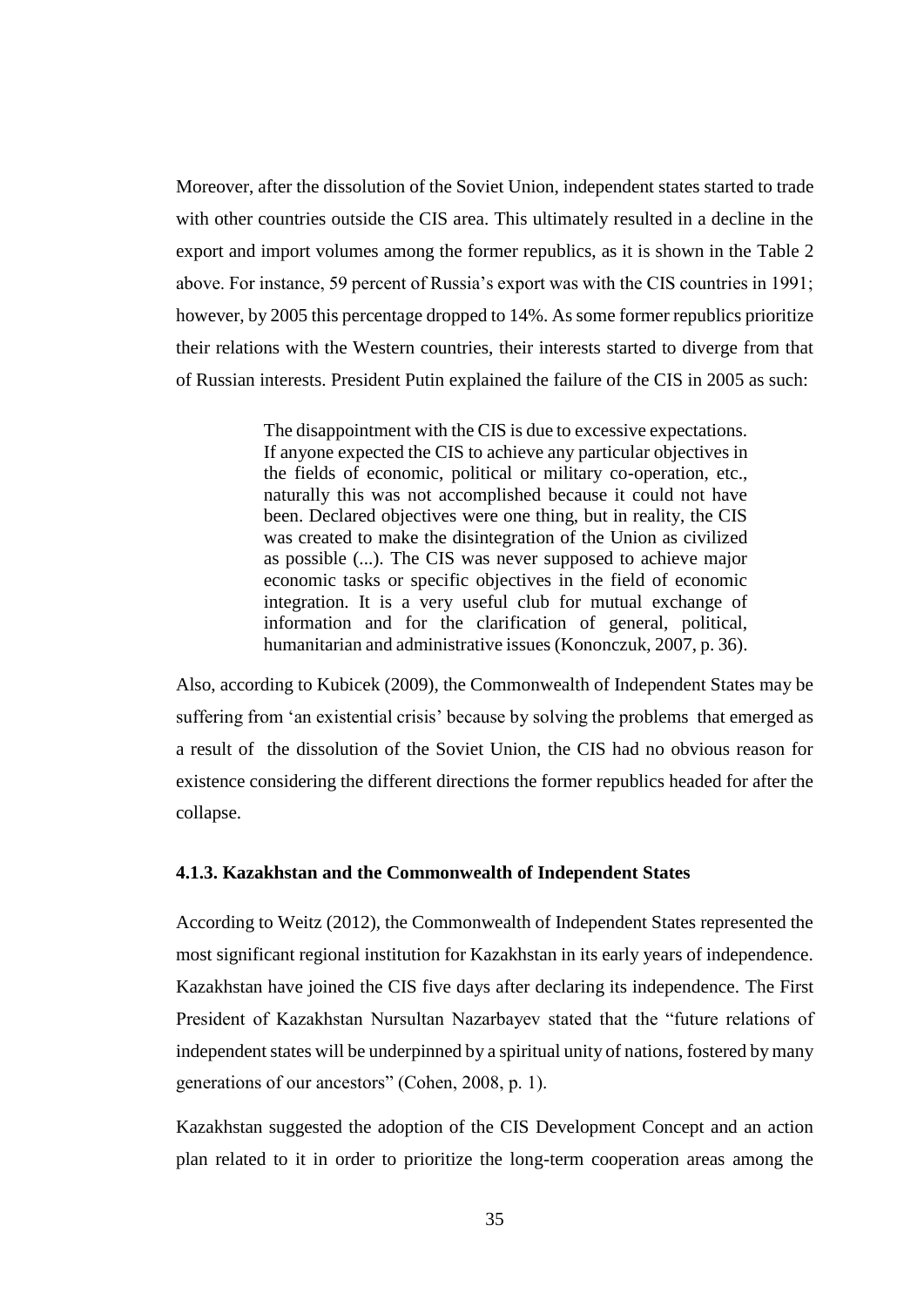Moreover, after the dissolution of the Soviet Union, independent states started to trade with other countries outside the CIS area. This ultimately resulted in a decline in the export and import volumes among the former republics, as it is shown in the Table 2 above. For instance, 59 percent of Russia's export was with the CIS countries in 1991; however, by 2005 this percentage dropped to 14%. As some former republics prioritize their relations with the Western countries, their interests started to diverge from that of Russian interests. President Putin explained the failure of the CIS in 2005 as such:

> The disappointment with the CIS is due to excessive expectations. If anyone expected the CIS to achieve any particular objectives in the fields of economic, political or military co-operation, etc., naturally this was not accomplished because it could not have been. Declared objectives were one thing, but in reality, the CIS was created to make the disintegration of the Union as civilized as possible (...). The CIS was never supposed to achieve major economic tasks or specific objectives in the field of economic integration. It is a very useful club for mutual exchange of information and for the clarification of general, political, humanitarian and administrative issues (Kononczuk, 2007, p. 36).

Also, according to Kubicek (2009), the Commonwealth of Independent States may be suffering from 'an existential crisis' because by solving the problems that emerged as a result of the dissolution of the Soviet Union, the CIS had no obvious reason for existence considering the different directions the former republics headed for after the collapse.

### 4.1.3. Kazakhstan and the Commonwealth of Independent States

According to Weitz (2012), the Commonwealth of Independent States represented the most significant regional institution for Kazakhstan in its early years of independence. Kazakhstan have joined the CIS five days after declaring its independence. The First President of Kazakhstan Nursultan Nazarbayev stated that the "future relations of independent states will be underpinned by a spiritual unity of nations, fostered by many generations of our ancestors" (Cohen, 2008, p. 1).

Kazakhstan suggested the adoption of the CIS Development Concept and an action plan related to it in order to prioritize the long-term cooperation areas among the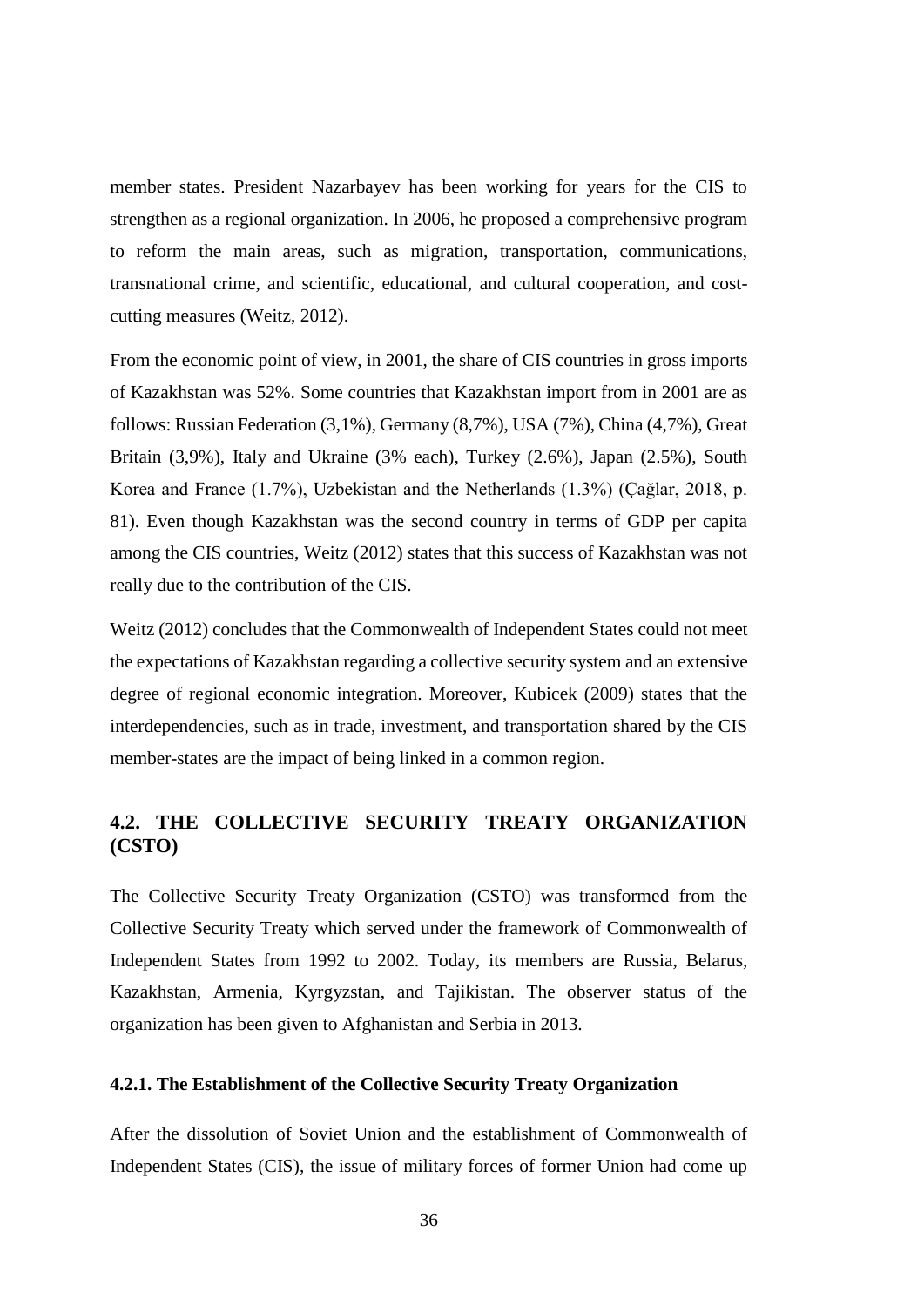member states. President Nazarbayev has been working for years for the CIS to strengthen as a regional organization. In 2006, he proposed a comprehensive program to reform the main areas, such as migration, transportation, communications, transnational crime, and scientific, educational, and cultural cooperation, and cost-cutting measures (Weitz, 2012).

From the economic point of view, in 2001, the share of CIS countries in gross imports of Kazakhstan was 52%. Some countries that Kazakhstan import from in 2001 are as follows: Russian Federation (3,1%), Germany (8,7%), USA (7%), China (4,7%), Great Britain (3,9%), Italy and Ukraine (3% each), Turkey (2.6%), Japan (2.5%), South Korea and France (1.7%), Uzbekistan and the Netherlands (1.3%) (Çağlar, 2018, p. 81). Even though Kazakhstan was the second country in terms of GDP per capita among the CIS countries, Weitz (2012) states that this success of Kazakhstan was not really due to the contribution of the CIS.

Weitz (2012) concludes that the Commonwealth of Independent States could not meet the expectations of Kazakhstan regarding a collective security system and an extensive degree of regional economic integration. Moreover, Kubicek (2009) states that the interdependencies, such as in trade, investment, and transportation shared by the CIS member-states are the impact of being linked in a common region.

## 4.2. THE COLLECTIVE SECURITY TREATY ORGANIZATION (CSTO)

The Collective Security Treaty Organization (CSTO) was transformed from the Collective Security Treaty which served under the framework of Commonwealth of Independent States from 1992 to 2002. Today, its members are Russia, Belarus, Kazakhstan, Armenia, Kyrgyzstan, and Tajikistan. The observer status of the organization has been given to Afghanistan and Serbia in 2013.

### 4.2.1. The Establishment of the Collective Security Treaty Organization

After the dissolution of Soviet Union and the establishment of Commonwealth of Independent States (CIS), the issue of military forces of former Union had come up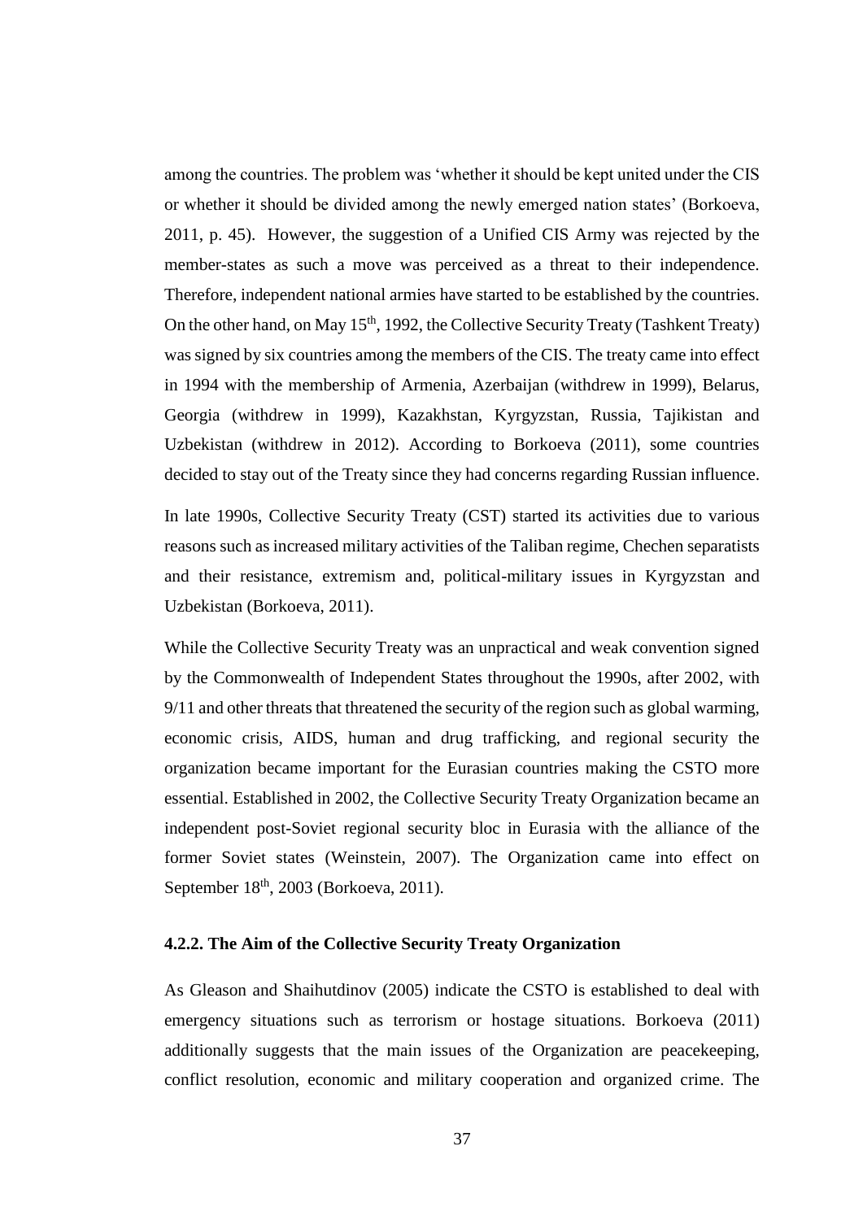among the countries. The problem was 'whether it should be kept united under the CIS or whether it should be divided among the newly emerged nation states' (Borkoeva, 2011, p. 45). However, the suggestion of a Unified CIS Army was rejected by the member-states as such a move was perceived as a threat to their independence. Therefore, independent national armies have started to be established by the countries. On the other hand, on May 15th, 1992, the Collective Security Treaty (Tashkent Treaty) was signed by six countries among the members of the CIS. The treaty came into effect in 1994 with the membership of Armenia, Azerbaijan (withdrew in 1999), Belarus, Georgia (withdrew in 1999), Kazakhstan, Kyrgyzstan, Russia, Tajikistan and Uzbekistan (withdrew in 2012). According to Borkoeva (2011), some countries decided to stay out of the Treaty since they had concerns regarding Russian influence.

In late 1990s, Collective Security Treaty (CST) started its activities due to various reasons such as increased military activities of the Taliban regime, Chechen separatists and their resistance, extremism and, political-military issues in Kyrgyzstan and Uzbekistan (Borkoeva, 2011).

While the Collective Security Treaty was an unpractical and weak convention signed by the Commonwealth of Independent States throughout the 1990s, after 2002, with 9/11 and other threats that threatened the security of the region such as global warming, economic crisis, AIDS, human and drug trafficking, and regional security the organization became important for the Eurasian countries making the CSTO more essential. Established in 2002, the Collective Security Treaty Organization became an independent post-Soviet regional security bloc in Eurasia with the alliance of the former Soviet states (Weinstein, 2007). The Organization came into effect on September 18th, 2003 (Borkoeva, 2011).

### 4.2.2. The Aim of the Collective Security Treaty Organization

As Gleason and Shaihutdinov (2005) indicate the CSTO is established to deal with emergency situations such as terrorism or hostage situations. Borkoeva (2011) additionally suggests that the main issues of the Organization are peacekeeping, conflict resolution, economic and military cooperation and organized crime. The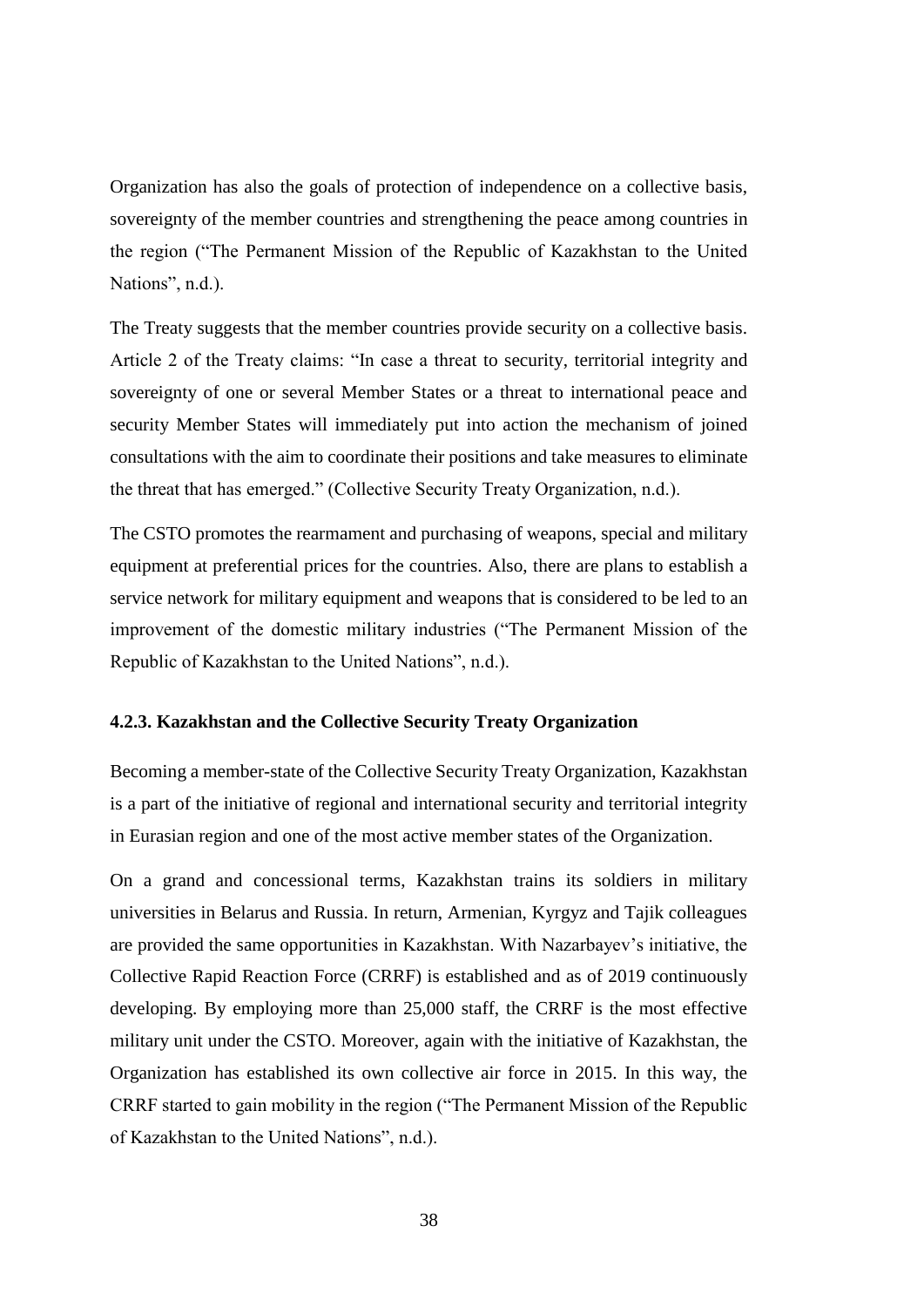Organization has also the goals of protection of independence on a collective basis, sovereignty of the member countries and strengthening the peace among countries in the region ("The Permanent Mission of the Republic of Kazakhstan to the United Nations", n.d.).

The Treaty suggests that the member countries provide security on a collective basis. Article 2 of the Treaty claims: "In case a threat to security, territorial integrity and sovereignty of one or several Member States or a threat to international peace and security Member States will immediately put into action the mechanism of joined consultations with the aim to coordinate their positions and take measures to eliminate the threat that has emerged." (Collective Security Treaty Organization, n.d.).

The CSTO promotes the rearmament and purchasing of weapons, special and military equipment at preferential prices for the countries. Also, there are plans to establish a service network for military equipment and weapons that is considered to be led to an improvement of the domestic military industries ("The Permanent Mission of the Republic of Kazakhstan to the United Nations", n.d.).

#### 4.2.3. Kazakhstan and the Collective Security Treaty Organization

Becoming a member-state of the Collective Security Treaty Organization, Kazakhstan is a part of the initiative of regional and international security and territorial integrity in Eurasian region and one of the most active member states of the Organization.

On a grand and concessional terms, Kazakhstan trains its soldiers in military universities in Belarus and Russia. In return, Armenian, Kyrgyz and Tajik colleagues are provided the same opportunities in Kazakhstan. With Nazarbayev's initiative, the Collective Rapid Reaction Force (CRRF) is established and as of 2019 continuously developing. By employing more than 25,000 staff, the CRRF is the most effective military unit under the CSTO. Moreover, again with the initiative of Kazakhstan, the Organization has established its own collective air force in 2015. In this way, the CRRF started to gain mobility in the region ("The Permanent Mission of the Republic of Kazakhstan to the United Nations", n.d.).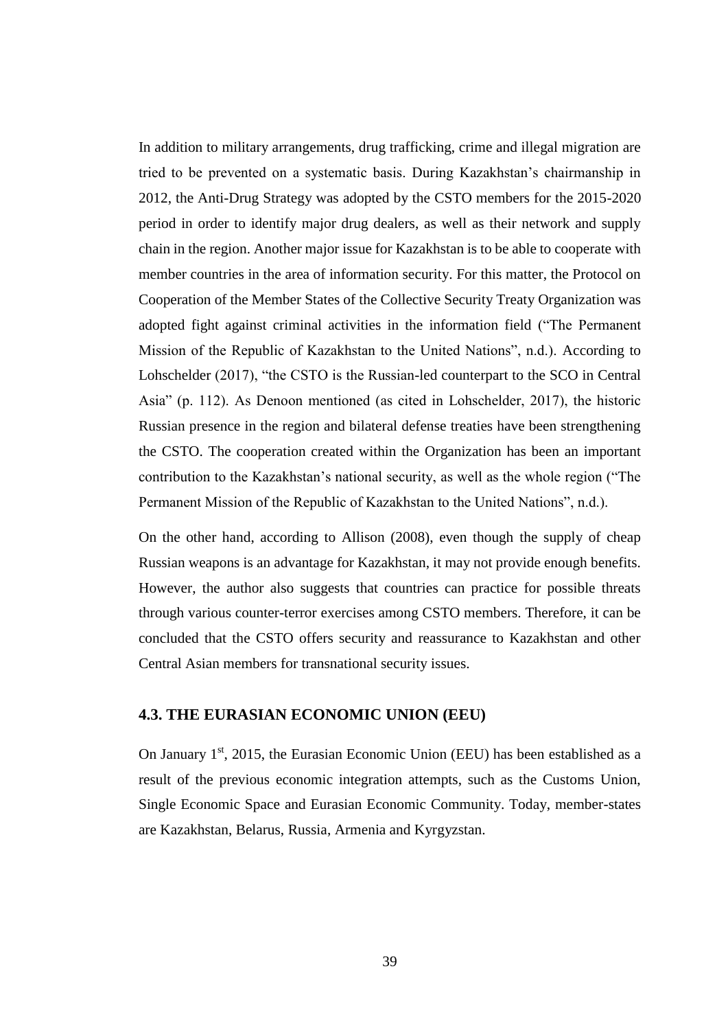In addition to military arrangements, drug trafficking, crime and illegal migration are tried to be prevented on a systematic basis. During Kazakhstan's chairmanship in 2012, the Anti-Drug Strategy was adopted by the CSTO members for the 2015-2020 period in order to identify major drug dealers, as well as their network and supply chain in the region. Another major issue for Kazakhstan is to be able to cooperate with member countries in the area of information security. For this matter, the Protocol on Cooperation of the Member States of the Collective Security Treaty Organization was adopted fight against criminal activities in the information field ("The Permanent Mission of the Republic of Kazakhstan to the United Nations", n.d.). According to Lohschelder (2017), "the CSTO is the Russian-led counterpart to the SCO in Central Asia" (p. 112). As Denoon mentioned (as cited in Lohschelder, 2017), the historic Russian presence in the region and bilateral defense treaties have been strengthening the CSTO. The cooperation created within the Organization has been an important contribution to the Kazakhstan's national security, as well as the whole region ("The Permanent Mission of the Republic of Kazakhstan to the United Nations", n.d.).

On the other hand, according to Allison (2008), even though the supply of cheap Russian weapons is an advantage for Kazakhstan, it may not provide enough benefits. However, the author also suggests that countries can practice for possible threats through various counter-terror exercises among CSTO members. Therefore, it can be concluded that the CSTO offers security and reassurance to Kazakhstan and other Central Asian members for transnational security issues.

### 4.3. THE EURASIAN ECONOMIC UNION (EEU)

On January 1st, 2015, the Eurasian Economic Union (EEU) has been established as a result of the previous economic integration attempts, such as the Customs Union, Single Economic Space and Eurasian Economic Community. Today, member-states are Kazakhstan, Belarus, Russia, Armenia and Kyrgyzstan.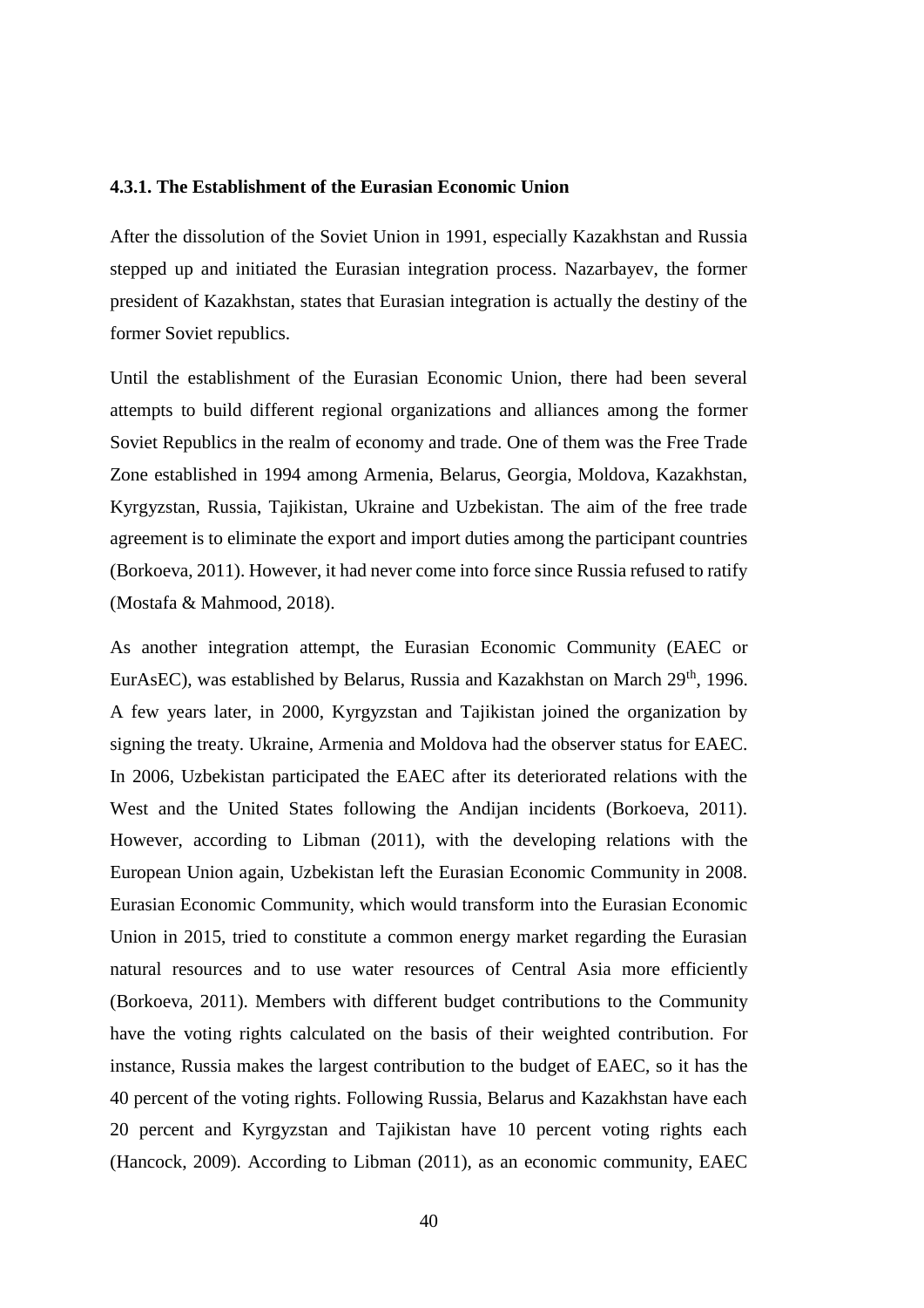### 4.3.1. The Establishment of the Eurasian Economic Union

After the dissolution of the Soviet Union in 1991, especially Kazakhstan and Russia stepped up and initiated the Eurasian integration process. Nazarbayev, the former president of Kazakhstan, states that Eurasian integration is actually the destiny of the former Soviet republics.

Until the establishment of the Eurasian Economic Union, there had been several attempts to build different regional organizations and alliances among the former Soviet Republics in the realm of economy and trade. One of them was the Free Trade Zone established in 1994 among Armenia, Belarus, Georgia, Moldova, Kazakhstan, Kyrgyzstan, Russia, Tajikistan, Ukraine and Uzbekistan. The aim of the free trade agreement is to eliminate the export and import duties among the participant countries (Borkoeva, 2011). However, it had never come into force since Russia refused to ratify (Mostafa & Mahmood, 2018).

As another integration attempt, the Eurasian Economic Community (EAEC or EurAsEC), was established by Belarus, Russia and Kazakhstan on March 29th, 1996. A few years later, in 2000, Kyrgyzstan and Tajikistan joined the organization by signing the treaty. Ukraine, Armenia and Moldova had the observer status for EAEC. In 2006, Uzbekistan participated the EAEC after its deteriorated relations with the West and the United States following the Andijan incidents (Borkoeva, 2011). However, according to Libman (2011), with the developing relations with the European Union again, Uzbekistan left the Eurasian Economic Community in 2008. Eurasian Economic Community, which would transform into the Eurasian Economic Union in 2015, tried to constitute a common energy market regarding the Eurasian natural resources and to use water resources of Central Asia more efficiently (Borkoeva, 2011). Members with different budget contributions to the Community have the voting rights calculated on the basis of their weighted contribution. For instance, Russia makes the largest contribution to the budget of EAEC, so it has the 40 percent of the voting rights. Following Russia, Belarus and Kazakhstan have each 20 percent and Kyrgyzstan and Tajikistan have 10 percent voting rights each (Hancock, 2009). According to Libman (2011), as an economic community, EAEC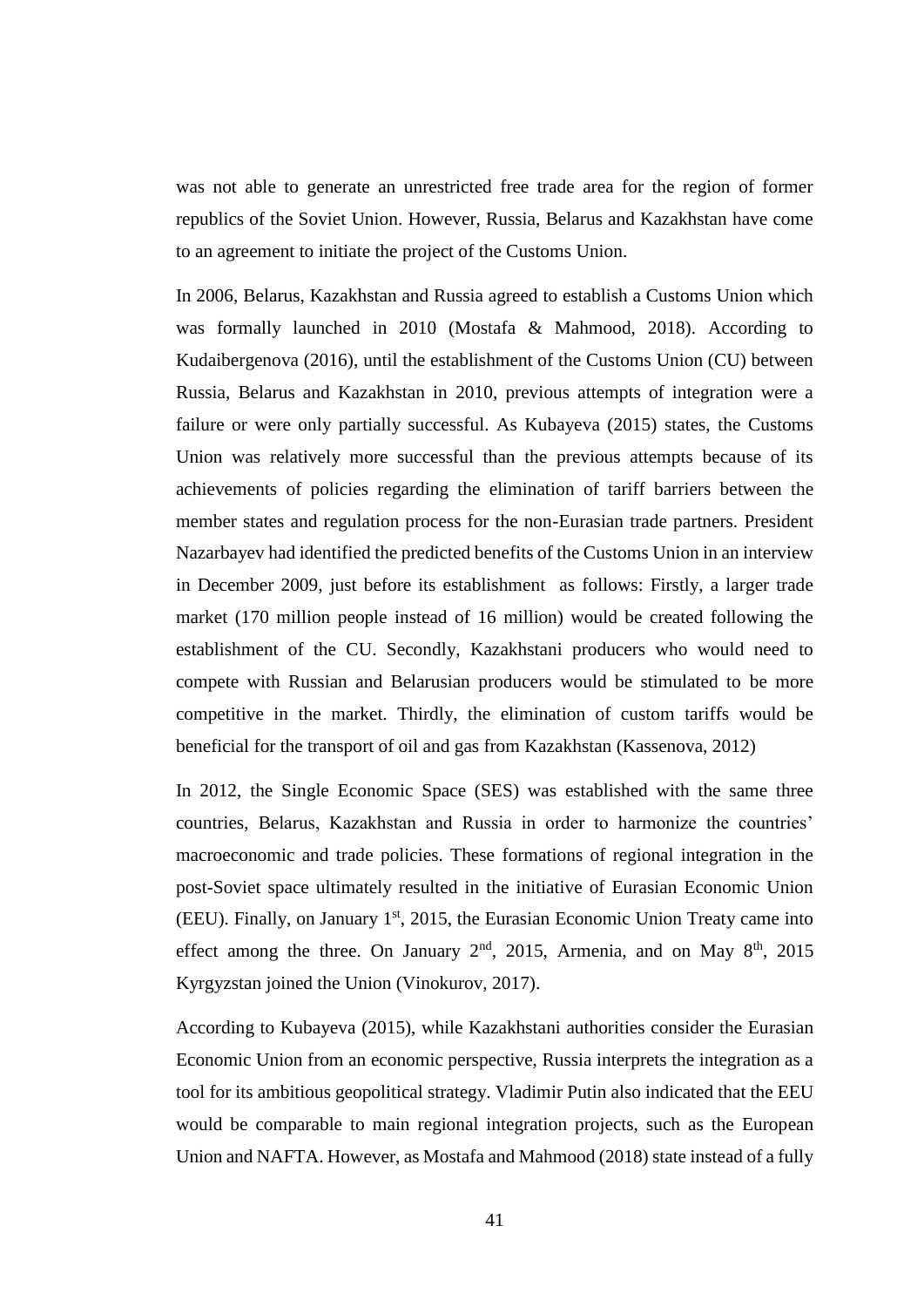was not able to generate an unrestricted free trade area for the region of former republics of the Soviet Union. However, Russia, Belarus and Kazakhstan have come to an agreement to initiate the project of the Customs Union.

In 2006, Belarus, Kazakhstan and Russia agreed to establish a Customs Union which was formally launched in 2010 (Mostafa & Mahmood, 2018). According to Kudaibergenova (2016), until the establishment of the Customs Union (CU) between Russia, Belarus and Kazakhstan in 2010, previous attempts of integration were a failure or were only partially successful. As Kubayeva (2015) states, the Customs Union was relatively more successful than the previous attempts because of its achievements of policies regarding the elimination of tariff barriers between the member states and regulation process for the non-Eurasian trade partners. President Nazarbayev had identified the predicted benefits of the Customs Union in an interview in December 2009, just before its establishment as follows: Firstly, a larger trade market (170 million people instead of 16 million) would be created following the establishment of the CU. Secondly, Kazakhstani producers who would need to compete with Russian and Belarusian producers would be stimulated to be more competitive in the market. Thirdly, the elimination of custom tariffs would be beneficial for the transport of oil and gas from Kazakhstan (Kassenova, 2012)

In 2012, the Single Economic Space (SES) was established with the same three countries, Belarus, Kazakhstan and Russia in order to harmonize the countries' macroeconomic and trade policies. These formations of regional integration in the post-Soviet space ultimately resulted in the initiative of Eurasian Economic Union (EEU). Finally, on January 1st, 2015, the Eurasian Economic Union Treaty came into effect among the three. On January 2nd, 2015, Armenia, and on May 8th, 2015 Kyrgyzstan joined the Union (Vinokurov, 2017).

According to Kubayeva (2015), while Kazakhstani authorities consider the Eurasian Economic Union from an economic perspective, Russia interprets the integration as a tool for its ambitious geopolitical strategy. Vladimir Putin also indicated that the EEU would be comparable to main regional integration projects, such as the European Union and NAFTA. However, as Mostafa and Mahmood (2018) state instead of a fully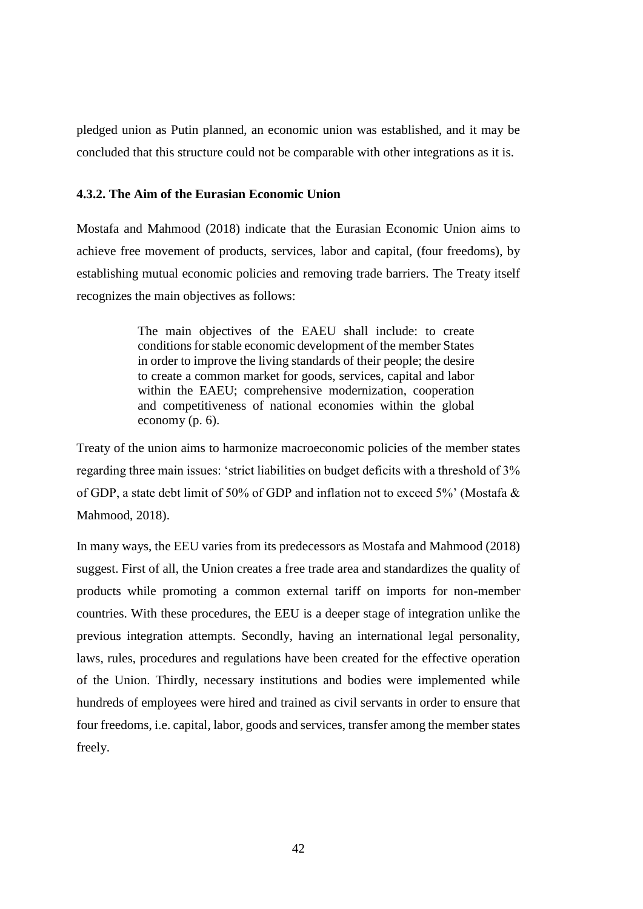pledged union as Putin planned, an economic union was established, and it may be concluded that this structure could not be comparable with other integrations as it is.

### 4.3.2. The Aim of the Eurasian Economic Union

Mostafa and Mahmood (2018) indicate that the Eurasian Economic Union aims to achieve free movement of products, services, labor and capital, (four freedoms), by establishing mutual economic policies and removing trade barriers. The Treaty itself recognizes the main objectives as follows:

> The main objectives of the EAEU shall include: to create conditions for stable economic development of the member States in order to improve the living standards of their people; the desire to create a common market for goods, services, capital and labor within the EAEU; comprehensive modernization, cooperation and competitiveness of national economies within the global economy (p. 6).

Treaty of the union aims to harmonize macroeconomic policies of the member states regarding three main issues: 'strict liabilities on budget deficits with a threshold of 3% of GDP, a state debt limit of 50% of GDP and inflation not to exceed 5%' (Mostafa & Mahmood, 2018).

In many ways, the EEU varies from its predecessors as Mostafa and Mahmood (2018) suggest. First of all, the Union creates a free trade area and standardizes the quality of products while promoting a common external tariff on imports for non-member countries. With these procedures, the EEU is a deeper stage of integration unlike the previous integration attempts. Secondly, having an international legal personality, laws, rules, procedures and regulations have been created for the effective operation of the Union. Thirdly, necessary institutions and bodies were implemented while hundreds of employees were hired and trained as civil servants in order to ensure that four freedoms, i.e. capital, labor, goods and services, transfer among the member states freely.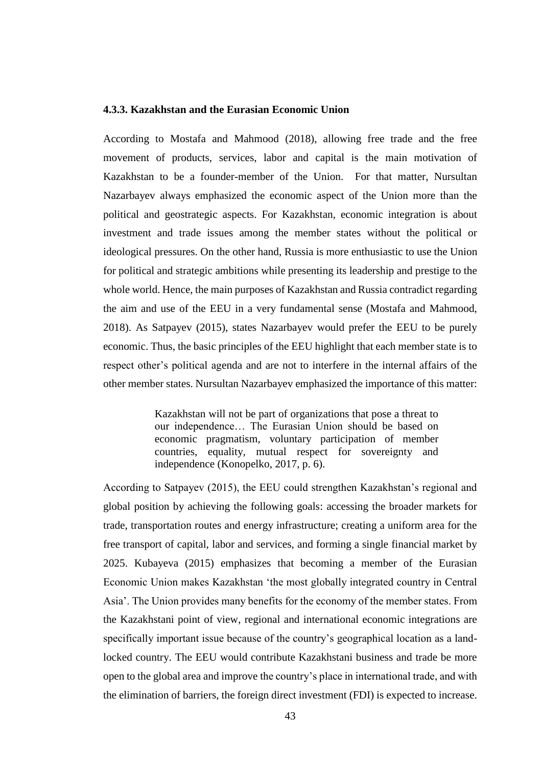### 4.3.3. Kazakhstan and the Eurasian Economic Union

According to Mostafa and Mahmood (2018), allowing free trade and the free movement of products, services, labor and capital is the main motivation of Kazakhstan to be a founder-member of the Union. For that matter, Nursultan Nazarbayev always emphasized the economic aspect of the Union more than the political and geostrategic aspects. For Kazakhstan, economic integration is about investment and trade issues among the member states without the political or ideological pressures. On the other hand, Russia is more enthusiastic to use the Union for political and strategic ambitions while presenting its leadership and prestige to the whole world. Hence, the main purposes of Kazakhstan and Russia contradict regarding the aim and use of the EEU in a very fundamental sense (Mostafa and Mahmood, 2018). As Satpayev (2015), states Nazarbayev would prefer the EEU to be purely economic. Thus, the basic principles of the EEU highlight that each member state is to respect other's political agenda and are not to interfere in the internal affairs of the other member states. Nursultan Nazarbayev emphasized the importance of this matter:

> Kazakhstan will not be part of organizations that pose a threat to our independence… The Eurasian Union should be based on economic pragmatism, voluntary participation of member countries, equality, mutual respect for sovereignty and independence (Konopelko, 2017, p. 6).

According to Satpayev (2015), the EEU could strengthen Kazakhstan's regional and global position by achieving the following goals: accessing the broader markets for trade, transportation routes and energy infrastructure; creating a uniform area for the free transport of capital, labor and services, and forming a single financial market by 2025. Kubayeva (2015) emphasizes that becoming a member of the Eurasian Economic Union makes Kazakhstan 'the most globally integrated country in Central Asia'. The Union provides many benefits for the economy of the member states. From the Kazakhstani point of view, regional and international economic integrations are specifically important issue because of the country's geographical location as a land-locked country. The EEU would contribute Kazakhstani business and trade be more open to the global area and improve the country's place in international trade, and with the elimination of barriers, the foreign direct investment (FDI) is expected to increase.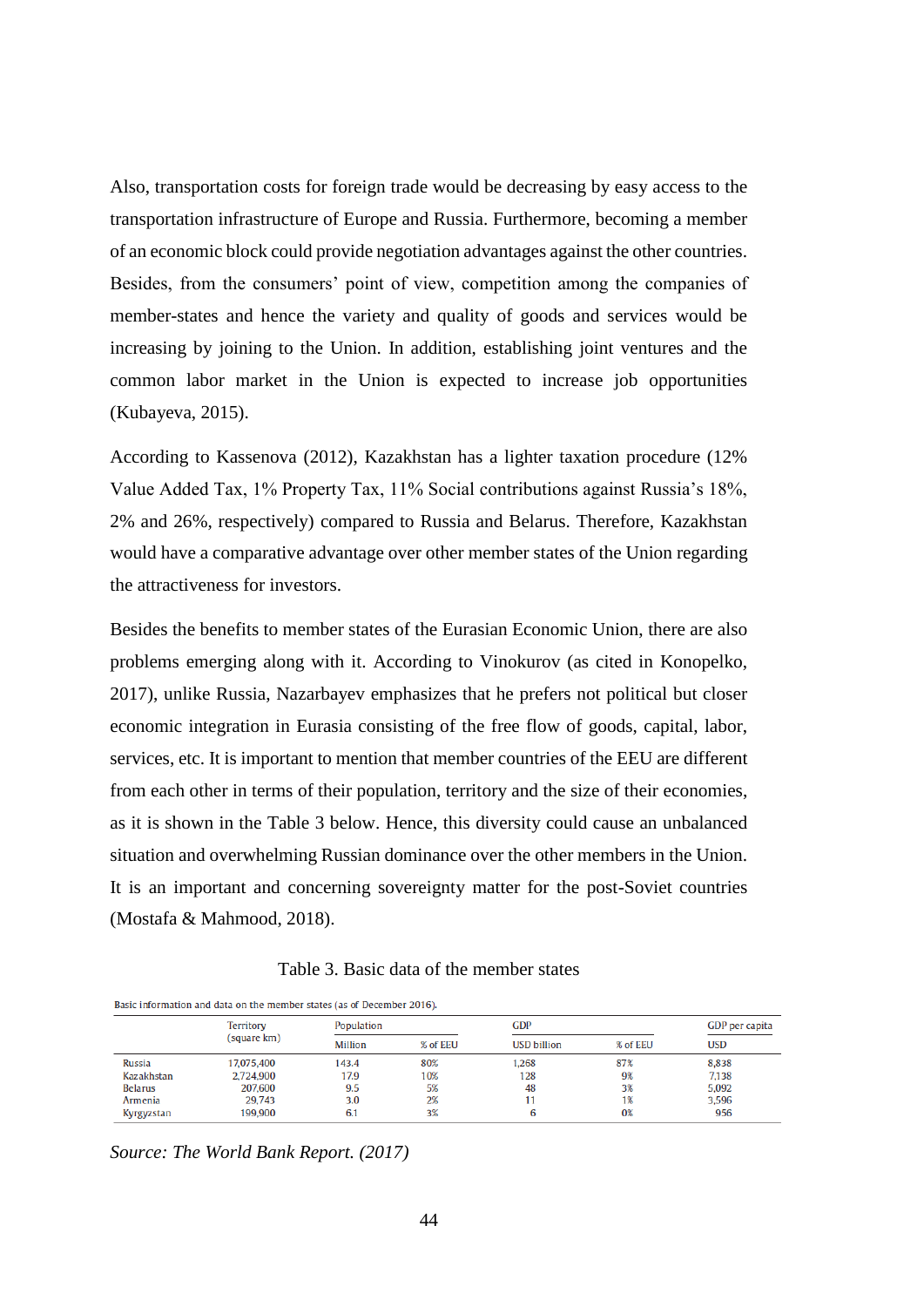Also, transportation costs for foreign trade would be decreasing by easy access to the transportation infrastructure of Europe and Russia. Furthermore, becoming a member of an economic block could provide negotiation advantages against the other countries. Besides, from the consumers' point of view, competition among the companies of member-states and hence the variety and quality of goods and services would be increasing by joining to the Union. In addition, establishing joint ventures and the common labor market in the Union is expected to increase job opportunities (Kubayeva, 2015).

According to Kassenova (2012), Kazakhstan has a lighter taxation procedure (12% Value Added Tax, 1% Property Tax, 11% Social contributions against Russia's 18%, 2% and 26%, respectively) compared to Russia and Belarus. Therefore, Kazakhstan would have a comparative advantage over other member states of the Union regarding the attractiveness for investors.

Besides the benefits to member states of the Eurasian Economic Union, there are also problems emerging along with it. According to Vinokurov (as cited in Konopelko, 2017), unlike Russia, Nazarbayev emphasizes that he prefers not political but closer economic integration in Eurasia consisting of the free flow of goods, capital, labor, services, etc. It is important to mention that member countries of the EEU are different from each other in terms of their population, territory and the size of their economies, as it is shown in the Table 3 below. Hence, this diversity could cause an unbalanced situation and overwhelming Russian dominance over the other members in the Union. It is an important and concerning sovereignty matter for the post-Soviet countries (Mostafa & Mahmood, 2018).

Table 3. Basic data of the member states

Basic information and data on the member states (as of December 2016).

| | Territory (square km) | Population | | GDP | | GDP per capita |
|---|---|---|---|---|---|---|
| | | Million | % of EEU | USD billion | % of EEU | USD |
| Russia | 17,075,400 | 143.4 | 80% | 1,268 | 87% | 8,838 |
| Kazakhstan | 2,724,900 | 17.9 | 10% | 128 | 9% | 7,138 |
| Belarus | 207,600 | 9.5 | 5% | 48 | 3% | 5,092 |
| Armenia | 29,743 | 3.0 | 2% | 11 | 1% | 3,596 |
| Kyrgyzstan | 199,900 | 6.1 | 3% | 6 | 0% | 956 |

*Source: The World Bank Report. (2017)*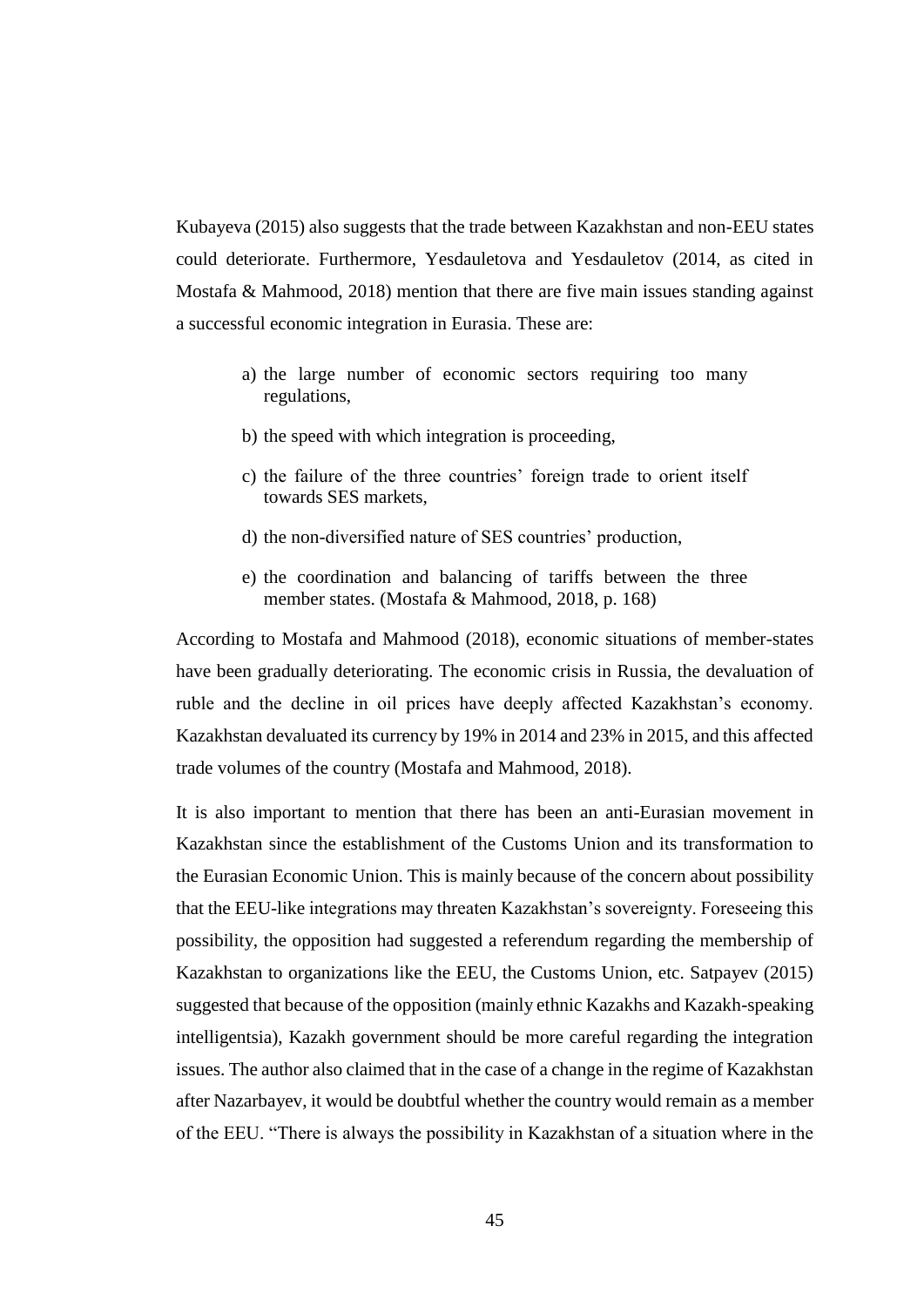Kubayeva (2015) also suggests that the trade between Kazakhstan and non-EEU states could deteriorate. Furthermore, Yesdauletova and Yesdauletov (2014, as cited in Mostafa & Mahmood, 2018) mention that there are five main issues standing against a successful economic integration in Eurasia. These are:

> a) the large number of economic sectors requiring too many regulations,
>
> b) the speed with which integration is proceeding,
>
> c) the failure of the three countries' foreign trade to orient itself towards SES markets,
>
> d) the non-diversified nature of SES countries' production,
>
> e) the coordination and balancing of tariffs between the three member states. (Mostafa & Mahmood, 2018, p. 168)

According to Mostafa and Mahmood (2018), economic situations of member-states have been gradually deteriorating. The economic crisis in Russia, the devaluation of ruble and the decline in oil prices have deeply affected Kazakhstan's economy. Kazakhstan devaluated its currency by 19% in 2014 and 23% in 2015, and this affected trade volumes of the country (Mostafa and Mahmood, 2018).

It is also important to mention that there has been an anti-Eurasian movement in Kazakhstan since the establishment of the Customs Union and its transformation to the Eurasian Economic Union. This is mainly because of the concern about possibility that the EEU-like integrations may threaten Kazakhstan's sovereignty. Foreseeing this possibility, the opposition had suggested a referendum regarding the membership of Kazakhstan to organizations like the EEU, the Customs Union, etc. Satpayev (2015) suggested that because of the opposition (mainly ethnic Kazakhs and Kazakh-speaking intelligentsia), Kazakh government should be more careful regarding the integration issues. The author also claimed that in the case of a change in the regime of Kazakhstan after Nazarbayev, it would be doubtful whether the country would remain as a member of the EEU. "There is always the possibility in Kazakhstan of a situation where in the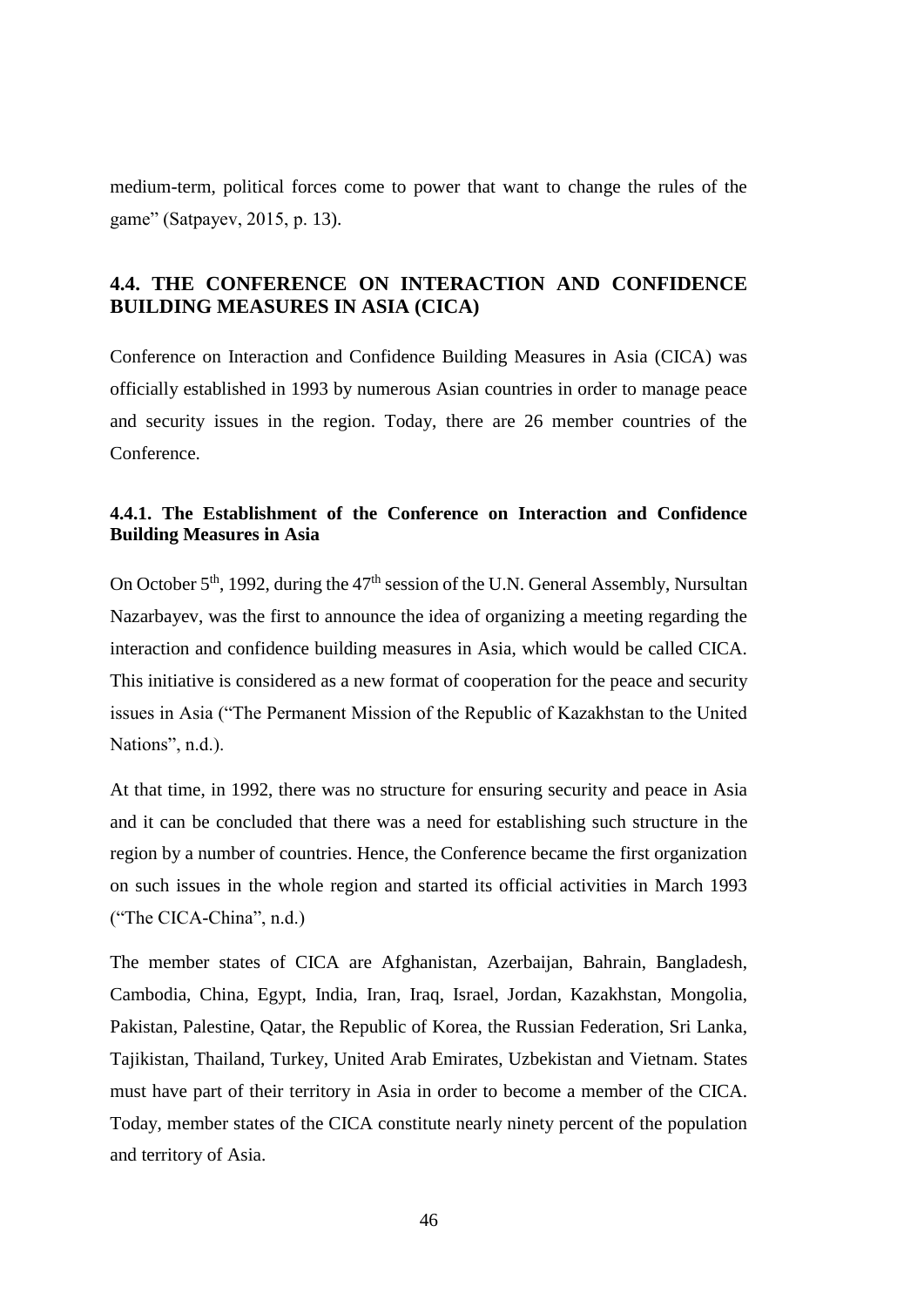medium-term, political forces come to power that want to change the rules of the game" (Satpayev, 2015, p. 13).

## 4.4. THE CONFERENCE ON INTERACTION AND CONFIDENCE BUILDING MEASURES IN ASIA (CICA)

Conference on Interaction and Confidence Building Measures in Asia (CICA) was officially established in 1993 by numerous Asian countries in order to manage peace and security issues in the region. Today, there are 26 member countries of the Conference.

### 4.4.1. The Establishment of the Conference on Interaction and Confidence Building Measures in Asia

On October 5th, 1992, during the 47th session of the U.N. General Assembly, Nursultan Nazarbayev, was the first to announce the idea of organizing a meeting regarding the interaction and confidence building measures in Asia, which would be called CICA. This initiative is considered as a new format of cooperation for the peace and security issues in Asia ("The Permanent Mission of the Republic of Kazakhstan to the United Nations", n.d.).

At that time, in 1992, there was no structure for ensuring security and peace in Asia and it can be concluded that there was a need for establishing such structure in the region by a number of countries. Hence, the Conference became the first organization on such issues in the whole region and started its official activities in March 1993 ("The CICA-China", n.d.)

The member states of CICA are Afghanistan, Azerbaijan, Bahrain, Bangladesh, Cambodia, China, Egypt, India, Iran, Iraq, Israel, Jordan, Kazakhstan, Mongolia, Pakistan, Palestine, Qatar, the Republic of Korea, the Russian Federation, Sri Lanka, Tajikistan, Thailand, Turkey, United Arab Emirates, Uzbekistan and Vietnam. States must have part of their territory in Asia in order to become a member of the CICA. Today, member states of the CICA constitute nearly ninety percent of the population and territory of Asia.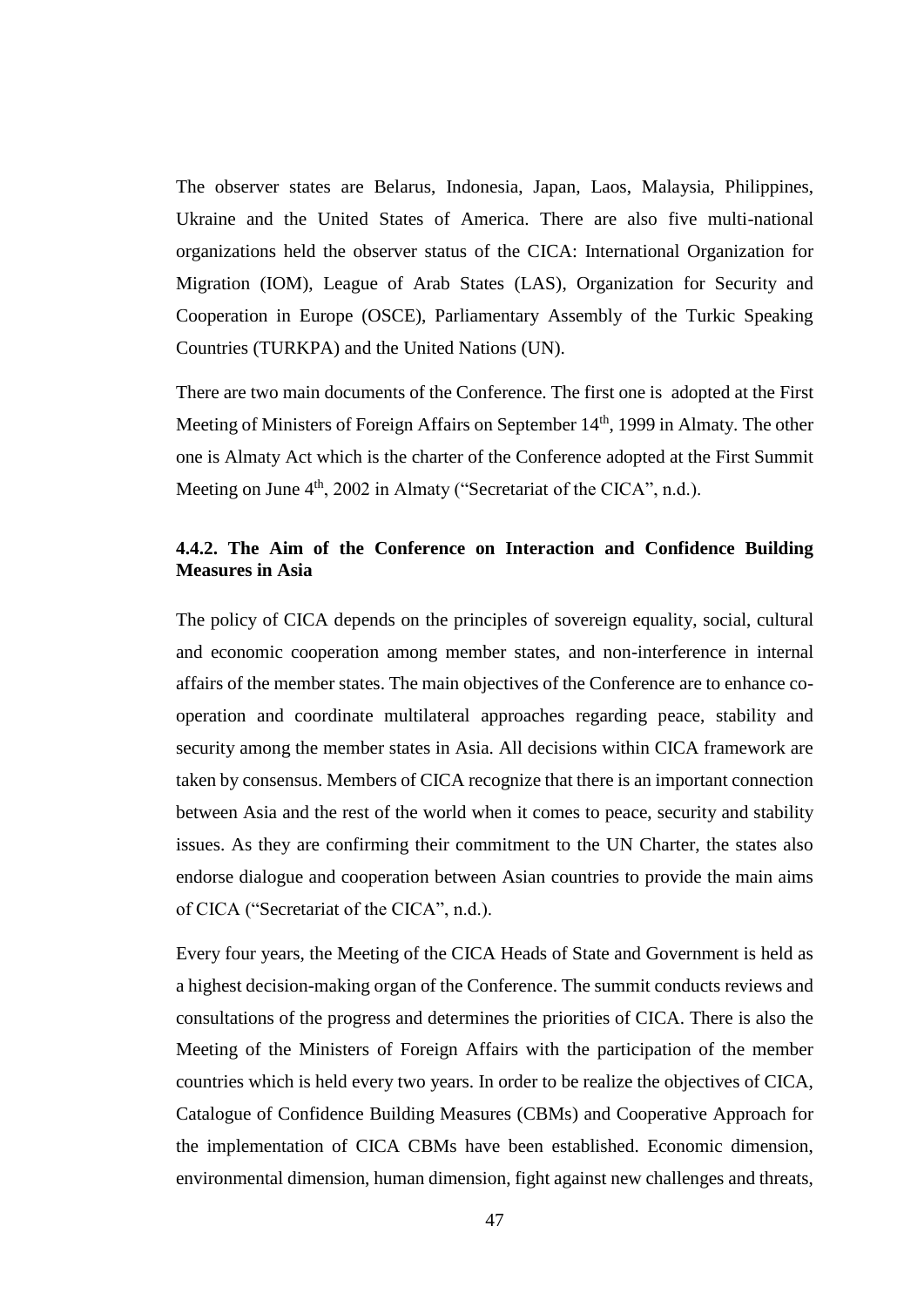The observer states are Belarus, Indonesia, Japan, Laos, Malaysia, Philippines, Ukraine and the United States of America. There are also five multi-national organizations held the observer status of the CICA: International Organization for Migration (IOM), League of Arab States (LAS), Organization for Security and Cooperation in Europe (OSCE), Parliamentary Assembly of the Turkic Speaking Countries (TURKPA) and the United Nations (UN).

There are two main documents of the Conference. The first one is adopted at the First Meeting of Ministers of Foreign Affairs on September 14th, 1999 in Almaty. The other one is Almaty Act which is the charter of the Conference adopted at the First Summit Meeting on June 4th, 2002 in Almaty ("Secretariat of the CICA", n.d.).

### 4.4.2. The Aim of the Conference on Interaction and Confidence Building Measures in Asia

The policy of CICA depends on the principles of sovereign equality, social, cultural and economic cooperation among member states, and non-interference in internal affairs of the member states. The main objectives of the Conference are to enhance co-operation and coordinate multilateral approaches regarding peace, stability and security among the member states in Asia. All decisions within CICA framework are taken by consensus. Members of CICA recognize that there is an important connection between Asia and the rest of the world when it comes to peace, security and stability issues. As they are confirming their commitment to the UN Charter, the states also endorse dialogue and cooperation between Asian countries to provide the main aims of CICA ("Secretariat of the CICA", n.d.).

Every four years, the Meeting of the CICA Heads of State and Government is held as a highest decision-making organ of the Conference. The summit conducts reviews and consultations of the progress and determines the priorities of CICA. There is also the Meeting of the Ministers of Foreign Affairs with the participation of the member countries which is held every two years. In order to be realize the objectives of CICA, Catalogue of Confidence Building Measures (CBMs) and Cooperative Approach for the implementation of CICA CBMs have been established. Economic dimension, environmental dimension, human dimension, fight against new challenges and threats,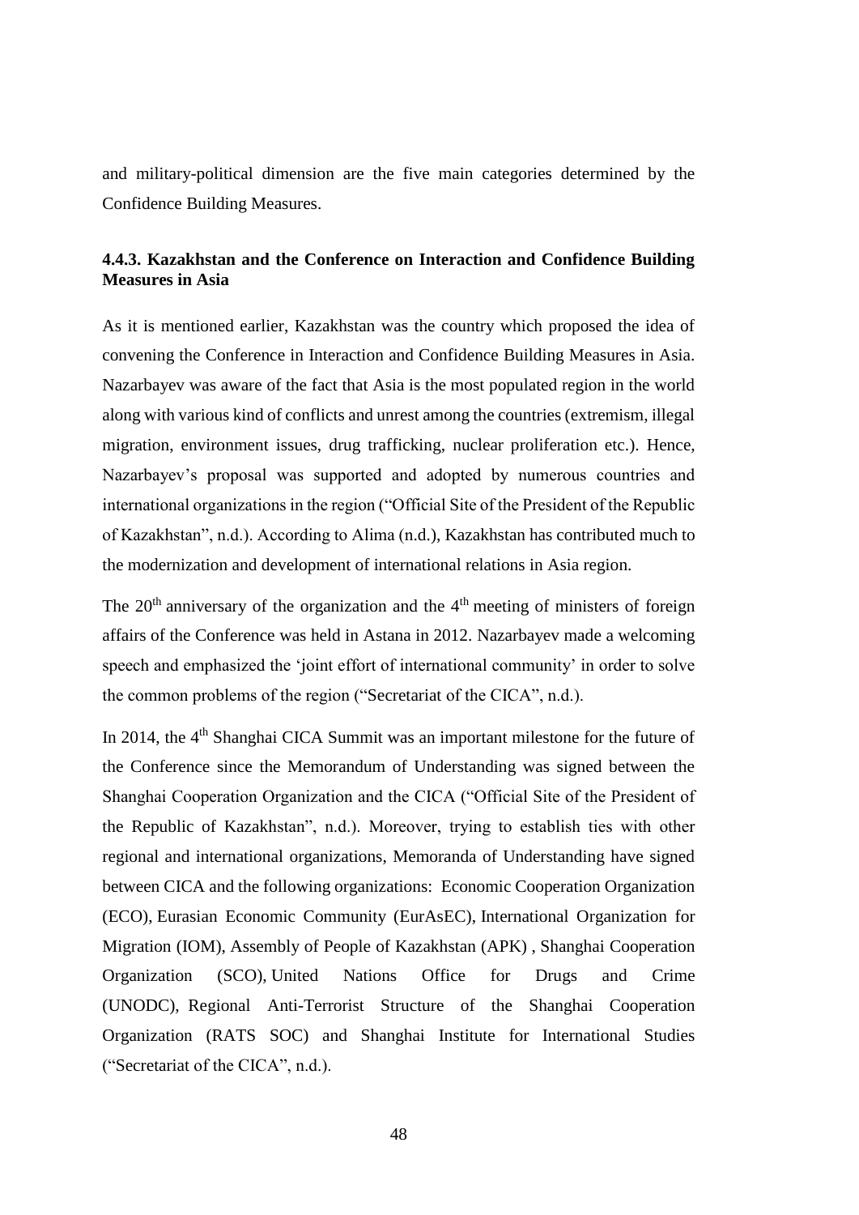and military-political dimension are the five main categories determined by the Confidence Building Measures.

### 4.4.3. Kazakhstan and the Conference on Interaction and Confidence Building Measures in Asia

As it is mentioned earlier, Kazakhstan was the country which proposed the idea of convening the Conference in Interaction and Confidence Building Measures in Asia. Nazarbayev was aware of the fact that Asia is the most populated region in the world along with various kind of conflicts and unrest among the countries (extremism, illegal migration, environment issues, drug trafficking, nuclear proliferation etc.). Hence, Nazarbayev's proposal was supported and adopted by numerous countries and international organizations in the region ("Official Site of the President of the Republic of Kazakhstan", n.d.). According to Alima (n.d.), Kazakhstan has contributed much to the modernization and development of international relations in Asia region.

The 20th anniversary of the organization and the 4th meeting of ministers of foreign affairs of the Conference was held in Astana in 2012. Nazarbayev made a welcoming speech and emphasized the 'joint effort of international community' in order to solve the common problems of the region ("Secretariat of the CICA", n.d.).

In 2014, the 4th Shanghai CICA Summit was an important milestone for the future of the Conference since the Memorandum of Understanding was signed between the Shanghai Cooperation Organization and the CICA ("Official Site of the President of the Republic of Kazakhstan", n.d.). Moreover, trying to establish ties with other regional and international organizations, Memoranda of Understanding have signed between CICA and the following organizations: Economic Cooperation Organization (ECO), Eurasian Economic Community (EurAsEC), International Organization for Migration (IOM), Assembly of People of Kazakhstan (APK) , Shanghai Cooperation Organization (SCO), United Nations Office for Drugs and Crime (UNODC), Regional Anti-Terrorist Structure of the Shanghai Cooperation Organization (RATS SOC) and Shanghai Institute for International Studies ("Secretariat of the CICA", n.d.).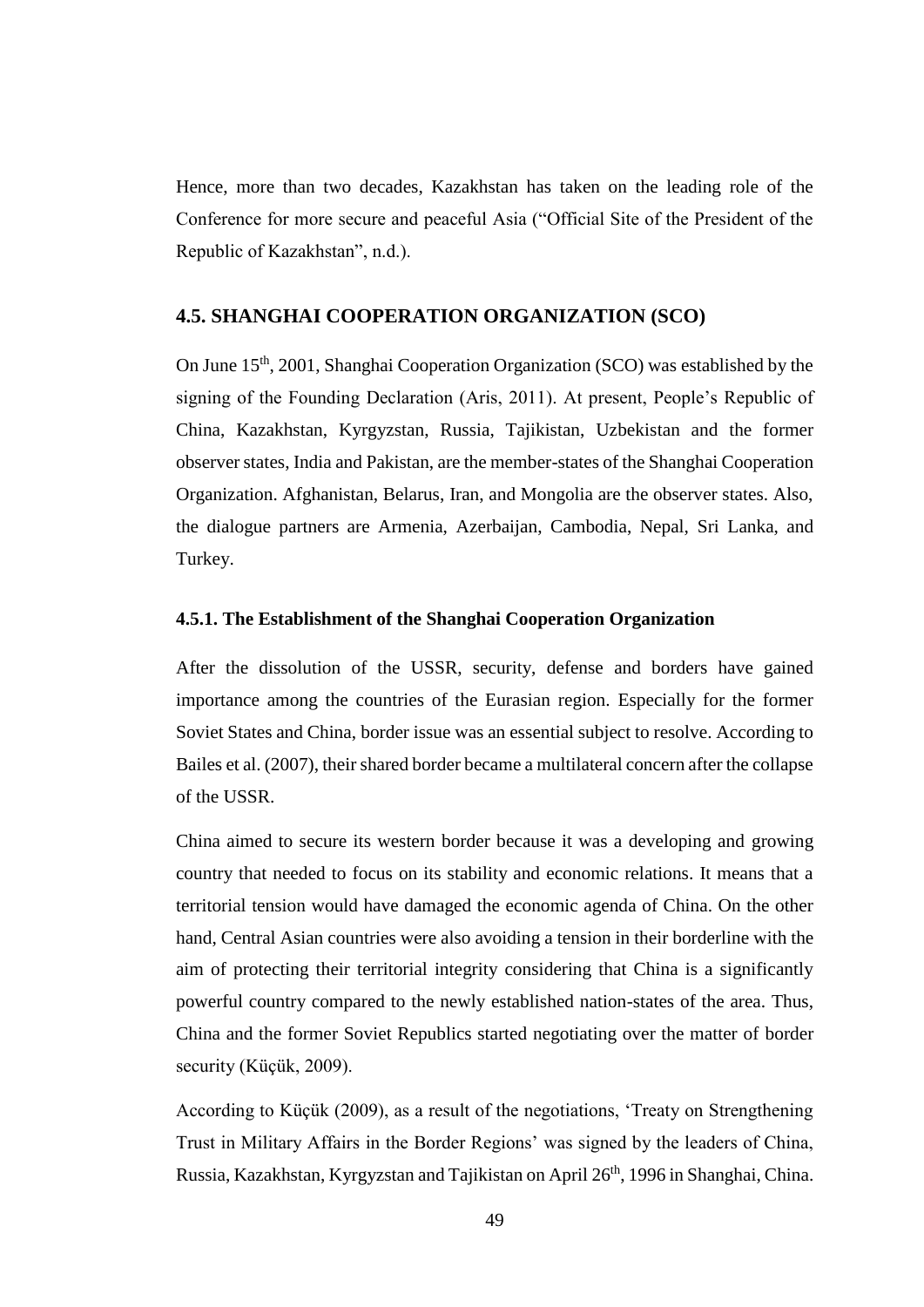Hence, more than two decades, Kazakhstan has taken on the leading role of the Conference for more secure and peaceful Asia ("Official Site of the President of the Republic of Kazakhstan", n.d.).

## 4.5. SHANGHAI COOPERATION ORGANIZATION (SCO)

On June 15th, 2001, Shanghai Cooperation Organization (SCO) was established by the signing of the Founding Declaration (Aris, 2011). At present, People's Republic of China, Kazakhstan, Kyrgyzstan, Russia, Tajikistan, Uzbekistan and the former observer states, India and Pakistan, are the member-states of the Shanghai Cooperation Organization. Afghanistan, Belarus, Iran, and Mongolia are the observer states. Also, the dialogue partners are Armenia, Azerbaijan, Cambodia, Nepal, Sri Lanka, and Turkey.

### 4.5.1. The Establishment of the Shanghai Cooperation Organization

After the dissolution of the USSR, security, defense and borders have gained importance among the countries of the Eurasian region. Especially for the former Soviet States and China, border issue was an essential subject to resolve. According to Bailes et al. (2007), their shared border became a multilateral concern after the collapse of the USSR.

China aimed to secure its western border because it was a developing and growing country that needed to focus on its stability and economic relations. It means that a territorial tension would have damaged the economic agenda of China. On the other hand, Central Asian countries were also avoiding a tension in their borderline with the aim of protecting their territorial integrity considering that China is a significantly powerful country compared to the newly established nation-states of the area. Thus, China and the former Soviet Republics started negotiating over the matter of border security (Küçük, 2009).

According to Küçük (2009), as a result of the negotiations, 'Treaty on Strengthening Trust in Military Affairs in the Border Regions' was signed by the leaders of China, Russia, Kazakhstan, Kyrgyzstan and Tajikistan on April 26th, 1996 in Shanghai, China.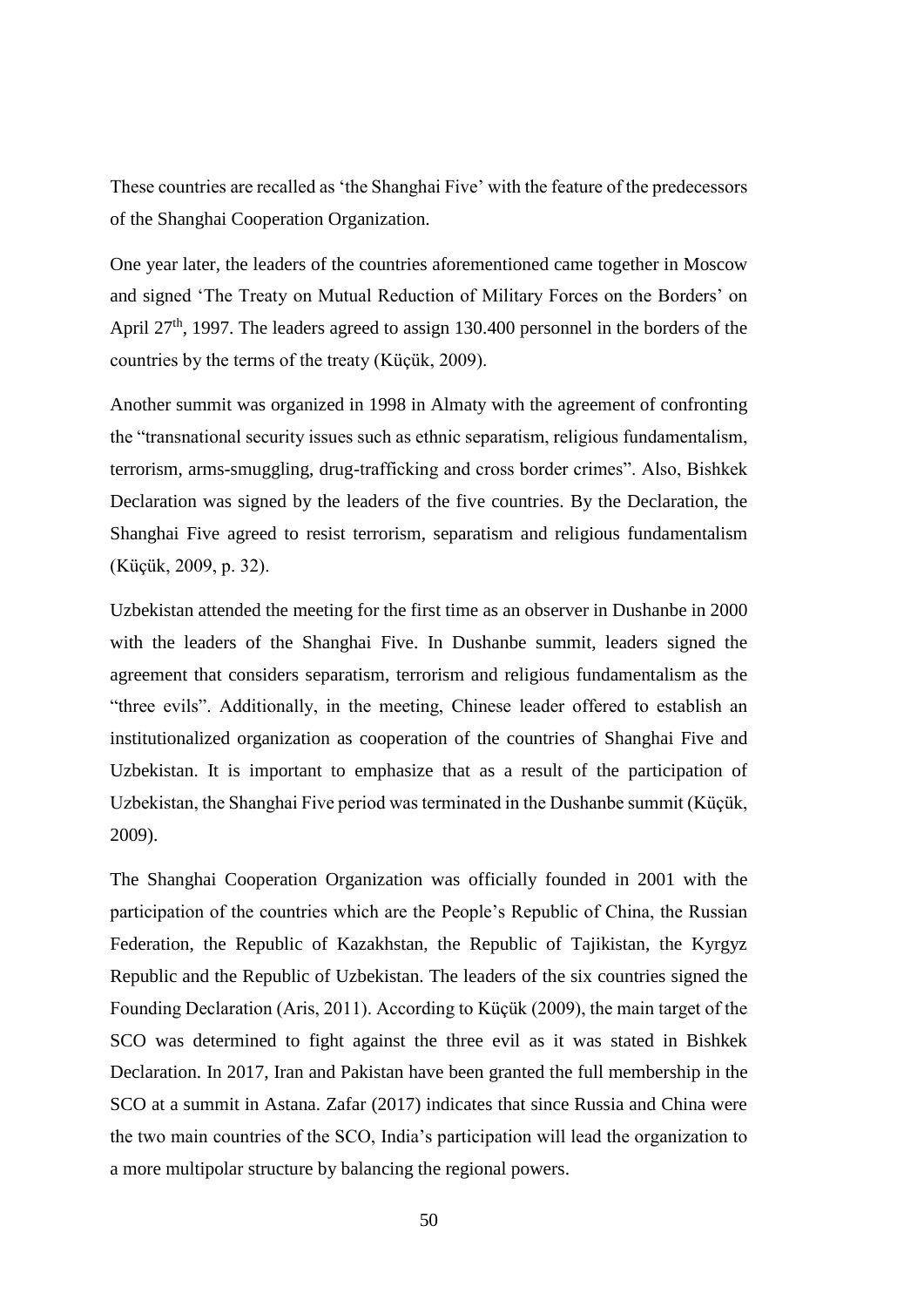These countries are recalled as 'the Shanghai Five' with the feature of the predecessors of the Shanghai Cooperation Organization.

One year later, the leaders of the countries aforementioned came together in Moscow and signed 'The Treaty on Mutual Reduction of Military Forces on the Borders' on April 27th, 1997. The leaders agreed to assign 130.400 personnel in the borders of the countries by the terms of the treaty (Küçük, 2009).

Another summit was organized in 1998 in Almaty with the agreement of confronting the "transnational security issues such as ethnic separatism, religious fundamentalism, terrorism, arms-smuggling, drug-trafficking and cross border crimes". Also, Bishkek Declaration was signed by the leaders of the five countries. By the Declaration, the Shanghai Five agreed to resist terrorism, separatism and religious fundamentalism (Küçük, 2009, p. 32).

Uzbekistan attended the meeting for the first time as an observer in Dushanbe in 2000 with the leaders of the Shanghai Five. In Dushanbe summit, leaders signed the agreement that considers separatism, terrorism and religious fundamentalism as the "three evils". Additionally, in the meeting, Chinese leader offered to establish an institutionalized organization as cooperation of the countries of Shanghai Five and Uzbekistan. It is important to emphasize that as a result of the participation of Uzbekistan, the Shanghai Five period was terminated in the Dushanbe summit (Küçük, 2009).

The Shanghai Cooperation Organization was officially founded in 2001 with the participation of the countries which are the People's Republic of China, the Russian Federation, the Republic of Kazakhstan, the Republic of Tajikistan, the Kyrgyz Republic and the Republic of Uzbekistan. The leaders of the six countries signed the Founding Declaration (Aris, 2011). According to Küçük (2009), the main target of the SCO was determined to fight against the three evil as it was stated in Bishkek Declaration. In 2017, Iran and Pakistan have been granted the full membership in the SCO at a summit in Astana. Zafar (2017) indicates that since Russia and China were the two main countries of the SCO, India's participation will lead the organization to a more multipolar structure by balancing the regional powers.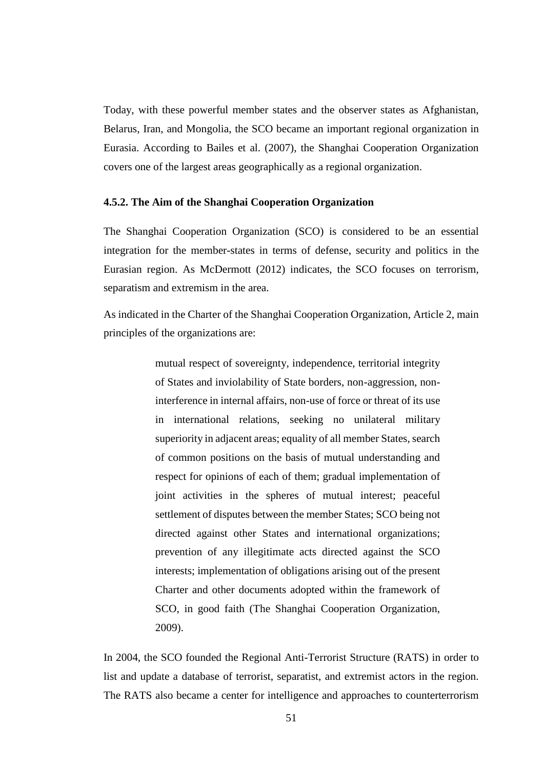Today, with these powerful member states and the observer states as Afghanistan, Belarus, Iran, and Mongolia, the SCO became an important regional organization in Eurasia. According to Bailes et al. (2007), the Shanghai Cooperation Organization covers one of the largest areas geographically as a regional organization.

### 4.5.2. The Aim of the Shanghai Cooperation Organization

The Shanghai Cooperation Organization (SCO) is considered to be an essential integration for the member-states in terms of defense, security and politics in the Eurasian region. As McDermott (2012) indicates, the SCO focuses on terrorism, separatism and extremism in the area.

As indicated in the Charter of the Shanghai Cooperation Organization, Article 2, main principles of the organizations are:

> mutual respect of sovereignty, independence, territorial integrity of States and inviolability of State borders, non-aggression, non-interference in internal affairs, non-use of force or threat of its use in international relations, seeking no unilateral military superiority in adjacent areas; equality of all member States, search of common positions on the basis of mutual understanding and respect for opinions of each of them; gradual implementation of joint activities in the spheres of mutual interest; peaceful settlement of disputes between the member States; SCO being not directed against other States and international organizations; prevention of any illegitimate acts directed against the SCO interests; implementation of obligations arising out of the present Charter and other documents adopted within the framework of SCO, in good faith (The Shanghai Cooperation Organization, 2009).

In 2004, the SCO founded the Regional Anti-Terrorist Structure (RATS) in order to list and update a database of terrorist, separatist, and extremist actors in the region. The RATS also became a center for intelligence and approaches to counterterrorism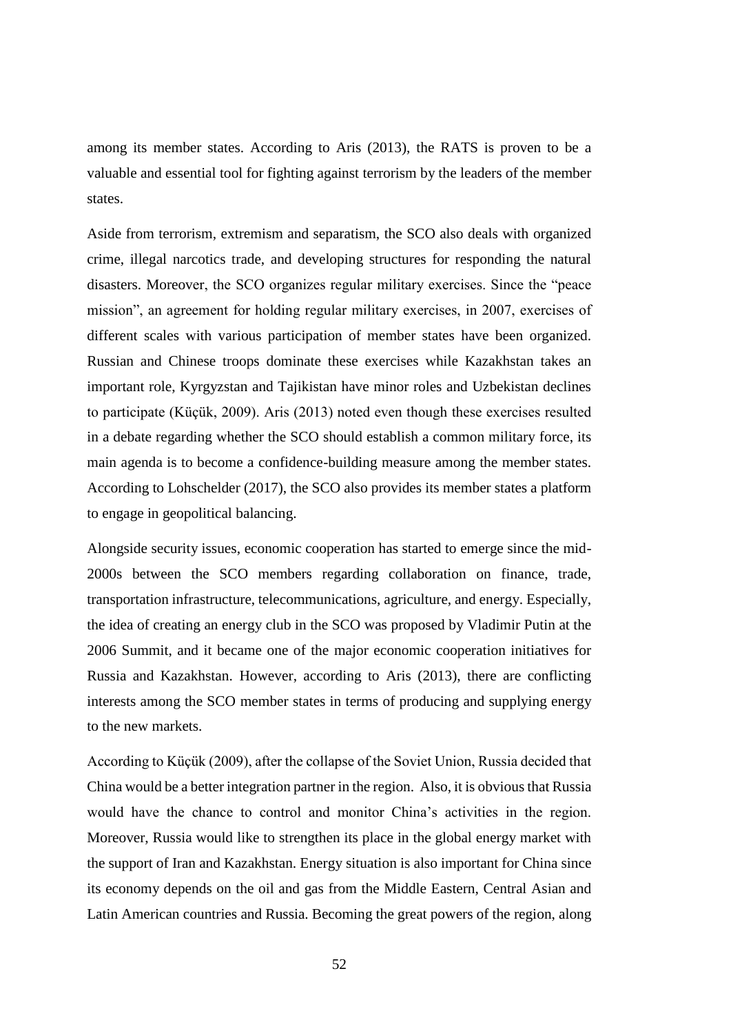among its member states. According to Aris (2013), the RATS is proven to be a valuable and essential tool for fighting against terrorism by the leaders of the member states.

Aside from terrorism, extremism and separatism, the SCO also deals with organized crime, illegal narcotics trade, and developing structures for responding the natural disasters. Moreover, the SCO organizes regular military exercises. Since the "peace mission", an agreement for holding regular military exercises, in 2007, exercises of different scales with various participation of member states have been organized. Russian and Chinese troops dominate these exercises while Kazakhstan takes an important role, Kyrgyzstan and Tajikistan have minor roles and Uzbekistan declines to participate (Küçük, 2009). Aris (2013) noted even though these exercises resulted in a debate regarding whether the SCO should establish a common military force, its main agenda is to become a confidence-building measure among the member states. According to Lohschelder (2017), the SCO also provides its member states a platform to engage in geopolitical balancing.

Alongside security issues, economic cooperation has started to emerge since the mid-2000s between the SCO members regarding collaboration on finance, trade, transportation infrastructure, telecommunications, agriculture, and energy. Especially, the idea of creating an energy club in the SCO was proposed by Vladimir Putin at the 2006 Summit, and it became one of the major economic cooperation initiatives for Russia and Kazakhstan. However, according to Aris (2013), there are conflicting interests among the SCO member states in terms of producing and supplying energy to the new markets.

According to Küçük (2009), after the collapse of the Soviet Union, Russia decided that China would be a better integration partner in the region. Also, it is obvious that Russia would have the chance to control and monitor China's activities in the region. Moreover, Russia would like to strengthen its place in the global energy market with the support of Iran and Kazakhstan. Energy situation is also important for China since its economy depends on the oil and gas from the Middle Eastern, Central Asian and Latin American countries and Russia. Becoming the great powers of the region, along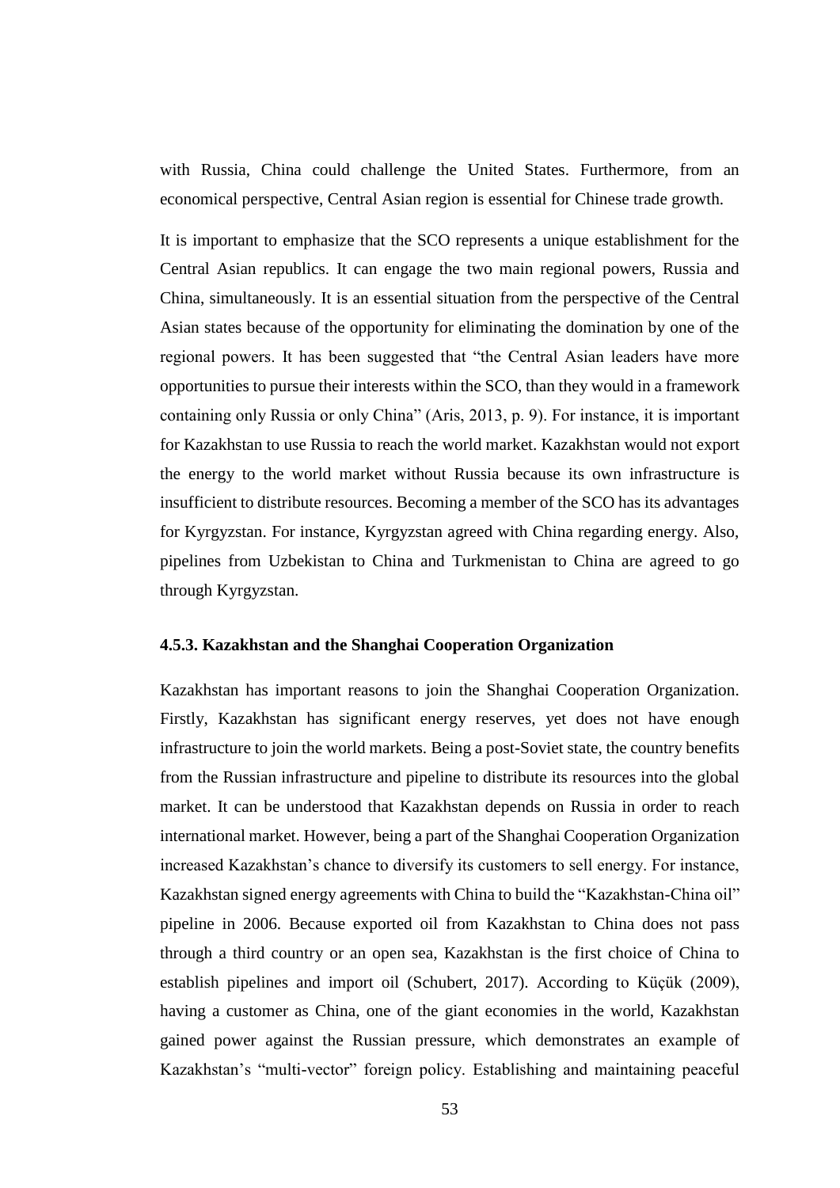with Russia, China could challenge the United States. Furthermore, from an economical perspective, Central Asian region is essential for Chinese trade growth.

It is important to emphasize that the SCO represents a unique establishment for the Central Asian republics. It can engage the two main regional powers, Russia and China, simultaneously. It is an essential situation from the perspective of the Central Asian states because of the opportunity for eliminating the domination by one of the regional powers. It has been suggested that "the Central Asian leaders have more opportunities to pursue their interests within the SCO, than they would in a framework containing only Russia or only China" (Aris, 2013, p. 9). For instance, it is important for Kazakhstan to use Russia to reach the world market. Kazakhstan would not export the energy to the world market without Russia because its own infrastructure is insufficient to distribute resources. Becoming a member of the SCO has its advantages for Kyrgyzstan. For instance, Kyrgyzstan agreed with China regarding energy. Also, pipelines from Uzbekistan to China and Turkmenistan to China are agreed to go through Kyrgyzstan.

#### 4.5.3. Kazakhstan and the Shanghai Cooperation Organization

Kazakhstan has important reasons to join the Shanghai Cooperation Organization. Firstly, Kazakhstan has significant energy reserves, yet does not have enough infrastructure to join the world markets. Being a post-Soviet state, the country benefits from the Russian infrastructure and pipeline to distribute its resources into the global market. It can be understood that Kazakhstan depends on Russia in order to reach international market. However, being a part of the Shanghai Cooperation Organization increased Kazakhstan's chance to diversify its customers to sell energy. For instance, Kazakhstan signed energy agreements with China to build the "Kazakhstan-China oil" pipeline in 2006. Because exported oil from Kazakhstan to China does not pass through a third country or an open sea, Kazakhstan is the first choice of China to establish pipelines and import oil (Schubert, 2017). According to Küçük (2009), having a customer as China, one of the giant economies in the world, Kazakhstan gained power against the Russian pressure, which demonstrates an example of Kazakhstan's "multi-vector" foreign policy. Establishing and maintaining peaceful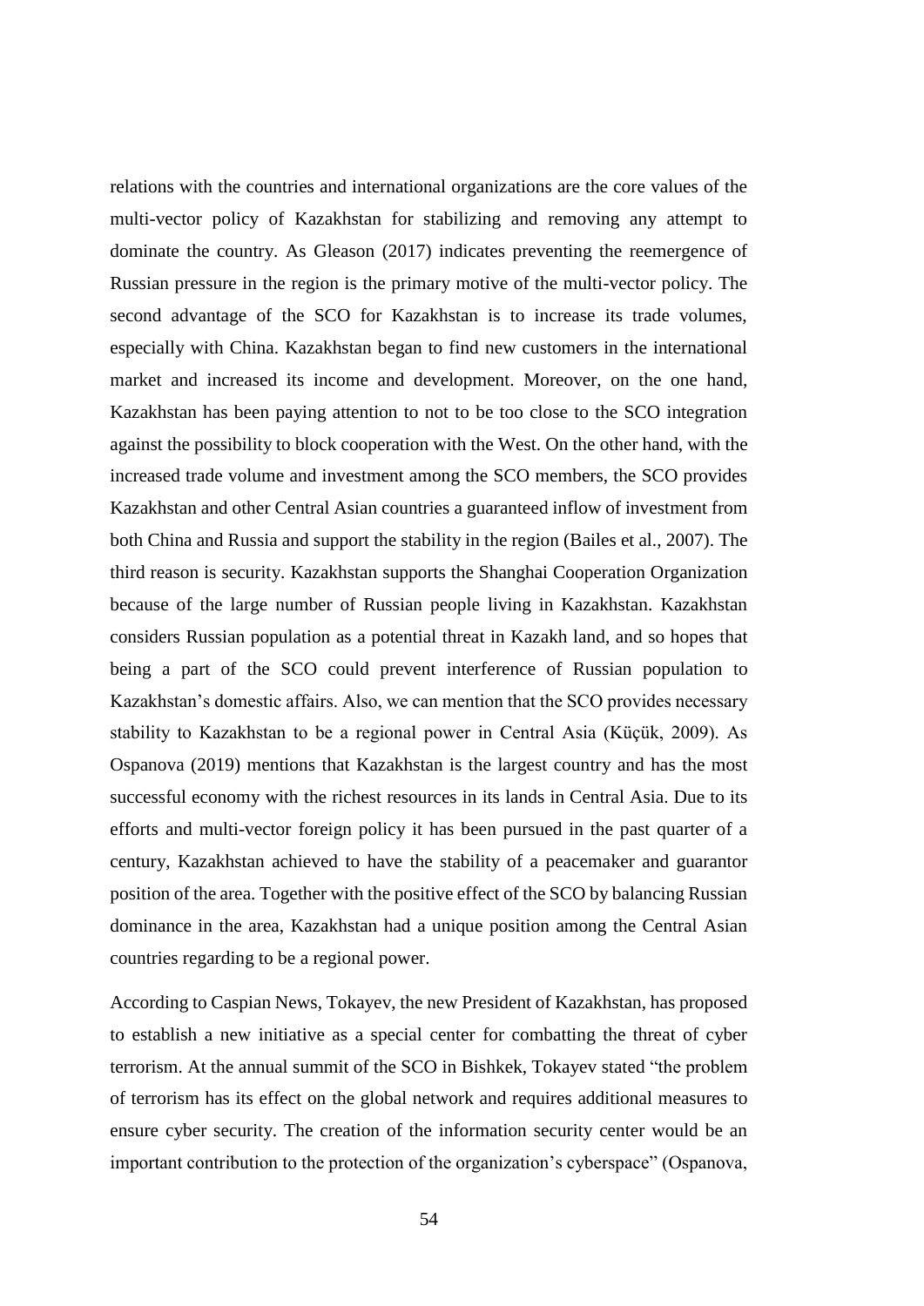relations with the countries and international organizations are the core values of the multi-vector policy of Kazakhstan for stabilizing and removing any attempt to dominate the country. As Gleason (2017) indicates preventing the reemergence of Russian pressure in the region is the primary motive of the multi-vector policy. The second advantage of the SCO for Kazakhstan is to increase its trade volumes, especially with China. Kazakhstan began to find new customers in the international market and increased its income and development. Moreover, on the one hand, Kazakhstan has been paying attention to not to be too close to the SCO integration against the possibility to block cooperation with the West. On the other hand, with the increased trade volume and investment among the SCO members, the SCO provides Kazakhstan and other Central Asian countries a guaranteed inflow of investment from both China and Russia and support the stability in the region (Bailes et al., 2007). The third reason is security. Kazakhstan supports the Shanghai Cooperation Organization because of the large number of Russian people living in Kazakhstan. Kazakhstan considers Russian population as a potential threat in Kazakh land, and so hopes that being a part of the SCO could prevent interference of Russian population to Kazakhstan's domestic affairs. Also, we can mention that the SCO provides necessary stability to Kazakhstan to be a regional power in Central Asia (Küçük, 2009). As Ospanova (2019) mentions that Kazakhstan is the largest country and has the most successful economy with the richest resources in its lands in Central Asia. Due to its efforts and multi-vector foreign policy it has been pursued in the past quarter of a century, Kazakhstan achieved to have the stability of a peacemaker and guarantor position of the area. Together with the positive effect of the SCO by balancing Russian dominance in the area, Kazakhstan had a unique position among the Central Asian countries regarding to be a regional power.

According to Caspian News, Tokayev, the new President of Kazakhstan, has proposed to establish a new initiative as a special center for combatting the threat of cyber terrorism. At the annual summit of the SCO in Bishkek, Tokayev stated "the problem of terrorism has its effect on the global network and requires additional measures to ensure cyber security. The creation of the information security center would be an important contribution to the protection of the organization's cyberspace" (Ospanova,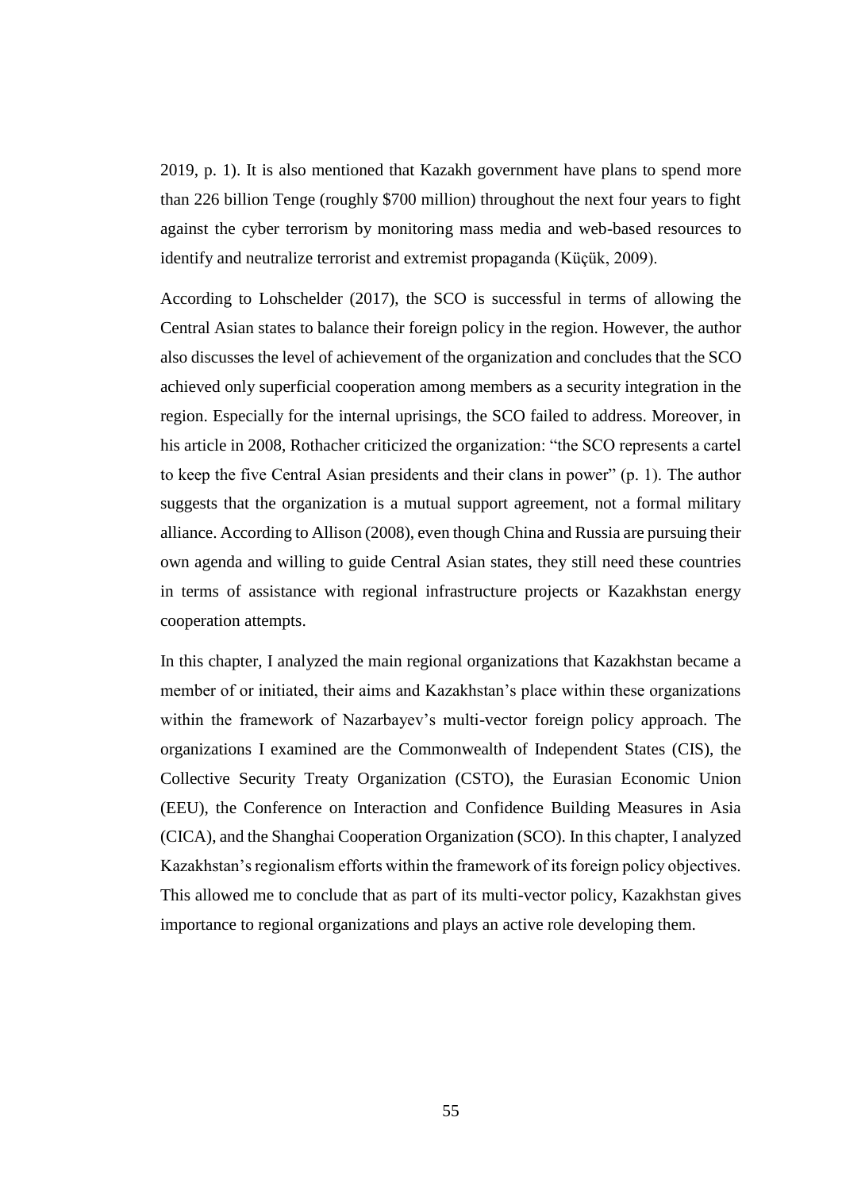2019, p. 1). It is also mentioned that Kazakh government have plans to spend more than 226 billion Tenge (roughly $700 million) throughout the next four years to fight against the cyber terrorism by monitoring mass media and web-based resources to identify and neutralize terrorist and extremist propaganda (Küçük, 2009).

According to Lohschelder (2017), the SCO is successful in terms of allowing the Central Asian states to balance their foreign policy in the region. However, the author also discusses the level of achievement of the organization and concludes that the SCO achieved only superficial cooperation among members as a security integration in the region. Especially for the internal uprisings, the SCO failed to address. Moreover, in his article in 2008, Rothacher criticized the organization: "the SCO represents a cartel to keep the five Central Asian presidents and their clans in power" (p. 1). The author suggests that the organization is a mutual support agreement, not a formal military alliance. According to Allison (2008), even though China and Russia are pursuing their own agenda and willing to guide Central Asian states, they still need these countries in terms of assistance with regional infrastructure projects or Kazakhstan energy cooperation attempts.

In this chapter, I analyzed the main regional organizations that Kazakhstan became a member of or initiated, their aims and Kazakhstan's place within these organizations within the framework of Nazarbayev's multi-vector foreign policy approach. The organizations I examined are the Commonwealth of Independent States (CIS), the Collective Security Treaty Organization (CSTO), the Eurasian Economic Union (EEU), the Conference on Interaction and Confidence Building Measures in Asia (CICA), and the Shanghai Cooperation Organization (SCO). In this chapter, I analyzed Kazakhstan's regionalism efforts within the framework of its foreign policy objectives. This allowed me to conclude that as part of its multi-vector policy, Kazakhstan gives importance to regional organizations and plays an active role developing them.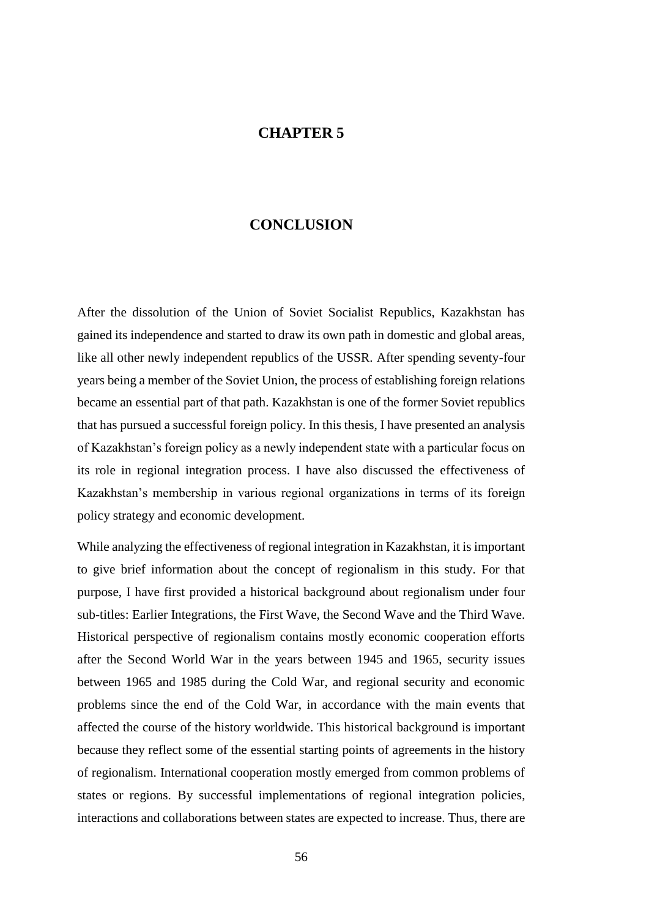# CHAPTER 5

# CONCLUSION

After the dissolution of the Union of Soviet Socialist Republics, Kazakhstan has gained its independence and started to draw its own path in domestic and global areas, like all other newly independent republics of the USSR. After spending seventy-four years being a member of the Soviet Union, the process of establishing foreign relations became an essential part of that path. Kazakhstan is one of the former Soviet republics that has pursued a successful foreign policy. In this thesis, I have presented an analysis of Kazakhstan's foreign policy as a newly independent state with a particular focus on its role in regional integration process. I have also discussed the effectiveness of Kazakhstan's membership in various regional organizations in terms of its foreign policy strategy and economic development.

While analyzing the effectiveness of regional integration in Kazakhstan, it is important to give brief information about the concept of regionalism in this study. For that purpose, I have first provided a historical background about regionalism under four sub-titles: Earlier Integrations, the First Wave, the Second Wave and the Third Wave. Historical perspective of regionalism contains mostly economic cooperation efforts after the Second World War in the years between 1945 and 1965, security issues between 1965 and 1985 during the Cold War, and regional security and economic problems since the end of the Cold War, in accordance with the main events that affected the course of the history worldwide. This historical background is important because they reflect some of the essential starting points of agreements in the history of regionalism. International cooperation mostly emerged from common problems of states or regions. By successful implementations of regional integration policies, interactions and collaborations between states are expected to increase. Thus, there are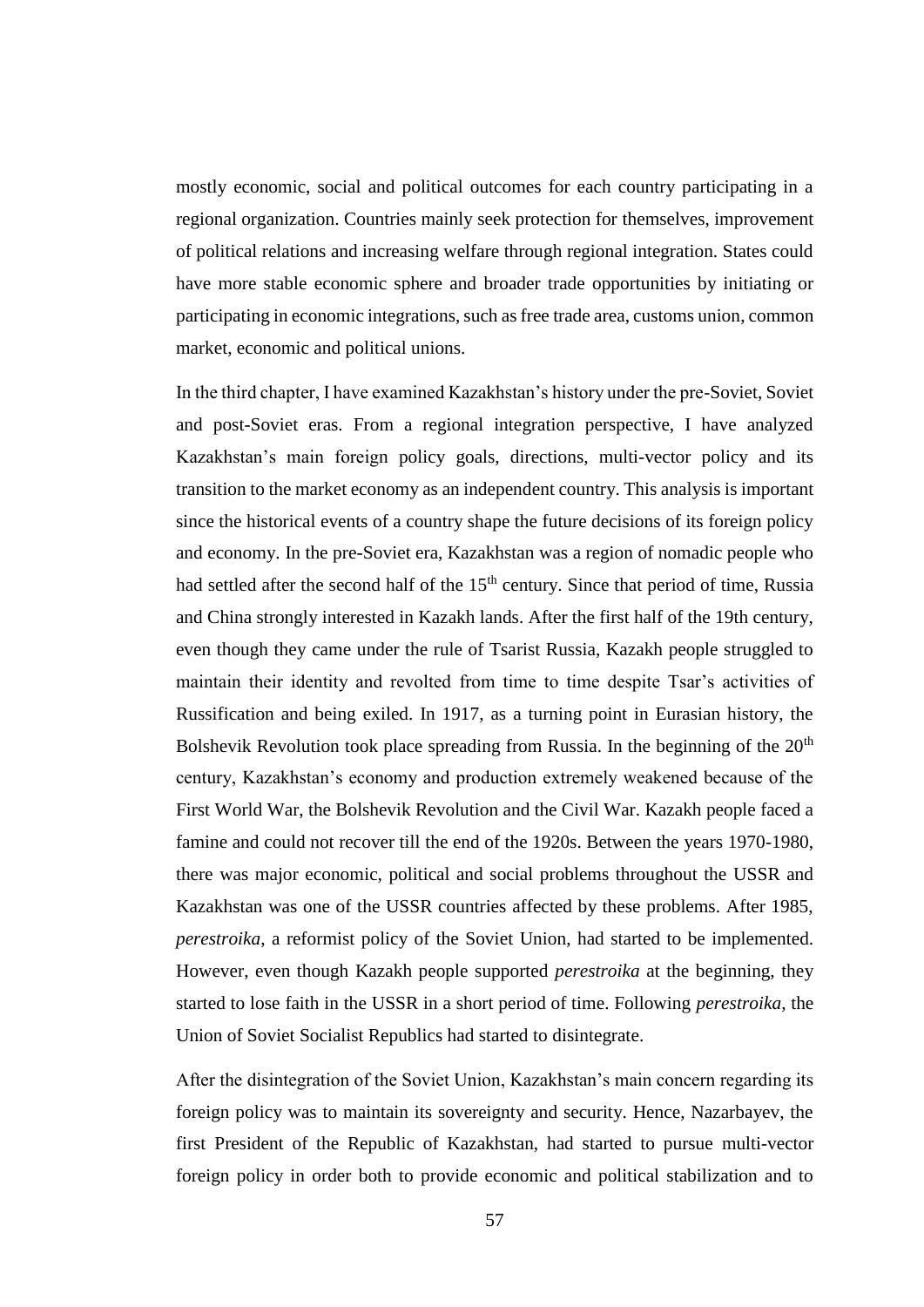mostly economic, social and political outcomes for each country participating in a regional organization. Countries mainly seek protection for themselves, improvement of political relations and increasing welfare through regional integration. States could have more stable economic sphere and broader trade opportunities by initiating or participating in economic integrations, such as free trade area, customs union, common market, economic and political unions.

In the third chapter, I have examined Kazakhstan's history under the pre-Soviet, Soviet and post-Soviet eras. From a regional integration perspective, I have analyzed Kazakhstan's main foreign policy goals, directions, multi-vector policy and its transition to the market economy as an independent country. This analysis is important since the historical events of a country shape the future decisions of its foreign policy and economy. In the pre-Soviet era, Kazakhstan was a region of nomadic people who had settled after the second half of the 15th century. Since that period of time, Russia and China strongly interested in Kazakh lands. After the first half of the 19th century, even though they came under the rule of Tsarist Russia, Kazakh people struggled to maintain their identity and revolted from time to time despite Tsar's activities of Russification and being exiled. In 1917, as a turning point in Eurasian history, the Bolshevik Revolution took place spreading from Russia. In the beginning of the 20th century, Kazakhstan's economy and production extremely weakened because of the First World War, the Bolshevik Revolution and the Civil War. Kazakh people faced a famine and could not recover till the end of the 1920s. Between the years 1970-1980, there was major economic, political and social problems throughout the USSR and Kazakhstan was one of the USSR countries affected by these problems. After 1985, *perestroika*, a reformist policy of the Soviet Union, had started to be implemented. However, even though Kazakh people supported *perestroika* at the beginning, they started to lose faith in the USSR in a short period of time. Following *perestroika*, the Union of Soviet Socialist Republics had started to disintegrate.

After the disintegration of the Soviet Union, Kazakhstan's main concern regarding its foreign policy was to maintain its sovereignty and security. Hence, Nazarbayev, the first President of the Republic of Kazakhstan, had started to pursue multi-vector foreign policy in order both to provide economic and political stabilization and to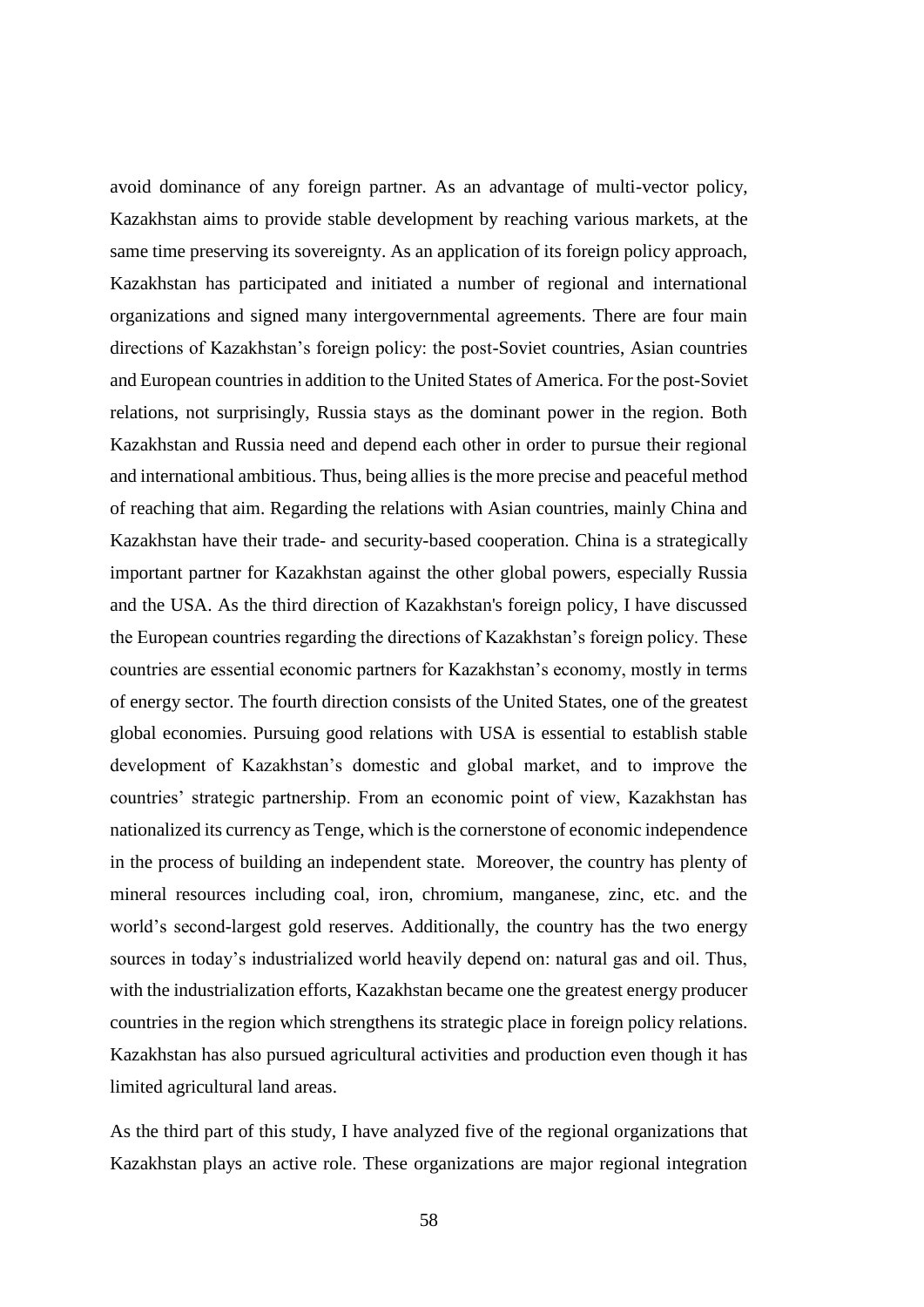avoid dominance of any foreign partner. As an advantage of multi-vector policy, Kazakhstan aims to provide stable development by reaching various markets, at the same time preserving its sovereignty. As an application of its foreign policy approach, Kazakhstan has participated and initiated a number of regional and international organizations and signed many intergovernmental agreements. There are four main directions of Kazakhstan's foreign policy: the post-Soviet countries, Asian countries and European countries in addition to the United States of America. For the post-Soviet relations, not surprisingly, Russia stays as the dominant power in the region. Both Kazakhstan and Russia need and depend each other in order to pursue their regional and international ambitious. Thus, being allies is the more precise and peaceful method of reaching that aim. Regarding the relations with Asian countries, mainly China and Kazakhstan have their trade- and security-based cooperation. China is a strategically important partner for Kazakhstan against the other global powers, especially Russia and the USA. As the third direction of Kazakhstan's foreign policy, I have discussed the European countries regarding the directions of Kazakhstan's foreign policy. These countries are essential economic partners for Kazakhstan's economy, mostly in terms of energy sector. The fourth direction consists of the United States, one of the greatest global economies. Pursuing good relations with USA is essential to establish stable development of Kazakhstan's domestic and global market, and to improve the countries' strategic partnership. From an economic point of view, Kazakhstan has nationalized its currency as Tenge, which is the cornerstone of economic independence in the process of building an independent state. Moreover, the country has plenty of mineral resources including coal, iron, chromium, manganese, zinc, etc. and the world's second-largest gold reserves. Additionally, the country has the two energy sources in today's industrialized world heavily depend on: natural gas and oil. Thus, with the industrialization efforts, Kazakhstan became one the greatest energy producer countries in the region which strengthens its strategic place in foreign policy relations. Kazakhstan has also pursued agricultural activities and production even though it has limited agricultural land areas.

As the third part of this study, I have analyzed five of the regional organizations that Kazakhstan plays an active role. These organizations are major regional integration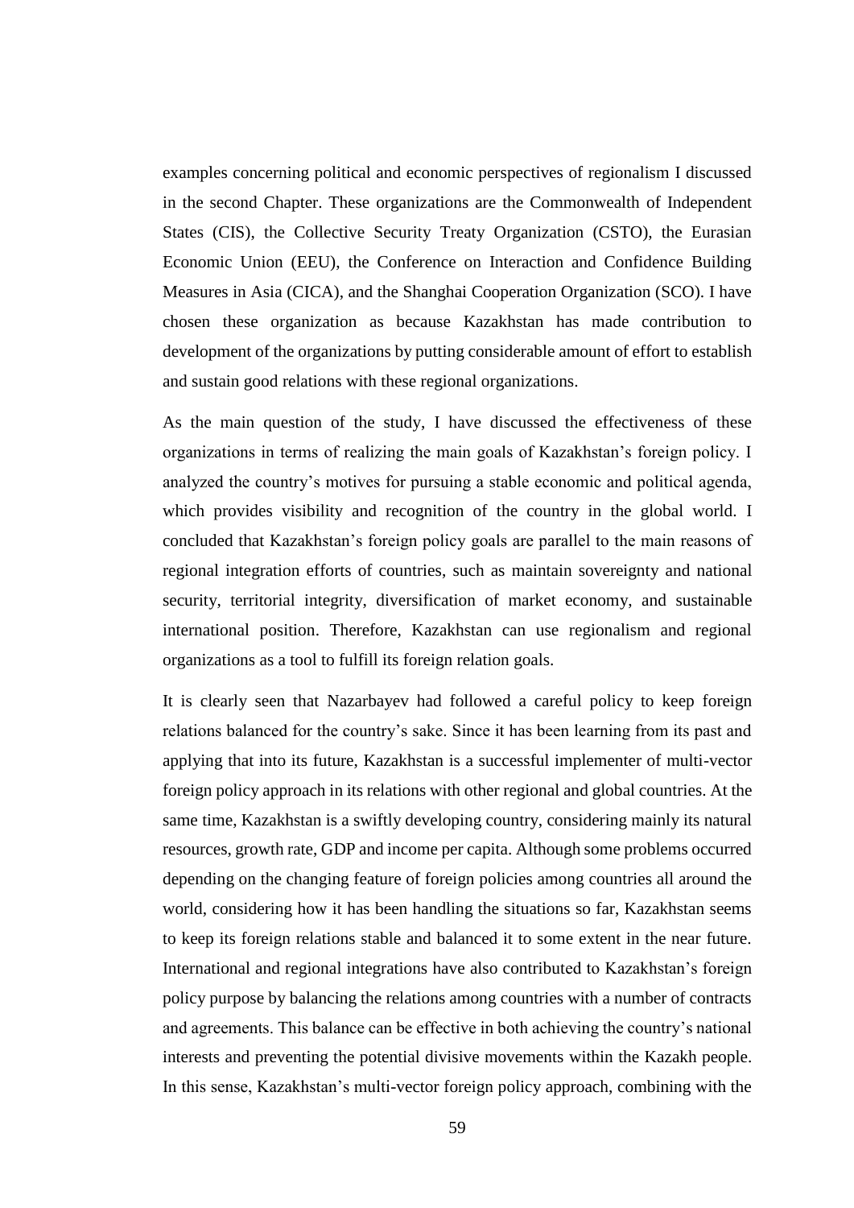examples concerning political and economic perspectives of regionalism I discussed in the second Chapter. These organizations are the Commonwealth of Independent States (CIS), the Collective Security Treaty Organization (CSTO), the Eurasian Economic Union (EEU), the Conference on Interaction and Confidence Building Measures in Asia (CICA), and the Shanghai Cooperation Organization (SCO). I have chosen these organization as because Kazakhstan has made contribution to development of the organizations by putting considerable amount of effort to establish and sustain good relations with these regional organizations.

As the main question of the study, I have discussed the effectiveness of these organizations in terms of realizing the main goals of Kazakhstan's foreign policy. I analyzed the country's motives for pursuing a stable economic and political agenda, which provides visibility and recognition of the country in the global world. I concluded that Kazakhstan's foreign policy goals are parallel to the main reasons of regional integration efforts of countries, such as maintain sovereignty and national security, territorial integrity, diversification of market economy, and sustainable international position. Therefore, Kazakhstan can use regionalism and regional organizations as a tool to fulfill its foreign relation goals.

It is clearly seen that Nazarbayev had followed a careful policy to keep foreign relations balanced for the country's sake. Since it has been learning from its past and applying that into its future, Kazakhstan is a successful implementer of multi-vector foreign policy approach in its relations with other regional and global countries. At the same time, Kazakhstan is a swiftly developing country, considering mainly its natural resources, growth rate, GDP and income per capita. Although some problems occurred depending on the changing feature of foreign policies among countries all around the world, considering how it has been handling the situations so far, Kazakhstan seems to keep its foreign relations stable and balanced it to some extent in the near future. International and regional integrations have also contributed to Kazakhstan's foreign policy purpose by balancing the relations among countries with a number of contracts and agreements. This balance can be effective in both achieving the country's national interests and preventing the potential divisive movements within the Kazakh people. In this sense, Kazakhstan's multi-vector foreign policy approach, combining with the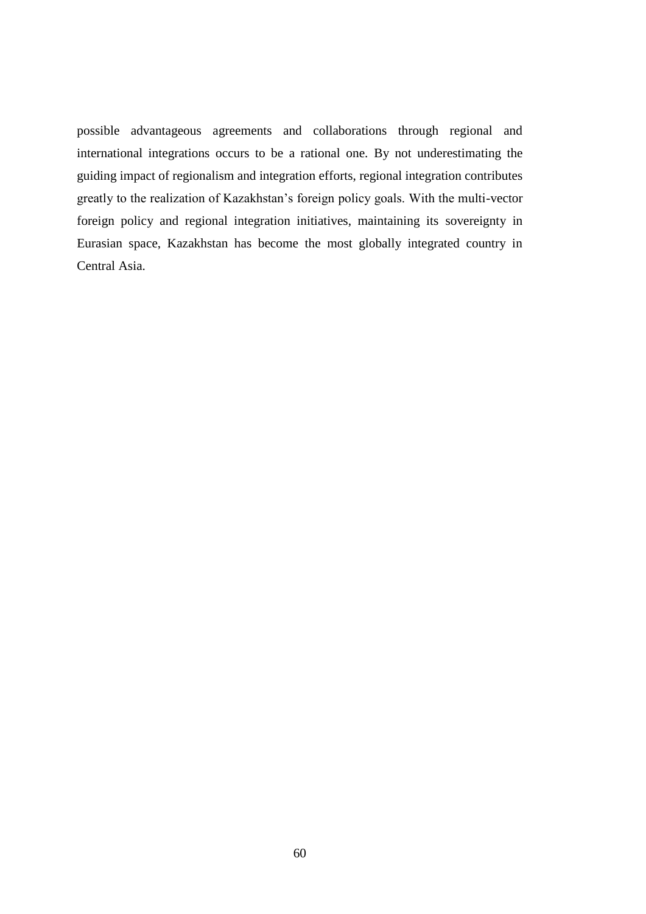possible advantageous agreements and collaborations through regional and international integrations occurs to be a rational one. By not underestimating the guiding impact of regionalism and integration efforts, regional integration contributes greatly to the realization of Kazakhstan's foreign policy goals. With the multi-vector foreign policy and regional integration initiatives, maintaining its sovereignty in Eurasian space, Kazakhstan has become the most globally integrated country in Central Asia.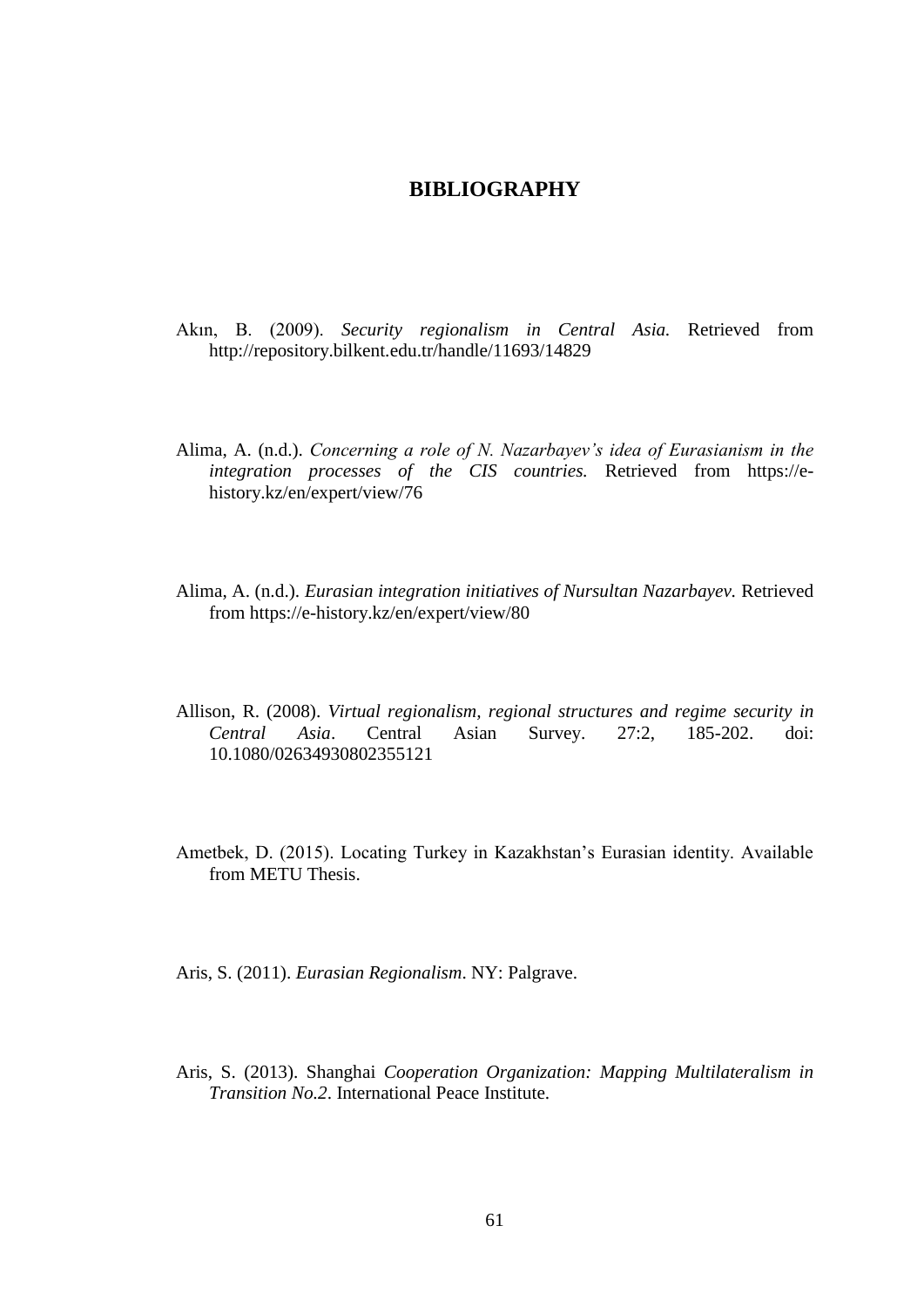# BIBLIOGRAPHY

Akın, B. (2009). *Security regionalism in Central Asia.* Retrieved from http://repository.bilkent.edu.tr/handle/11693/14829

Alima, A. (n.d.). *Concerning a role of N. Nazarbayev's idea of Eurasianism in the integration processes of the CIS countries.* Retrieved from https://e-history.kz/en/expert/view/76

Alima, A. (n.d.). *Eurasian integration initiatives of Nursultan Nazarbayev.* Retrieved from https://e-history.kz/en/expert/view/80

Allison, R. (2008). *Virtual regionalism, regional structures and regime security in Central Asia*. Central Asian Survey. 27:2, 185-202. doi: 10.1080/02634930802355121

Ametbek, D. (2015). Locating Turkey in Kazakhstan's Eurasian identity. Available from METU Thesis.

Aris, S. (2011). *Eurasian Regionalism*. NY: Palgrave.

Aris, S. (2013). Shanghai *Cooperation Organization: Mapping Multilateralism in Transition No.2*. International Peace Institute.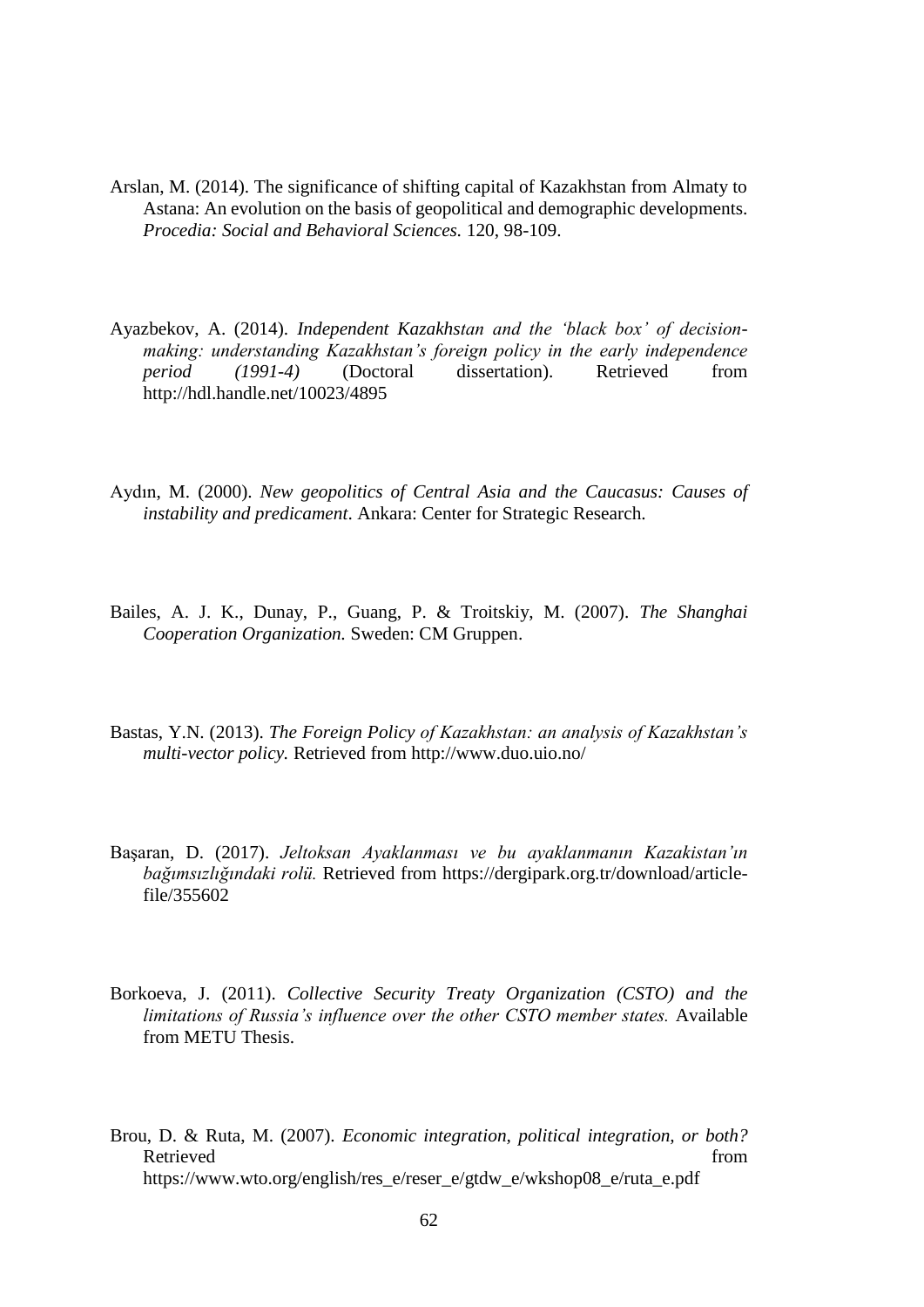Arslan, M. (2014). The significance of shifting capital of Kazakhstan from Almaty to Astana: An evolution on the basis of geopolitical and demographic developments. *Procedia: Social and Behavioral Sciences.* 120, 98-109.

Ayazbekov, A. (2014). *Independent Kazakhstan and the 'black box' of decision-making: understanding Kazakhstan's foreign policy in the early independence period (1991-4)* (Doctoral dissertation). Retrieved from http://hdl.handle.net/10023/4895

Aydın, M. (2000). *New geopolitics of Central Asia and the Caucasus: Causes of instability and predicament*. Ankara: Center for Strategic Research.

Bailes, A. J. K., Dunay, P., Guang, P. & Troitskiy, M. (2007). *The Shanghai Cooperation Organization.* Sweden: CM Gruppen.

Bastas, Y.N. (2013). *The Foreign Policy of Kazakhstan: an analysis of Kazakhstan's multi-vector policy.* Retrieved from http://www.duo.uio.no/

Başaran, D. (2017). *Jeltoksan Ayaklanması ve bu ayaklanmanın Kazakistan'ın bağımsızlığındaki rolü.* Retrieved from https://dergipark.org.tr/download/article-file/355602

Borkoeva, J. (2011). *Collective Security Treaty Organization (CSTO) and the limitations of Russia's influence over the other CSTO member states.* Available from METU Thesis.

Brou, D. & Ruta, M. (2007). *Economic integration, political integration, or both?* Retrieved from https://www.wto.org/english/res_e/reser_e/gtdw_e/wkshop08_e/ruta_e.pdf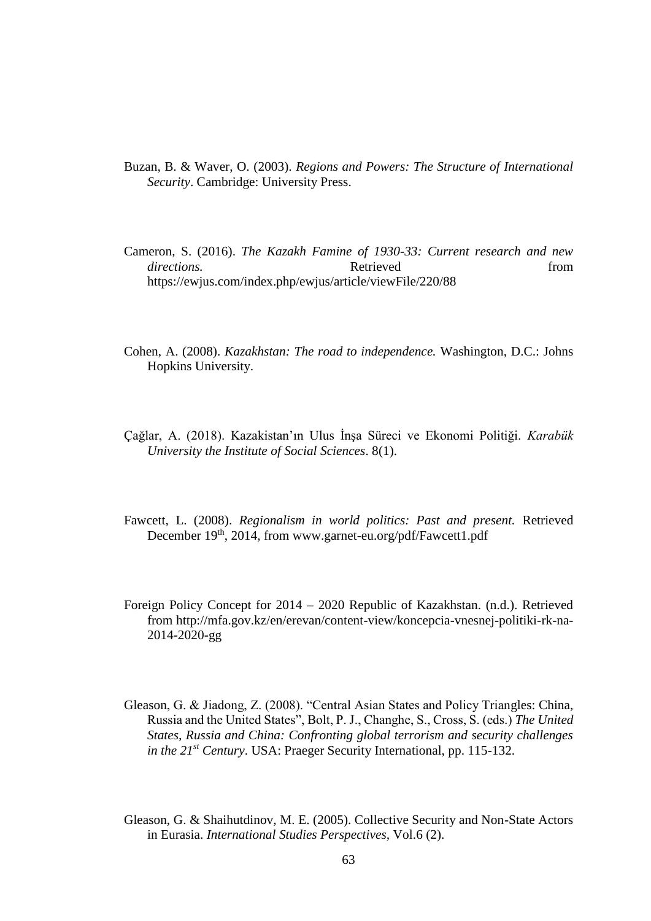Buzan, B. & Waver, O. (2003). *Regions and Powers: The Structure of International Security*. Cambridge: University Press.

Cameron, S. (2016). *The Kazakh Famine of 1930-33: Current research and new directions.* Retrieved from https://ewjus.com/index.php/ewjus/article/viewFile/220/88

Cohen, A. (2008). *Kazakhstan: The road to independence.* Washington, D.C.: Johns Hopkins University.

Çağlar, A. (2018). Kazakistan'ın Ulus İnşa Süreci ve Ekonomi Politiği. *Karabük University the Institute of Social Sciences*. 8(1).

Fawcett, L. (2008). *Regionalism in world politics: Past and present.* Retrieved December 19th, 2014, from www.garnet-eu.org/pdf/Fawcett1.pdf

Foreign Policy Concept for 2014 – 2020 Republic of Kazakhstan. (n.d.). Retrieved from http://mfa.gov.kz/en/erevan/content-view/koncepcia-vnesnej-politiki-rk-na-2014-2020-gg

Gleason, G. & Jiadong, Z. (2008). "Central Asian States and Policy Triangles: China, Russia and the United States", Bolt, P. J., Changhe, S., Cross, S. (eds.) *The United States, Russia and China: Confronting global terrorism and security challenges in the 21st Century*. USA: Praeger Security International, pp. 115-132.

Gleason, G. & Shaihutdinov, M. E. (2005). Collective Security and Non-State Actors in Eurasia. *International Studies Perspectives,* Vol.6 (2).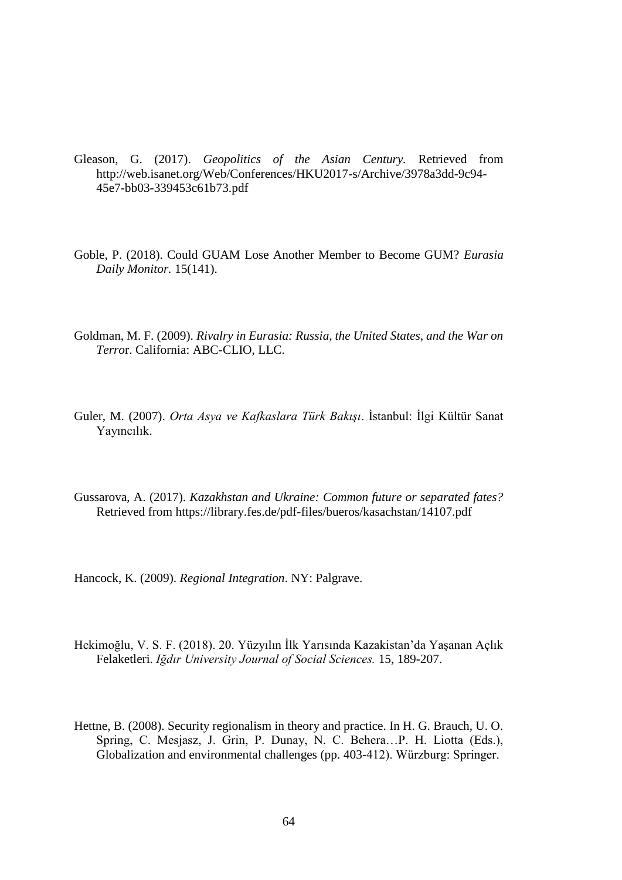Gleason, G. (2017). *Geopolitics of the Asian Century.* Retrieved from http://web.isanet.org/Web/Conferences/HKU2017-s/Archive/3978a3dd-9c94-45e7-bb03-339453c61b73.pdf

Goble, P. (2018). Could GUAM Lose Another Member to Become GUM? *Eurasia Daily Monitor.* 15(141).

Goldman, M. F. (2009). *Rivalry in Eurasia: Russia, the United States, and the War on Terro*r. California: ABC-CLIO, LLC.

Guler, M. (2007). *Orta Asya ve Kafkaslara Türk Bakışı*. İstanbul: İlgi Kültür Sanat Yayıncılık.

Gussarova, A. (2017). *Kazakhstan and Ukraine: Common future or separated fates?* Retrieved from https://library.fes.de/pdf-files/bueros/kasachstan/14107.pdf

Hancock, K. (2009). *Regional Integration*. NY: Palgrave.

Hekimoğlu, V. S. F. (2018). 20. Yüzyılın İlk Yarısında Kazakistan'da Yaşanan Açlık Felaketleri. *Iğdır University Journal of Social Sciences.* 15, 189-207.

Hettne, B. (2008). Security regionalism in theory and practice. In H. G. Brauch, U. O. Spring, C. Mesjasz, J. Grin, P. Dunay, N. C. Behera…P. H. Liotta (Eds.), Globalization and environmental challenges (pp. 403-412). Würzburg: Springer.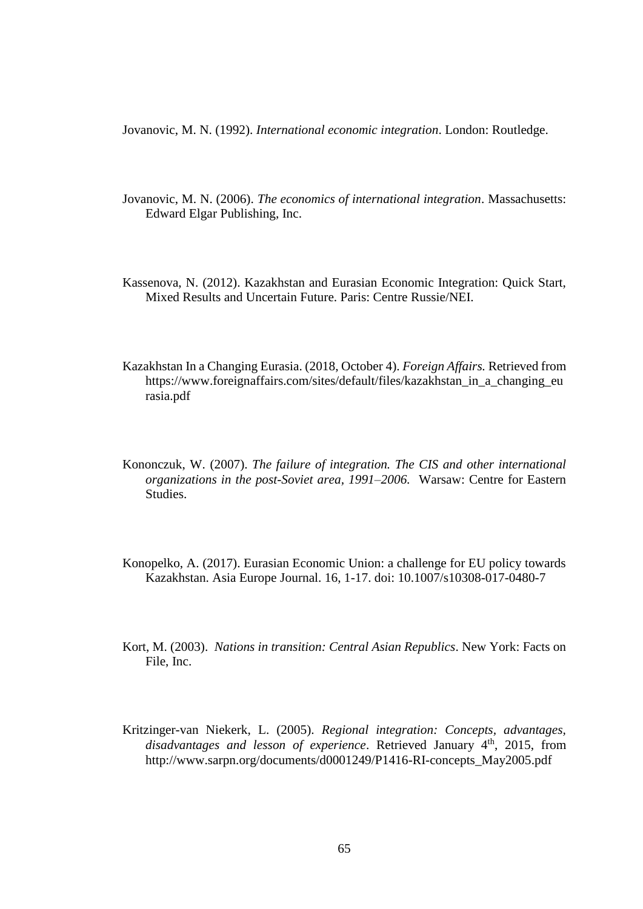Jovanovic, M. N. (1992). *International economic integration*. London: Routledge.

Jovanovic, M. N. (2006). *The economics of international integration*. Massachusetts: Edward Elgar Publishing, Inc.

Kassenova, N. (2012). Kazakhstan and Eurasian Economic Integration: Quick Start, Mixed Results and Uncertain Future. Paris: Centre Russie/NEI.

Kazakhstan In a Changing Eurasia. (2018, October 4). *Foreign Affairs.* Retrieved from https://www.foreignaffairs.com/sites/default/files/kazakhstan_in_a_changing_eurasia.pdf

Kononczuk, W. (2007). *The failure of integration. The CIS and other international organizations in the post-Soviet area, 1991–2006.* Warsaw: Centre for Eastern Studies.

Konopelko, A. (2017). Eurasian Economic Union: a challenge for EU policy towards Kazakhstan. Asia Europe Journal. 16, 1-17. doi: 10.1007/s10308-017-0480-7

Kort, M. (2003). *Nations in transition: Central Asian Republics*. New York: Facts on File, Inc.

Kritzinger-van Niekerk, L. (2005). *Regional integration: Concepts, advantages, disadvantages and lesson of experience*. Retrieved January 4th, 2015, from http://www.sarpn.org/documents/d0001249/P1416-RI-concepts_May2005.pdf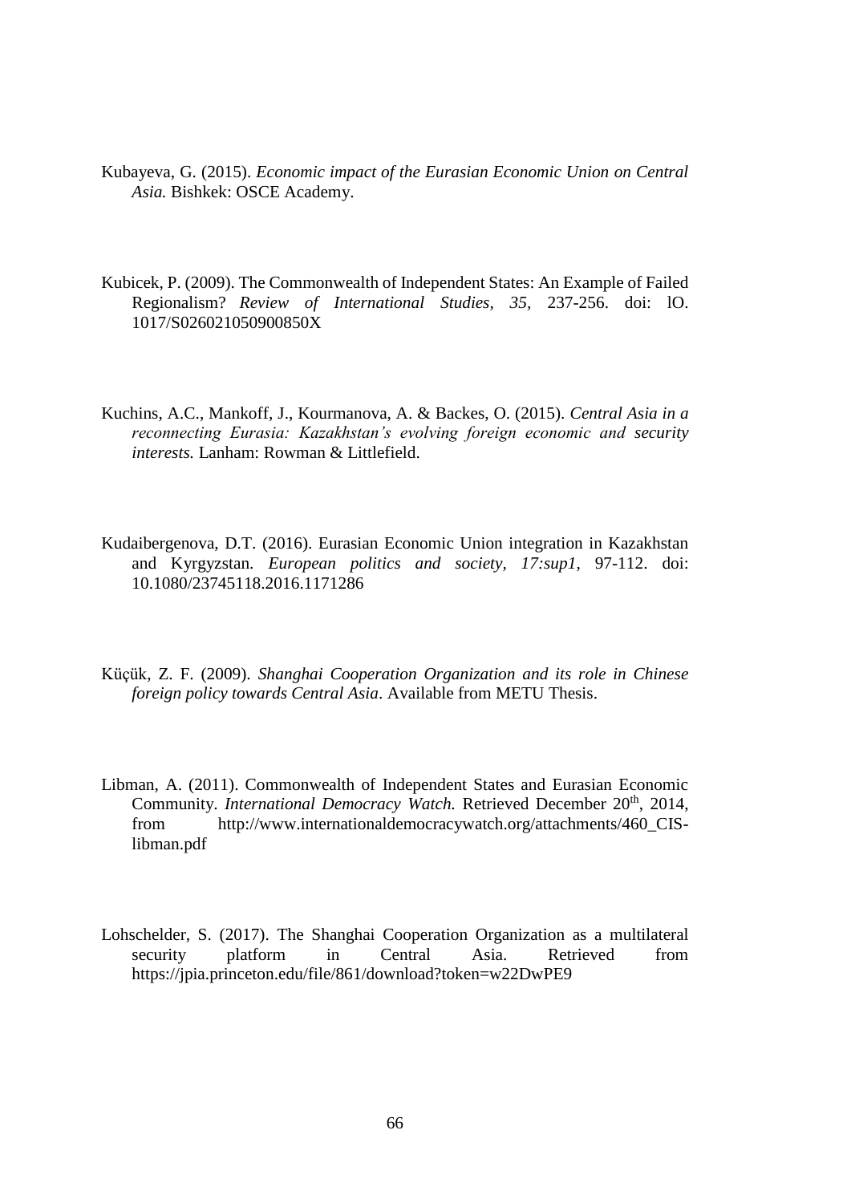Kubayeva, G. (2015). *Economic impact of the Eurasian Economic Union on Central Asia.* Bishkek: OSCE Academy.

Kubicek, P. (2009). The Commonwealth of Independent States: An Example of Failed Regionalism? *Review of International Studies, 35*, 237-256. doi: lO. 1017/S026021050900850X

Kuchins, A.C., Mankoff, J., Kourmanova, A. & Backes, O. (2015). *Central Asia in a reconnecting Eurasia: Kazakhstan's evolving foreign economic and security interests.* Lanham: Rowman & Littlefield.

Kudaibergenova, D.T. (2016). Eurasian Economic Union integration in Kazakhstan and Kyrgyzstan. *European politics and society, 17:sup1*, 97-112. doi: 10.1080/23745118.2016.1171286

Küçük, Z. F. (2009). *Shanghai Cooperation Organization and its role in Chinese foreign policy towards Central Asia*. Available from METU Thesis.

Libman, A. (2011). Commonwealth of Independent States and Eurasian Economic Community. *International Democracy Watch.* Retrieved December 20th, 2014, from http://www.internationaldemocracywatch.org/attachments/460_CIS-libman.pdf

Lohschelder, S. (2017). The Shanghai Cooperation Organization as a multilateral security platform in Central Asia. Retrieved from https://jpia.princeton.edu/file/861/download?token=w22DwPE9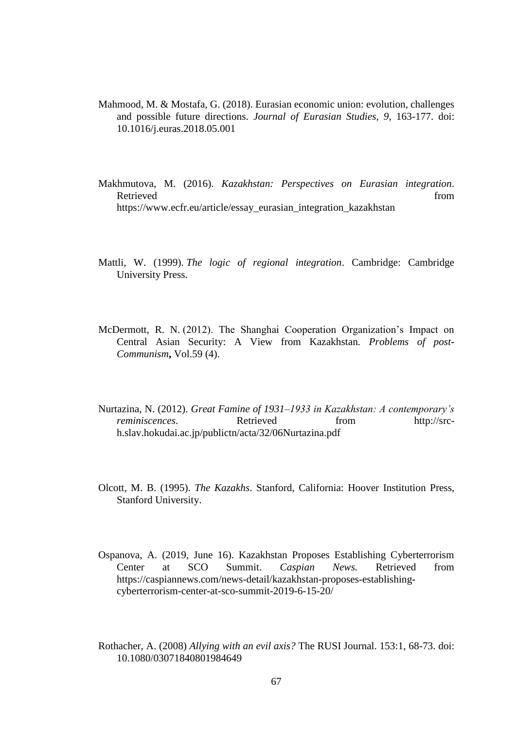Mahmood, M. & Mostafa, G. (2018). Eurasian economic union: evolution, challenges and possible future directions. *Journal of Eurasian Studies, 9*, 163-177. doi: 10.1016/j.euras.2018.05.001

Makhmutova, M. (2016). *Kazakhstan: Perspectives on Eurasian integration*. Retrieved from https://www.ecfr.eu/article/essay_eurasian_integration_kazakhstan

Mattli, W. (1999). *The logic of regional integration*. Cambridge: Cambridge University Press.

McDermott, R. N. (2012). The Shanghai Cooperation Organization's Impact on Central Asian Security: A View from Kazakhstan. *Problems of post-Communism***,** Vol.59 (4).

Nurtazina, N. (2012). *Great Famine of 1931–1933 in Kazakhstan: A contemporary's reminiscences*. Retrieved from http://src-h.slav.hokudai.ac.jp/publictn/acta/32/06Nurtazina.pdf

Olcott, M. B. (1995). *The Kazakhs*. Stanford, California: Hoover Institution Press, Stanford University.

Ospanova, A. (2019, June 16). Kazakhstan Proposes Establishing Cyberterrorism Center at SCO Summit. *Caspian News.* Retrieved from https://caspiannews.com/news-detail/kazakhstan-proposes-establishing-cyberterrorism-center-at-sco-summit-2019-6-15-20/

Rothacher, A. (2008) *Allying with an evil axis?* The RUSI Journal. 153:1, 68-73. doi: 10.1080/03071840801984649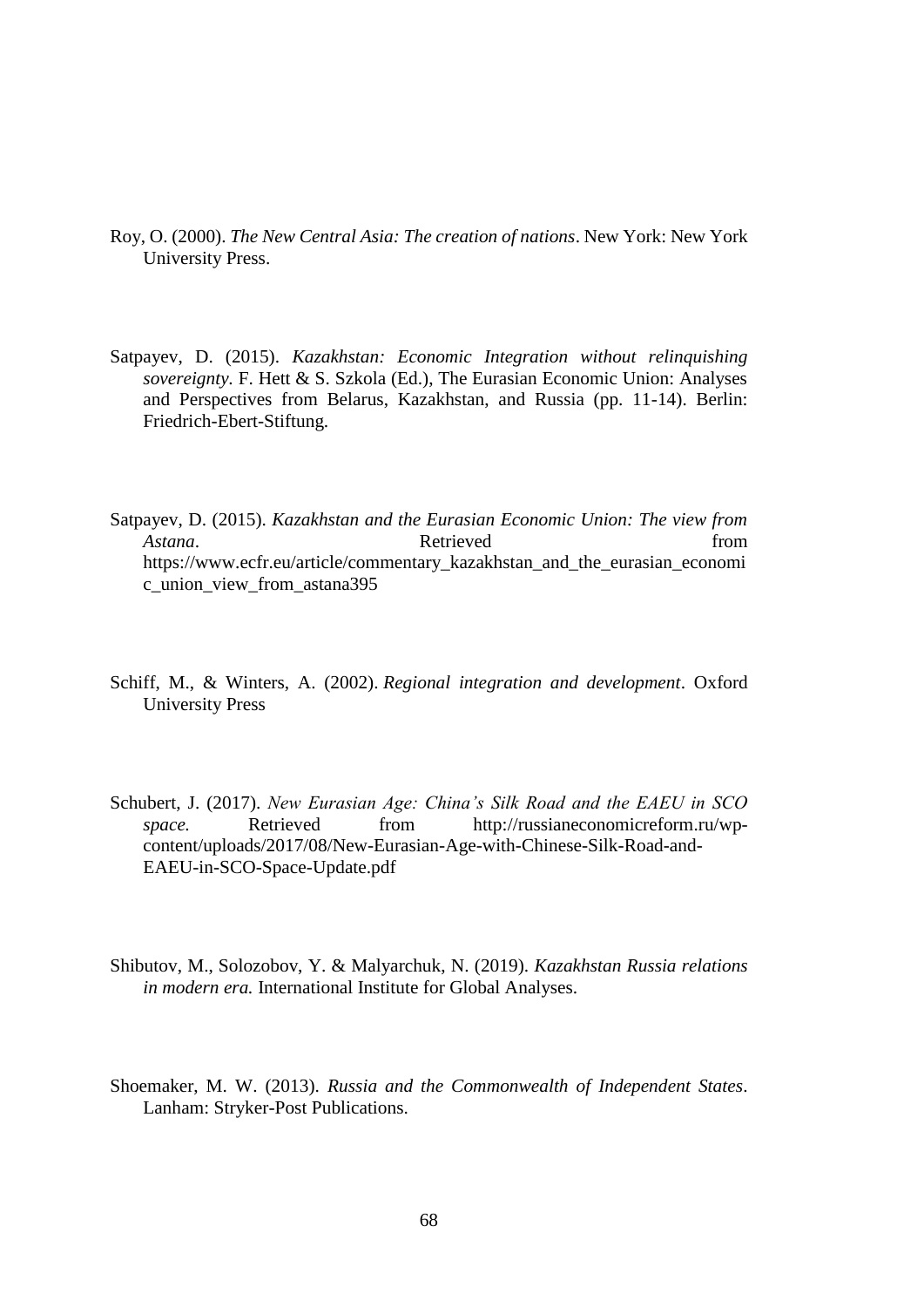Roy, O. (2000). *The New Central Asia: The creation of nations*. New York: New York University Press.

Satpayev, D. (2015). *Kazakhstan: Economic Integration without relinquishing sovereignty.* F. Hett & S. Szkola (Ed.), The Eurasian Economic Union: Analyses and Perspectives from Belarus, Kazakhstan, and Russia (pp. 11-14). Berlin: Friedrich-Ebert-Stiftung.

Satpayev, D. (2015). *Kazakhstan and the Eurasian Economic Union: The view from Astana*. Retrieved from https://www.ecfr.eu/article/commentary_kazakhstan_and_the_eurasian_economic_union_view_from_astana395

Schiff, M., & Winters, A. (2002). *Regional integration and development*. Oxford University Press

Schubert, J. (2017). *New Eurasian Age: China's Silk Road and the EAEU in SCO space.* Retrieved from http://russianeconomicreform.ru/wp-content/uploads/2017/08/New-Eurasian-Age-with-Chinese-Silk-Road-and-EAEU-in-SCO-Space-Update.pdf

Shibutov, M., Solozobov, Y. & Malyarchuk, N. (2019). *Kazakhstan Russia relations in modern era.* International Institute for Global Analyses.

Shoemaker, M. W. (2013). *Russia and the Commonwealth of Independent States*. Lanham: Stryker-Post Publications.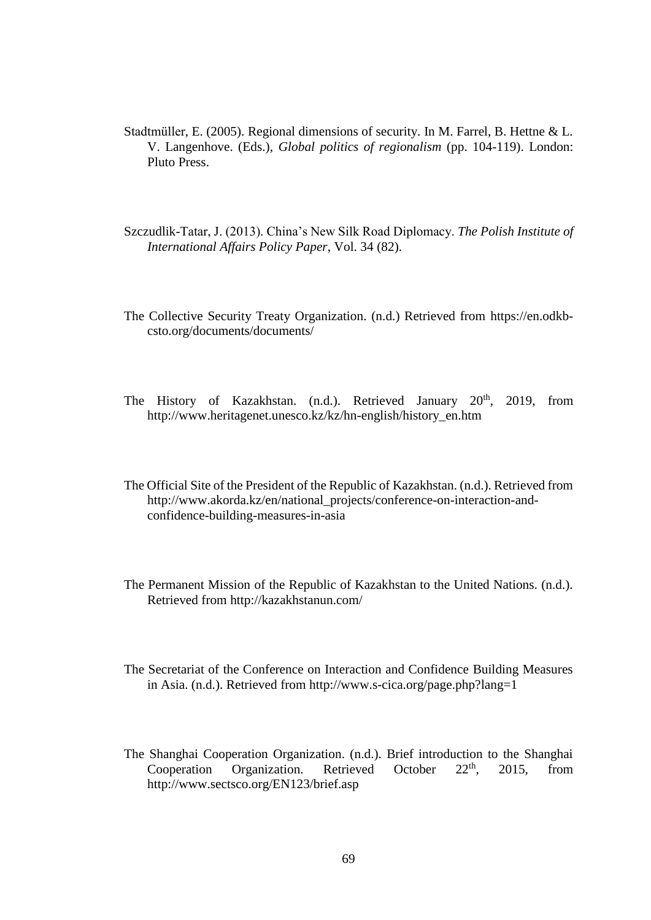Stadtmüller, E. (2005). Regional dimensions of security. In M. Farrel, B. Hettne & L. V. Langenhove. (Eds.), *Global politics of regionalism* (pp. 104-119). London: Pluto Press.

Szczudlik-Tatar, J. (2013). China's New Silk Road Diplomacy. *The Polish Institute of International Affairs Policy Paper*, Vol. 34 (82).

The Collective Security Treaty Organization. (n.d.) Retrieved from https://en.odkb-csto.org/documents/documents/

The History of Kazakhstan. (n.d.). Retrieved January 20th, 2019, from http://www.heritagenet.unesco.kz/kz/hn-english/history_en.htm

The Official Site of the President of the Republic of Kazakhstan. (n.d.). Retrieved from http://www.akorda.kz/en/national_projects/conference-on-interaction-and-confidence-building-measures-in-asia

The Permanent Mission of the Republic of Kazakhstan to the United Nations. (n.d.). Retrieved from http://kazakhstanun.com/

The Secretariat of the Conference on Interaction and Confidence Building Measures in Asia. (n.d.). Retrieved from http://www.s-cica.org/page.php?lang=1

The Shanghai Cooperation Organization. (n.d.). Brief introduction to the Shanghai Cooperation Organization. Retrieved October 22th, 2015, from http://www.sectsco.org/EN123/brief.asp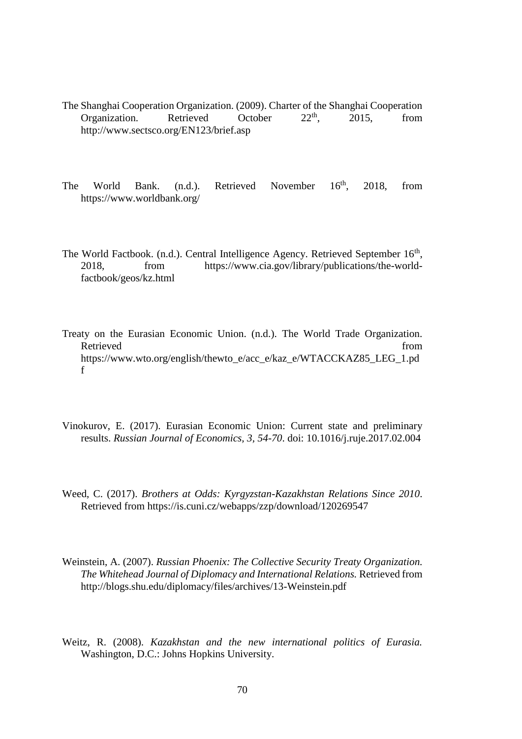The Shanghai Cooperation Organization. (2009). Charter of the Shanghai Cooperation Organization. Retrieved October 22th, 2015, from http://www.sectsco.org/EN123/brief.asp

The World Bank. (n.d.). Retrieved November 16th, 2018, from https://www.worldbank.org/

The World Factbook. (n.d.). Central Intelligence Agency. Retrieved September 16th, 2018, from https://www.cia.gov/library/publications/the-world-factbook/geos/kz.html

Treaty on the Eurasian Economic Union. (n.d.). The World Trade Organization. Retrieved from https://www.wto.org/english/thewto_e/acc_e/kaz_e/WTACCKAZ85_LEG_1.pdf

Vinokurov, E. (2017). Eurasian Economic Union: Current state and preliminary results. *Russian Journal of Economics, 3, 54-70*. doi: 10.1016/j.ruje.2017.02.004

Weed, C. (2017). *Brothers at Odds: Kyrgyzstan-Kazakhstan Relations Since 2010*. Retrieved from https://is.cuni.cz/webapps/zzp/download/120269547

Weinstein, A. (2007). *Russian Phoenix: The Collective Security Treaty Organization. The Whitehead Journal of Diplomacy and International Relations.* Retrieved from http://blogs.shu.edu/diplomacy/files/archives/13-Weinstein.pdf

Weitz, R. (2008). *Kazakhstan and the new international politics of Eurasia.* Washington, D.C.: Johns Hopkins University.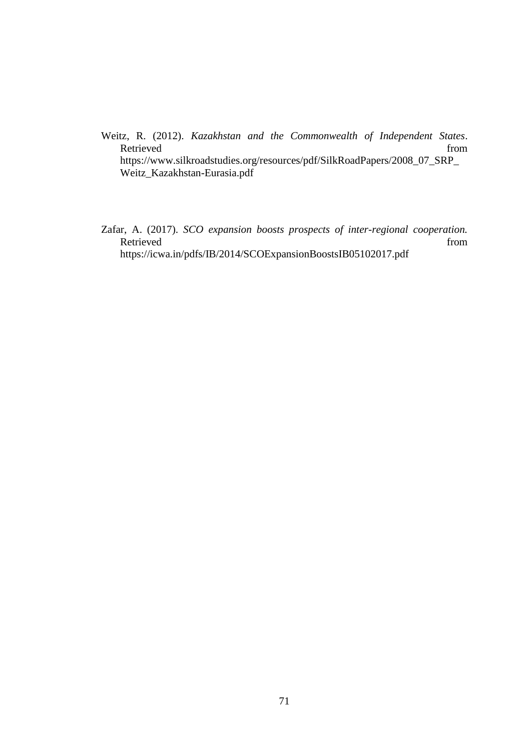Weitz, R. (2012). *Kazakhstan and the Commonwealth of Independent States*. Retrieved from https://www.silkroadstudies.org/resources/pdf/SilkRoadPapers/2008_07_SRP_Weitz_Kazakhstan-Eurasia.pdf

Zafar, A. (2017). *SCO expansion boosts prospects of inter-regional cooperation.* Retrieved from https://icwa.in/pdfs/IB/2014/SCOExpansionBoostsIB05102017.pdf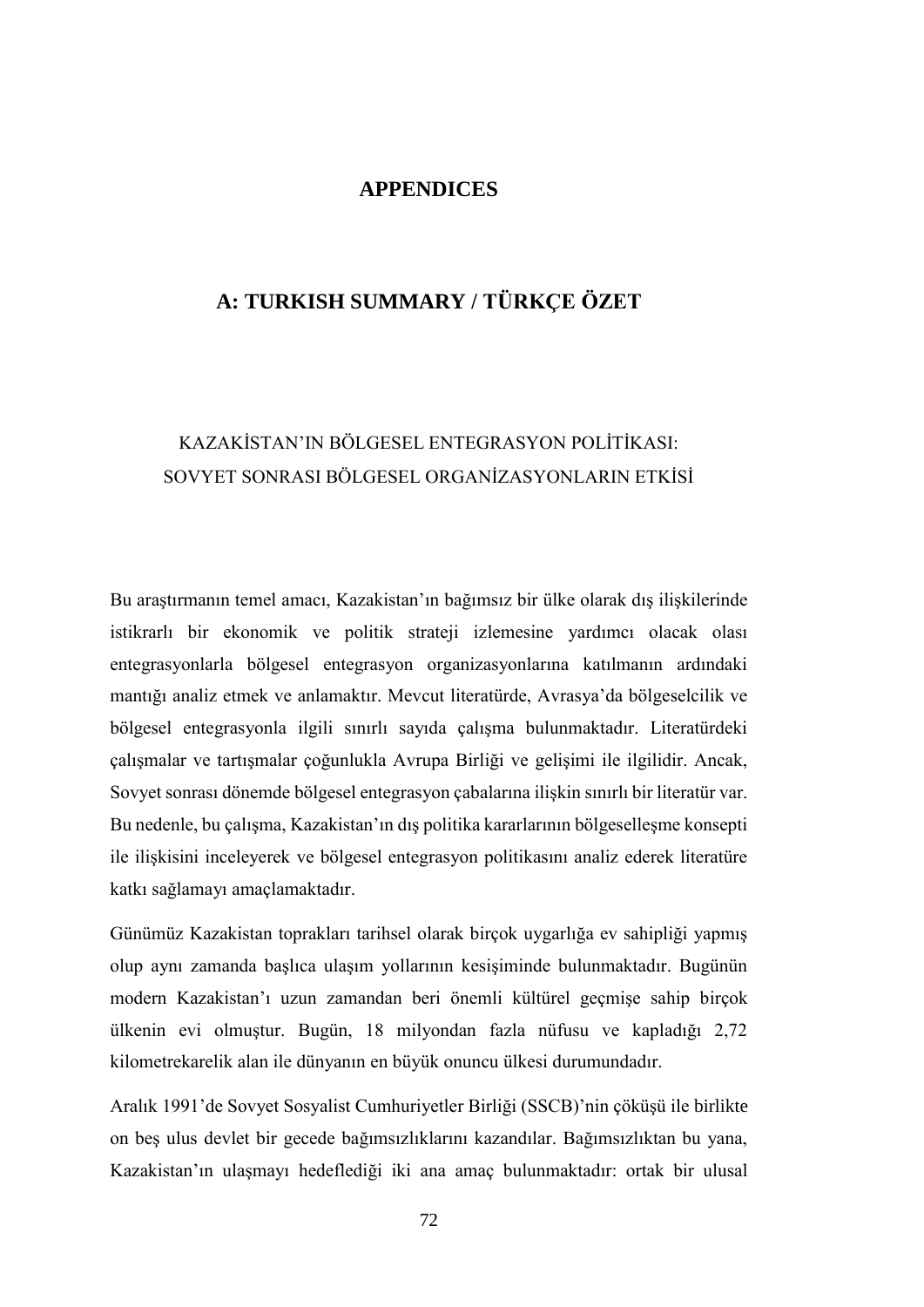# APPENDICES

## A: TURKISH SUMMARY / TÜRKÇE ÖZET

### KAZAKİSTAN'IN BÖLGESEL ENTEGRASYON POLİTİKASI: SOVYET SONRASI BÖLGESEL ORGANİZASYONLARIN ETKİSİ

Bu araştırmanın temel amacı, Kazakistan'ın bağımsız bir ülke olarak dış ilişkilerinde istikrarlı bir ekonomik ve politik strateji izlemesine yardımcı olacak olası entegrasyonlarla bölgesel entegrasyon organizasyonlarına katılmanın ardındaki mantığı analiz etmek ve anlamaktır. Mevcut literatürde, Avrasya'da bölgeselcilik ve bölgesel entegrasyonla ilgili sınırlı sayıda çalışma bulunmaktadır. Literatürdeki çalışmalar ve tartışmalar çoğunlukla Avrupa Birliği ve gelişimi ile ilgilidir. Ancak, Sovyet sonrası dönemde bölgesel entegrasyon çabalarına ilişkin sınırlı bir literatür var. Bu nedenle, bu çalışma, Kazakistan'ın dış politika kararlarının bölgeselleşme konsepti ile ilişkisini inceleyerek ve bölgesel entegrasyon politikasını analiz ederek literatüre katkı sağlamayı amaçlamaktadır.

Günümüz Kazakistan toprakları tarihsel olarak birçok uygarlığa ev sahipliği yapmış olup aynı zamanda başlıca ulaşım yollarının kesişiminde bulunmaktadır. Bugünün modern Kazakistan'ı uzun zamandan beri önemli kültürel geçmişe sahip birçok ülkenin evi olmuştur. Bugün, 18 milyondan fazla nüfusu ve kapladığı 2,72 kilometrekarelik alan ile dünyanın en büyük onuncu ülkesi durumundadır.

Aralık 1991'de Sovyet Sosyalist Cumhuriyetler Birliği (SSCB)'nin çöküşü ile birlikte on beş ulus devlet bir gecede bağımsızlıklarını kazandılar. Bağımsızlıktan bu yana, Kazakistan'ın ulaşmayı hedeflediği iki ana amaç bulunmaktadır: ortak bir ulusal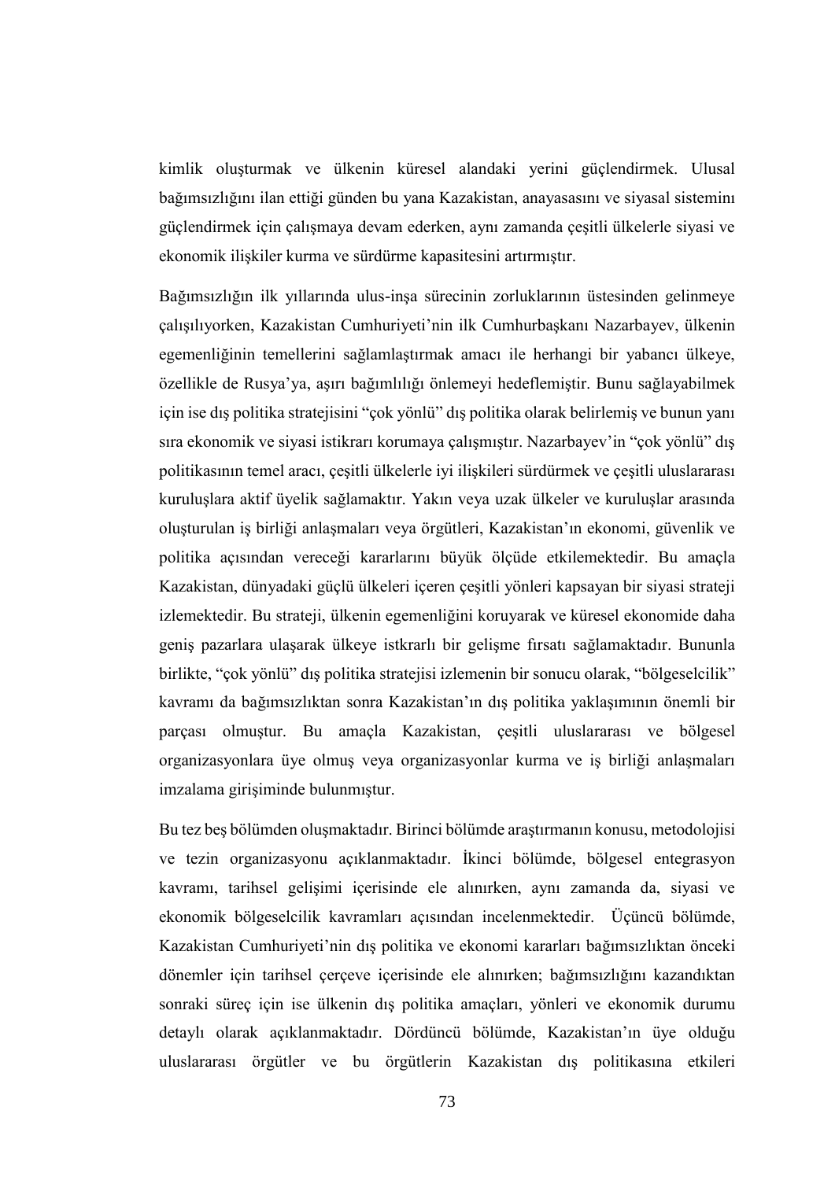kimlik oluşturmak ve ülkenin küresel alandaki yerini güçlendirmek. Ulusal bağımsızlığını ilan ettiği günden bu yana Kazakistan, anayasasını ve siyasal sistemini güçlendirmek için çalışmaya devam ederken, aynı zamanda çeşitli ülkelerle siyasi ve ekonomik ilişkiler kurma ve sürdürme kapasitesini artırmıştır.

Bağımsızlığın ilk yıllarında ulus-inşa sürecinin zorluklarının üstesinden gelinmeye çalışılıyorken, Kazakistan Cumhuriyeti'nin ilk Cumhurbaşkanı Nazarbayev, ülkenin egemenliğinin temellerini sağlamlaştırmak amacı ile herhangi bir yabancı ülkeye, özellikle de Rusya'ya, aşırı bağımlılığı önlemeyi hedeflemiştir. Bunu sağlayabilmek için ise dış politika stratejisini "çok yönlü" dış politika olarak belirlemiş ve bunun yanı sıra ekonomik ve siyasi istikrarı korumaya çalışmıştır. Nazarbayev'in "çok yönlü" dış politikasının temel aracı, çeşitli ülkelerle iyi ilişkileri sürdürmek ve çeşitli uluslararası kuruluşlara aktif üyelik sağlamaktır. Yakın veya uzak ülkeler ve kuruluşlar arasında oluşturulan iş birliği anlaşmaları veya örgütleri, Kazakistan'ın ekonomi, güvenlik ve politika açısından vereceği kararlarını büyük ölçüde etkilemektedir. Bu amaçla Kazakistan, dünyadaki güçlü ülkeleri içeren çeşitli yönleri kapsayan bir siyasi strateji izlemektedir. Bu strateji, ülkenin egemenliğini koruyarak ve küresel ekonomide daha geniş pazarlara ulaşarak ülkeye istkrarlı bir gelişme fırsatı sağlamaktadır. Bununla birlikte, "çok yönlü" dış politika stratejisi izlemenin bir sonucu olarak, "bölgeselcilik" kavramı da bağımsızlıktan sonra Kazakistan'ın dış politika yaklaşımının önemli bir parçası olmuştur. Bu amaçla Kazakistan, çeşitli uluslararası ve bölgesel organizasyonlara üye olmuş veya organizasyonlar kurma ve iş birliği anlaşmaları imzalama girişiminde bulunmuştur.

Bu tez beş bölümden oluşmaktadır. Birinci bölümde araştırmanın konusu, metodolojisi ve tezin organizasyonu açıklanmaktadır. İkinci bölümde, bölgesel entegrasyon kavramı, tarihsel gelişimi içerisinde ele alınırken, aynı zamanda da, siyasi ve ekonomik bölgeselcilik kavramları açısından incelenmektedir. Üçüncü bölümde, Kazakistan Cumhuriyeti'nin dış politika ve ekonomi kararları bağımsızlıktan önceki dönemler için tarihsel çerçeve içerisinde ele alınırken; bağımsızlığını kazandıktan sonraki süreç için ise ülkenin dış politika amaçları, yönleri ve ekonomik durumu detaylı olarak açıklanmaktadır. Dördüncü bölümde, Kazakistan'ın üye olduğu uluslararası örgütler ve bu örgütlerin Kazakistan dış politikasına etkileri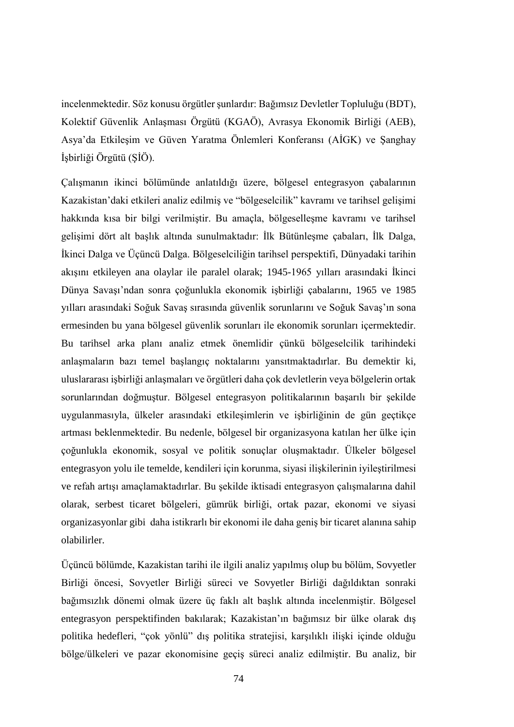incelenmektedir. Söz konusu örgütler şunlardır: Bağımsız Devletler Topluluğu (BDT), Kolektif Güvenlik Anlaşması Örgütü (KGAÖ), Avrasya Ekonomik Birliği (AEB), Asya'da Etkileşim ve Güven Yaratma Önlemleri Konferansı (AİGK) ve Şanghay İşbirliği Örgütü (ŞİÖ).

Çalışmanın ikinci bölümünde anlatıldığı üzere, bölgesel entegrasyon çabalarının Kazakistan'daki etkileri analiz edilmiş ve "bölgeselcilik" kavramı ve tarihsel gelişimi hakkında kısa bir bilgi verilmiştir. Bu amaçla, bölgeselleşme kavramı ve tarihsel gelişimi dört alt başlık altında sunulmaktadır: İlk Bütünleşme çabaları, İlk Dalga, İkinci Dalga ve Üçüncü Dalga. Bölgeselciliğin tarihsel perspektifi, Dünyadaki tarihin akışını etkileyen ana olaylar ile paralel olarak; 1945-1965 yılları arasındaki İkinci Dünya Savaşı'ndan sonra çoğunlukla ekonomik işbirliği çabalarını, 1965 ve 1985 yılları arasındaki Soğuk Savaş sırasında güvenlik sorunlarını ve Soğuk Savaş'ın sona ermesinden bu yana bölgesel güvenlik sorunları ile ekonomik sorunları içermektedir. Bu tarihsel arka planı analiz etmek önemlidir çünkü bölgeselcilik tarihindeki anlaşmaların bazı temel başlangıç noktalarını yansıtmaktadırlar. Bu demektir ki, uluslararası işbirliği anlaşmaları ve örgütleri daha çok devletlerin veya bölgelerin ortak sorunlarından doğmuştur. Bölgesel entegrasyon politikalarının başarılı bir şekilde uygulanmasıyla, ülkeler arasındaki etkileşimlerin ve işbirliğinin de gün geçtikçe artması beklenmektedir. Bu nedenle, bölgesel bir organizasyona katılan her ülke için çoğunlukla ekonomik, sosyal ve politik sonuçlar oluşmaktadır. Ülkeler bölgesel entegrasyon yolu ile temelde, kendileri için korunma, siyasi ilişkilerinin iyileştirilmesi ve refah artışı amaçlamaktadırlar. Bu şekilde iktisadi entegrasyon çalışmalarına dahil olarak, serbest ticaret bölgeleri, gümrük birliği, ortak pazar, ekonomi ve siyasi organizasyonlar gibi daha istikrarlı bir ekonomi ile daha geniş bir ticaret alanına sahip olabilirler.

Üçüncü bölümde, Kazakistan tarihi ile ilgili analiz yapılmış olup bu bölüm, Sovyetler Birliği öncesi, Sovyetler Birliği süreci ve Sovyetler Birliği dağıldıktan sonraki bağımsızlık dönemi olmak üzere üç faklı alt başlık altında incelenmiştir. Bölgesel entegrasyon perspektifinden bakılarak; Kazakistan'ın bağımsız bir ülke olarak dış politika hedefleri, "çok yönlü" dış politika stratejisi, karşılıklı ilişki içinde olduğu bölge/ülkeleri ve pazar ekonomisine geçiş süreci analiz edilmiştir. Bu analiz, bir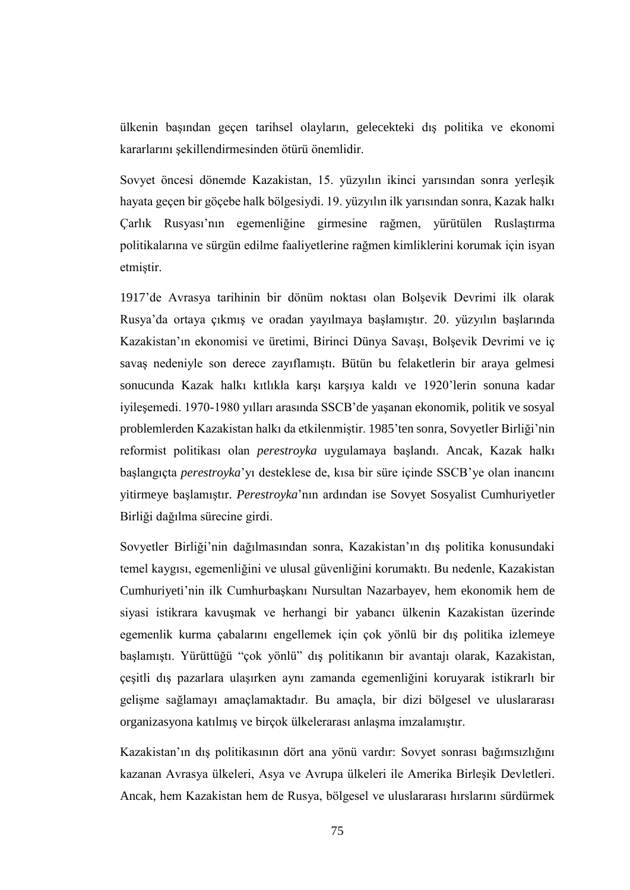ülkenin başından geçen tarihsel olayların, gelecekteki dış politika ve ekonomi kararlarını şekillendirmesinden ötürü önemlidir.

Sovyet öncesi dönemde Kazakistan, 15. yüzyılın ikinci yarısından sonra yerleşik hayata geçen bir göçebe halk bölgesiydi. 19. yüzyılın ilk yarısından sonra, Kazak halkı Çarlık Rusyası'nın egemenliğine girmesine rağmen, yürütülen Ruslaştırma politikalarına ve sürgün edilme faaliyetlerine rağmen kimliklerini korumak için isyan etmiştir.

1917'de Avrasya tarihinin bir dönüm noktası olan Bolşevik Devrimi ilk olarak Rusya'da ortaya çıkmış ve oradan yayılmaya başlamıştır. 20. yüzyılın başlarında Kazakistan'ın ekonomisi ve üretimi, Birinci Dünya Savaşı, Bolşevik Devrimi ve iç savaş nedeniyle son derece zayıflamıştı. Bütün bu felaketlerin bir araya gelmesi sonucunda Kazak halkı kıtlıkla karşı karşıya kaldı ve 1920'lerin sonuna kadar iyileşemedi. 1970-1980 yılları arasında SSCB'de yaşanan ekonomik, politik ve sosyal problemlerden Kazakistan halkı da etkilenmiştir. 1985'ten sonra, Sovyetler Birliği'nin reformist politikası olan *perestroyka* uygulamaya başlandı. Ancak, Kazak halkı başlangıçta *perestroyka*'yı desteklese de, kısa bir süre içinde SSCB'ye olan inancını yitirmeye başlamıştır. *Perestroyka*'nın ardından ise Sovyet Sosyalist Cumhuriyetler Birliği dağılma sürecine girdi.

Sovyetler Birliği'nin dağılmasından sonra, Kazakistan'ın dış politika konusundaki temel kaygısı, egemenliğini ve ulusal güvenliğini korumaktı. Bu nedenle, Kazakistan Cumhuriyeti'nin ilk Cumhurbaşkanı Nursultan Nazarbayev, hem ekonomik hem de siyasi istikrara kavuşmak ve herhangi bir yabancı ülkenin Kazakistan üzerinde egemenlik kurma çabalarını engellemek için çok yönlü bir dış politika izlemeye başlamıştı. Yürüttüğü "çok yönlü" dış politikanın bir avantajı olarak, Kazakistan, çeşitli dış pazarlara ulaşırken aynı zamanda egemenliğini koruyarak istikrarlı bir gelişme sağlamayı amaçlamaktadır. Bu amaçla, bir dizi bölgesel ve uluslararası organizasyona katılmış ve birçok ülkelerarası anlaşma imzalamıştır.

Kazakistan'ın dış politikasının dört ana yönü vardır: Sovyet sonrası bağımsızlığını kazanan Avrasya ülkeleri, Asya ve Avrupa ülkeleri ile Amerika Birleşik Devletleri. Ancak, hem Kazakistan hem de Rusya, bölgesel ve uluslararası hırslarını sürdürmek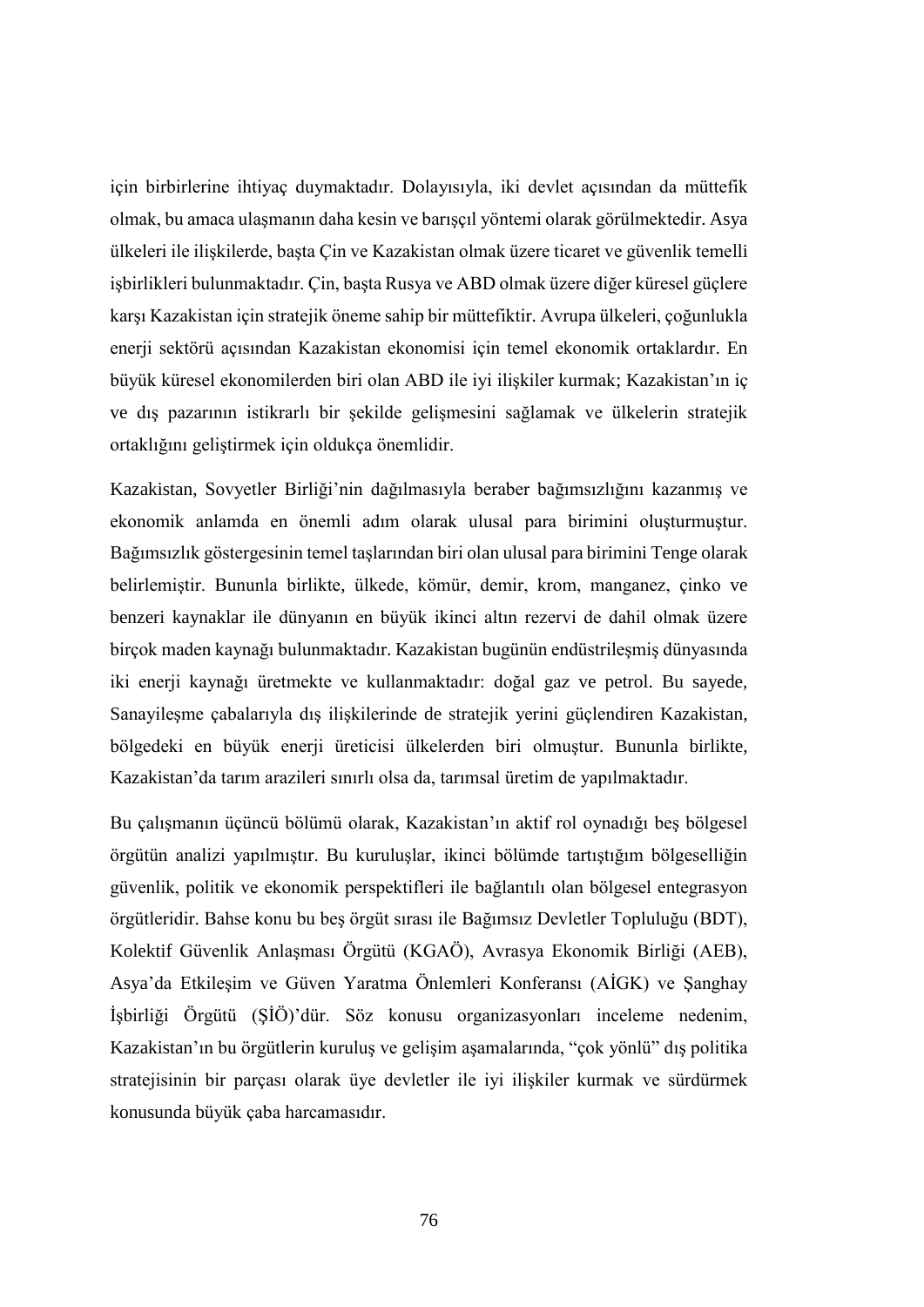için birbirlerine ihtiyaç duymaktadır. Dolayısıyla, iki devlet açısından da müttefik olmak, bu amaca ulaşmanın daha kesin ve barışçıl yöntemi olarak görülmektedir. Asya ülkeleri ile ilişkilerde, başta Çin ve Kazakistan olmak üzere ticaret ve güvenlik temelli işbirlikleri bulunmaktadır. Çin, başta Rusya ve ABD olmak üzere diğer küresel güçlere karşı Kazakistan için stratejik öneme sahip bir müttefiktir. Avrupa ülkeleri, çoğunlukla enerji sektörü açısından Kazakistan ekonomisi için temel ekonomik ortaklardır. En büyük küresel ekonomilerden biri olan ABD ile iyi ilişkiler kurmak; Kazakistan'ın iç ve dış pazarının istikrarlı bir şekilde gelişmesini sağlamak ve ülkelerin stratejik ortaklığını geliştirmek için oldukça önemlidir.

Kazakistan, Sovyetler Birliği'nin dağılmasıyla beraber bağımsızlığını kazanmış ve ekonomik anlamda en önemli adım olarak ulusal para birimini oluşturmuştur. Bağımsızlık göstergesinin temel taşlarından biri olan ulusal para birimini Tenge olarak belirlemiştir. Bununla birlikte, ülkede, kömür, demir, krom, manganez, çinko ve benzeri kaynaklar ile dünyanın en büyük ikinci altın rezervi de dahil olmak üzere birçok maden kaynağı bulunmaktadır. Kazakistan bugünün endüstrileşmiş dünyasında iki enerji kaynağı üretmekte ve kullanmaktadır: doğal gaz ve petrol. Bu sayede, Sanayileşme çabalarıyla dış ilişkilerinde de stratejik yerini güçlendiren Kazakistan, bölgedeki en büyük enerji üreticisi ülkelerden biri olmuştur. Bununla birlikte, Kazakistan'da tarım arazileri sınırlı olsa da, tarımsal üretim de yapılmaktadır.

Bu çalışmanın üçüncü bölümü olarak, Kazakistan'ın aktif rol oynadığı beş bölgesel örgütün analizi yapılmıştır. Bu kuruluşlar, ikinci bölümde tartıştığım bölgeselliğin güvenlik, politik ve ekonomik perspektifleri ile bağlantılı olan bölgesel entegrasyon örgütleridir. Bahse konu bu beş örgüt sırası ile Bağımsız Devletler Topluluğu (BDT), Kolektif Güvenlik Anlaşması Örgütü (KGAÖ), Avrasya Ekonomik Birliği (AEB), Asya'da Etkileşim ve Güven Yaratma Önlemleri Konferansı (AİGK) ve Şanghay İşbirliği Örgütü (ŞİÖ)'dür. Söz konusu organizasyonları inceleme nedenim, Kazakistan'ın bu örgütlerin kuruluş ve gelişim aşamalarında, "çok yönlü" dış politika stratejisinin bir parçası olarak üye devletler ile iyi ilişkiler kurmak ve sürdürmek konusunda büyük çaba harcamasıdır.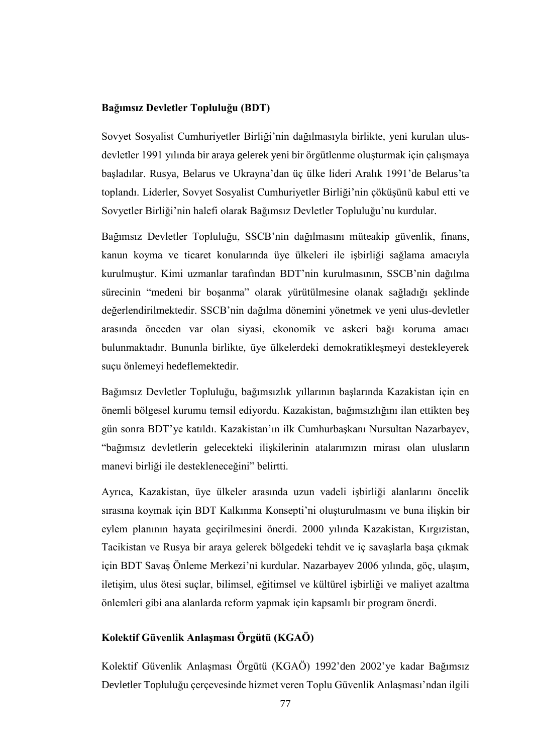**Bağımsız Devletler Topluluğu (BDT)**

Sovyet Sosyalist Cumhuriyetler Birliği'nin dağılmasıyla birlikte, yeni kurulan ulus-devletler 1991 yılında bir araya gelerek yeni bir örgütlenme oluşturmak için çalışmaya başladılar. Rusya, Belarus ve Ukrayna'dan üç ülke lideri Aralık 1991'de Belarus'ta toplandı. Liderler, Sovyet Sosyalist Cumhuriyetler Birliği'nin çöküşünü kabul etti ve Sovyetler Birliği'nin halefi olarak Bağımsız Devletler Topluluğu'nu kurdular.

Bağımsız Devletler Topluluğu, SSCB'nin dağılmasını müteakip güvenlik, finans, kanun koyma ve ticaret konularında üye ülkeleri ile işbirliği sağlama amacıyla kurulmuştur. Kimi uzmanlar tarafından BDT'nin kurulmasının, SSCB'nin dağılma sürecinin "medeni bir boşanma" olarak yürütülmesine olanak sağladığı şeklinde değerlendirilmektedir. SSCB'nin dağılma dönemini yönetmek ve yeni ulus-devletler arasında önceden var olan siyasi, ekonomik ve askeri bağı koruma amacı bulunmaktadır. Bununla birlikte, üye ülkelerdeki demokratikleşmeyi destekleyerek suçu önlemeyi hedeflemektedir.

Bağımsız Devletler Topluluğu, bağımsızlık yıllarının başlarında Kazakistan için en önemli bölgesel kurumu temsil ediyordu. Kazakistan, bağımsızlığını ilan ettikten beş gün sonra BDT'ye katıldı. Kazakistan'ın ilk Cumhurbaşkanı Nursultan Nazarbayev, "bağımsız devletlerin gelecekteki ilişkilerinin atalarımızın mirası olan ulusların manevi birliği ile destekleneceğini" belirtti.

Ayrıca, Kazakistan, üye ülkeler arasında uzun vadeli işbirliği alanlarını öncelik sırasına koymak için BDT Kalkınma Konsepti'ni oluşturulmasını ve buna ilişkin bir eylem planının hayata geçirilmesini önerdi. 2000 yılında Kazakistan, Kırgızistan, Tacikistan ve Rusya bir araya gelerek bölgedeki tehdit ve iç savaşlarla başa çıkmak için BDT Savaş Önleme Merkezi'ni kurdular. Nazarbayev 2006 yılında, göç, ulaşım, iletişim, ulus ötesi suçlar, bilimsel, eğitimsel ve kültürel işbirliği ve maliyet azaltma önlemleri gibi ana alanlarda reform yapmak için kapsamlı bir program önerdi.

**Kolektif Güvenlik Anlaşması Örgütü (KGAÖ)**

Kolektif Güvenlik Anlaşması Örgütü (KGAÖ) 1992'den 2002'ye kadar Bağımsız Devletler Topluluğu çerçevesinde hizmet veren Toplu Güvenlik Anlaşması'ndan ilgili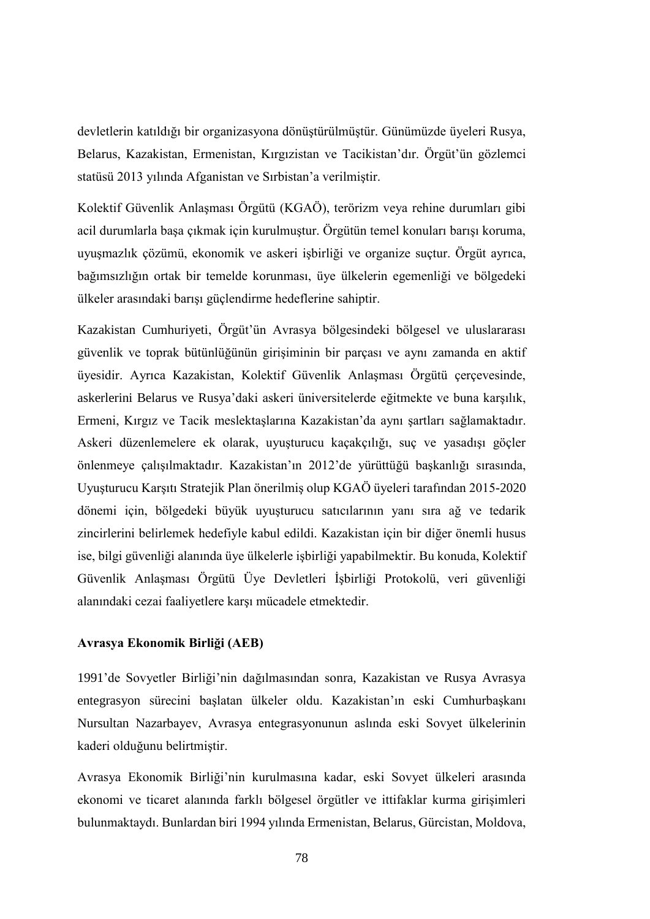devletlerin katıldığı bir organizasyona dönüştürülmüştür. Günümüzde üyeleri Rusya, Belarus, Kazakistan, Ermenistan, Kırgızistan ve Tacikistan'dır. Örgüt'ün gözlemci statüsü 2013 yılında Afganistan ve Sırbistan'a verilmiştir.

Kolektif Güvenlik Anlaşması Örgütü (KGAÖ), terörizm veya rehine durumları gibi acil durumlarla başa çıkmak için kurulmuştur. Örgütün temel konuları barışı koruma, uyuşmazlık çözümü, ekonomik ve askeri işbirliği ve organize suçtur. Örgüt ayrıca, bağımsızlığın ortak bir temelde korunması, üye ülkelerin egemenliği ve bölgedeki ülkeler arasındaki barışı güçlendirme hedeflerine sahiptir.

Kazakistan Cumhuriyeti, Örgüt'ün Avrasya bölgesindeki bölgesel ve uluslararası güvenlik ve toprak bütünlüğünün girişiminin bir parçası ve aynı zamanda en aktif üyesidir. Ayrıca Kazakistan, Kolektif Güvenlik Anlaşması Örgütü çerçevesinde, askerlerini Belarus ve Rusya'daki askeri üniversitelerde eğitmekte ve buna karşılık, Ermeni, Kırgız ve Tacik meslektaşlarına Kazakistan'da aynı şartları sağlamaktadır. Askeri düzenlemelere ek olarak, uyuşturucu kaçakçılığı, suç ve yasadışı göçler önlenmeye çalışılmaktadır. Kazakistan'ın 2012'de yürüttüğü başkanlığı sırasında, Uyuşturucu Karşıtı Stratejik Plan önerilmiş olup KGAÖ üyeleri tarafından 2015-2020 dönemi için, bölgedeki büyük uyuşturucu satıcılarının yanı sıra ağ ve tedarik zincirlerini belirlemek hedefiyle kabul edildi. Kazakistan için bir diğer önemli husus ise, bilgi güvenliği alanında üye ülkelerle işbirliği yapabilmektir. Bu konuda, Kolektif Güvenlik Anlaşması Örgütü Üye Devletleri İşbirliği Protokolü, veri güvenliği alanındaki cezai faaliyetlere karşı mücadele etmektedir.

**Avrasya Ekonomik Birliği (AEB)**

1991'de Sovyetler Birliği'nin dağılmasından sonra, Kazakistan ve Rusya Avrasya entegrasyon sürecini başlatan ülkeler oldu. Kazakistan'ın eski Cumhurbaşkanı Nursultan Nazarbayev, Avrasya entegrasyonunun aslında eski Sovyet ülkelerinin kaderi olduğunu belirtmiştir.

Avrasya Ekonomik Birliği'nin kurulmasına kadar, eski Sovyet ülkeleri arasında ekonomi ve ticaret alanında farklı bölgesel örgütler ve ittifaklar kurma girişimleri bulunmaktaydı. Bunlardan biri 1994 yılında Ermenistan, Belarus, Gürcistan, Moldova,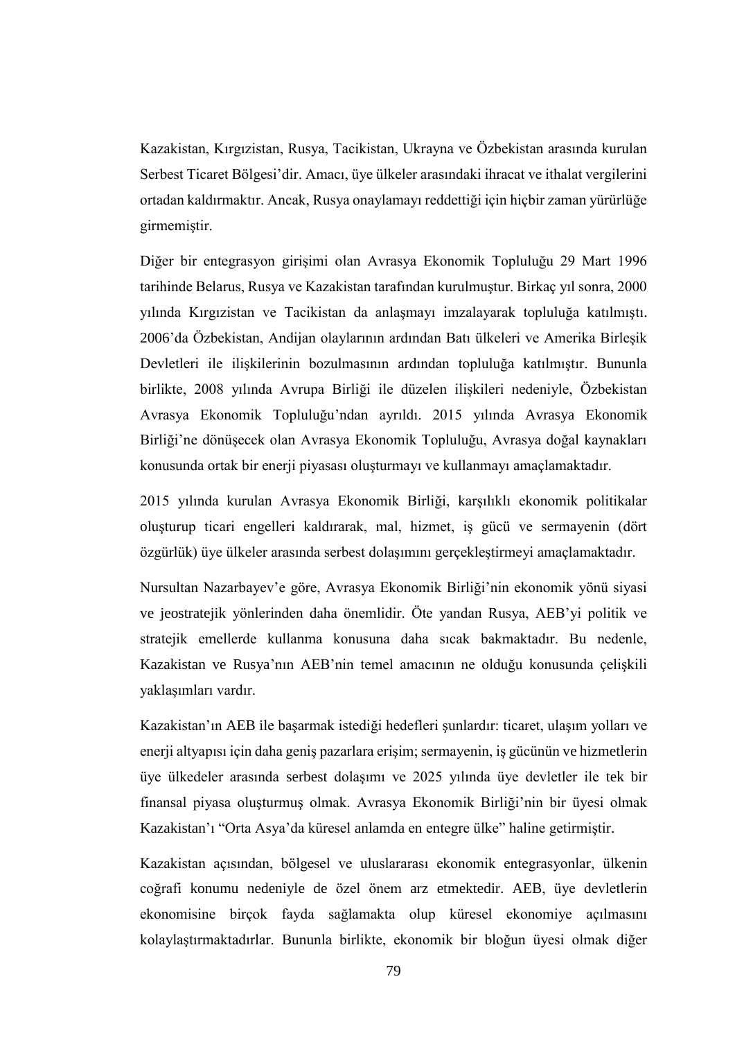Kazakistan, Kırgızistan, Rusya, Tacikistan, Ukrayna ve Özbekistan arasında kurulan Serbest Ticaret Bölgesi'dir. Amacı, üye ülkeler arasındaki ihracat ve ithalat vergilerini ortadan kaldırmaktır. Ancak, Rusya onaylamayı reddettiği için hiçbir zaman yürürlüğe girmemiştir.

Diğer bir entegrasyon girişimi olan Avrasya Ekonomik Topluluğu 29 Mart 1996 tarihinde Belarus, Rusya ve Kazakistan tarafından kurulmuştur. Birkaç yıl sonra, 2000 yılında Kırgızistan ve Tacikistan da anlaşmayı imzalayarak topluluğa katılmıştı. 2006'da Özbekistan, Andijan olaylarının ardından Batı ülkeleri ve Amerika Birleşik Devletleri ile ilişkilerinin bozulmasının ardından topluluğa katılmıştır. Bununla birlikte, 2008 yılında Avrupa Birliği ile düzelen ilişkileri nedeniyle, Özbekistan Avrasya Ekonomik Topluluğu'ndan ayrıldı. 2015 yılında Avrasya Ekonomik Birliği'ne dönüşecek olan Avrasya Ekonomik Topluluğu, Avrasya doğal kaynakları konusunda ortak bir enerji piyasası oluşturmayı ve kullanmayı amaçlamaktadır.

2015 yılında kurulan Avrasya Ekonomik Birliği, karşılıklı ekonomik politikalar oluşturup ticari engelleri kaldırarak, mal, hizmet, iş gücü ve sermayenin (dört özgürlük) üye ülkeler arasında serbest dolaşımını gerçekleştirmeyi amaçlamaktadır.

Nursultan Nazarbayev'e göre, Avrasya Ekonomik Birliği'nin ekonomik yönü siyasi ve jeostratejik yönlerinden daha önemlidir. Öte yandan Rusya, AEB'yi politik ve stratejik emellerde kullanma konusuna daha sıcak bakmaktadır. Bu nedenle, Kazakistan ve Rusya'nın AEB'nin temel amacının ne olduğu konusunda çelişkili yaklaşımları vardır.

Kazakistan'ın AEB ile başarmak istediği hedefleri şunlardır: ticaret, ulaşım yolları ve enerji altyapısı için daha geniş pazarlara erişim; sermayenin, iş gücünün ve hizmetlerin üye ülkedeler arasında serbest dolaşımı ve 2025 yılında üye devletler ile tek bir finansal piyasa oluşturmuş olmak. Avrasya Ekonomik Birliği'nin bir üyesi olmak Kazakistan'ı "Orta Asya'da küresel anlamda en entegre ülke" haline getirmiştir.

Kazakistan açısından, bölgesel ve uluslararası ekonomik entegrasyonlar, ülkenin coğrafi konumu nedeniyle de özel önem arz etmektedir. AEB, üye devletlerin ekonomisine birçok fayda sağlamakta olup küresel ekonomiye açılmasını kolaylaştırmaktadırlar. Bununla birlikte, ekonomik bir bloğun üyesi olmak diğer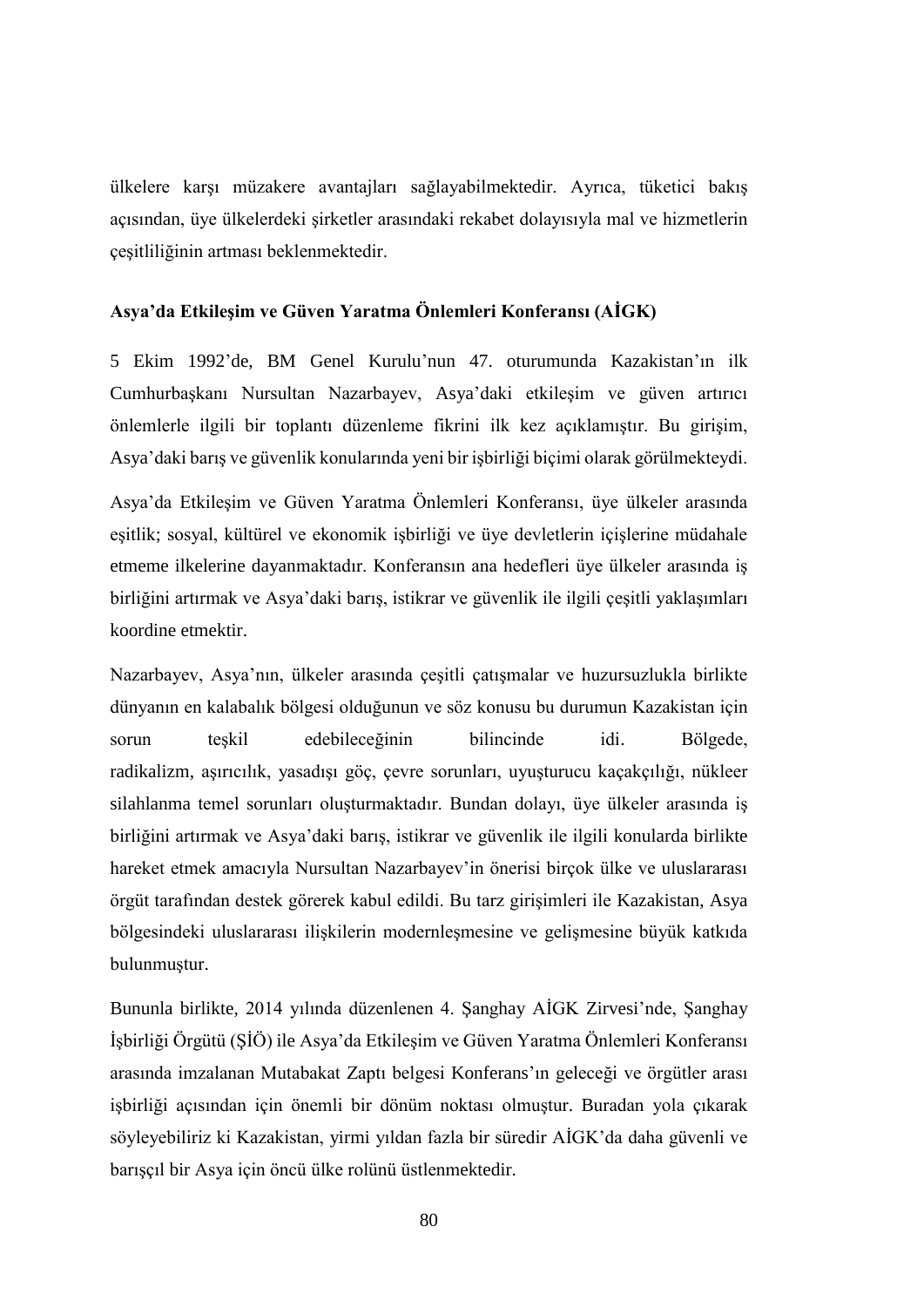ülkelere karşı müzakere avantajları sağlayabilmektedir. Ayrıca, tüketici bakış açısından, üye ülkelerdeki şirketler arasındaki rekabet dolayısıyla mal ve hizmetlerin çeşitliliğinin artması beklenmektedir.

**Asya'da Etkileşim ve Güven Yaratma Önlemleri Konferansı (AİGK)**

5 Ekim 1992'de, BM Genel Kurulu'nun 47. oturumunda Kazakistan'ın ilk Cumhurbaşkanı Nursultan Nazarbayev, Asya'daki etkileşim ve güven artırıcı önlemlerle ilgili bir toplantı düzenleme fikrini ilk kez açıklamıştır. Bu girişim, Asya'daki barış ve güvenlik konularında yeni bir işbirliği biçimi olarak görülmekteydi.

Asya'da Etkileşim ve Güven Yaratma Önlemleri Konferansı, üye ülkeler arasında eşitlik; sosyal, kültürel ve ekonomik işbirliği ve üye devletlerin içişlerine müdahale etmeme ilkelerine dayanmaktadır. Konferansın ana hedefleri üye ülkeler arasında iş birliğini artırmak ve Asya'daki barış, istikrar ve güvenlik ile ilgili çeşitli yaklaşımları koordine etmektir.

Nazarbayev, Asya'nın, ülkeler arasında çeşitli çatışmalar ve huzursuzlukla birlikte dünyanın en kalabalık bölgesi olduğunun ve söz konusu bu durumun Kazakistan için sorun teşkil edebileceğinin bilincinde idi. Bölgede, radikalizm, aşırıcılık, yasadışı göç, çevre sorunları, uyuşturucu kaçakçılığı, nükleer silahlanma temel sorunları oluşturmaktadır. Bundan dolayı, üye ülkeler arasında iş birliğini artırmak ve Asya'daki barış, istikrar ve güvenlik ile ilgili konularda birlikte hareket etmek amacıyla Nursultan Nazarbayev'in önerisi birçok ülke ve uluslararası örgüt tarafından destek görerek kabul edildi. Bu tarz girişimleri ile Kazakistan, Asya bölgesindeki uluslararası ilişkilerin modernleşmesine ve gelişmesine büyük katkıda bulunmuştur.

Bununla birlikte, 2014 yılında düzenlenen 4. Şanghay AİGK Zirvesi'nde, Şanghay İşbirliği Örgütü (ŞİÖ) ile Asya'da Etkileşim ve Güven Yaratma Önlemleri Konferansı arasında imzalanan Mutabakat Zaptı belgesi Konferans'ın geleceği ve örgütler arası işbirliği açısından için önemli bir dönüm noktası olmuştur. Buradan yola çıkarak söyleyebiliriz ki Kazakistan, yirmi yıldan fazla bir süredir AİGK'da daha güvenli ve barışçıl bir Asya için öncü ülke rolünü üstlenmektedir.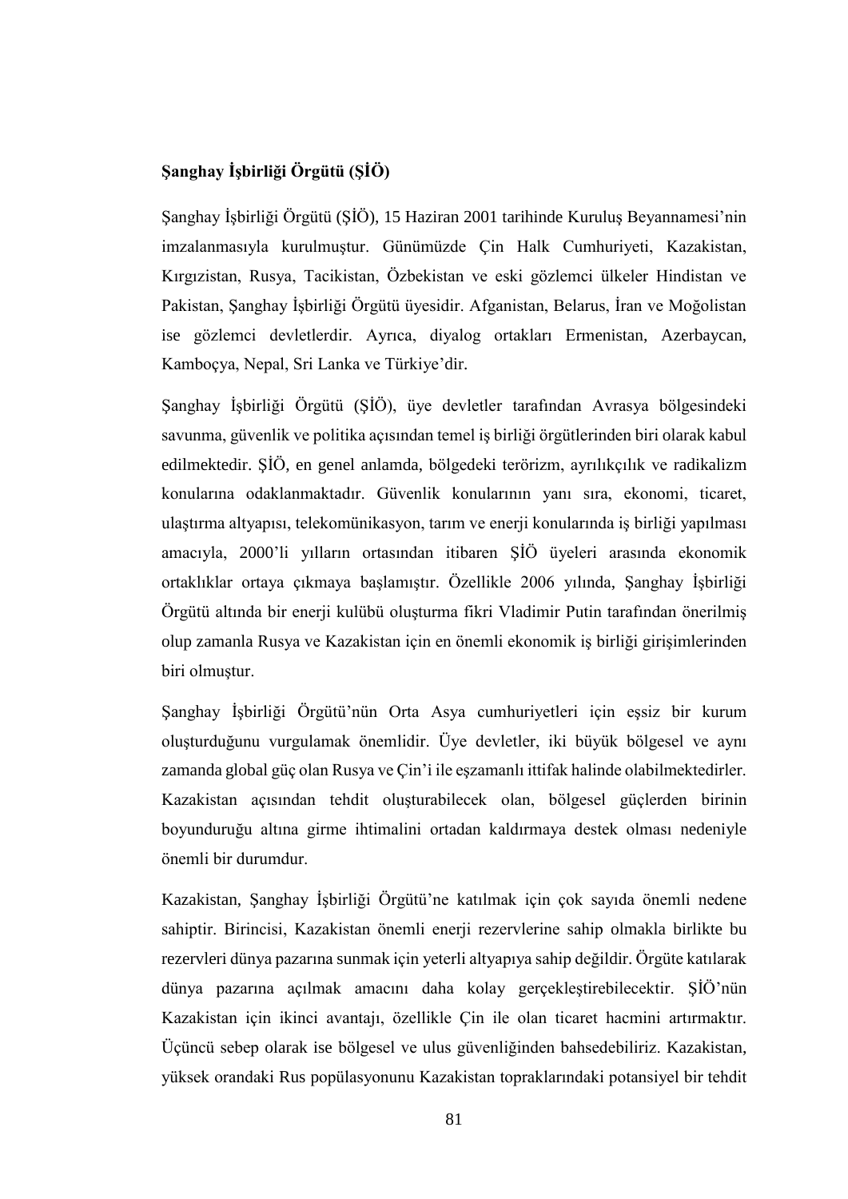**Şanghay İşbirliği Örgütü (ŞİÖ)**

Şanghay İşbirliği Örgütü (ŞİÖ), 15 Haziran 2001 tarihinde Kuruluş Beyannamesi'nin imzalanmasıyla kurulmuştur. Günümüzde Çin Halk Cumhuriyeti, Kazakistan, Kırgızistan, Rusya, Tacikistan, Özbekistan ve eski gözlemci ülkeler Hindistan ve Pakistan, Şanghay İşbirliği Örgütü üyesidir. Afganistan, Belarus, İran ve Moğolistan ise gözlemci devletlerdir. Ayrıca, diyalog ortakları Ermenistan, Azerbaycan, Kamboçya, Nepal, Sri Lanka ve Türkiye'dir.

Şanghay İşbirliği Örgütü (ŞİÖ), üye devletler tarafından Avrasya bölgesindeki savunma, güvenlik ve politika açısından temel iş birliği örgütlerinden biri olarak kabul edilmektedir. ŞİÖ, en genel anlamda, bölgedeki terörizm, ayrılıkçılık ve radikalizm konularına odaklanmaktadır. Güvenlik konularının yanı sıra, ekonomi, ticaret, ulaştırma altyapısı, telekomünikasyon, tarım ve enerji konularında iş birliği yapılması amacıyla, 2000'li yılların ortasından itibaren ŞİÖ üyeleri arasında ekonomik ortaklıklar ortaya çıkmaya başlamıştır. Özellikle 2006 yılında, Şanghay İşbirliği Örgütü altında bir enerji kulübü oluşturma fikri Vladimir Putin tarafından önerilmiş olup zamanla Rusya ve Kazakistan için en önemli ekonomik iş birliği girişimlerinden biri olmuştur.

Şanghay İşbirliği Örgütü'nün Orta Asya cumhuriyetleri için eşsiz bir kurum oluşturduğunu vurgulamak önemlidir. Üye devletler, iki büyük bölgesel ve aynı zamanda global güç olan Rusya ve Çin'i ile eşzamanlı ittifak halinde olabilmektedirler. Kazakistan açısından tehdit oluşturabilecek olan, bölgesel güçlerden birinin boyunduruğu altına girme ihtimalini ortadan kaldırmaya destek olması nedeniyle önemli bir durumdur.

Kazakistan, Şanghay İşbirliği Örgütü'ne katılmak için çok sayıda önemli nedene sahiptir. Birincisi, Kazakistan önemli enerji rezervlerine sahip olmakla birlikte bu rezervleri dünya pazarına sunmak için yeterli altyapıya sahip değildir. Örgüte katılarak dünya pazarına açılmak amacını daha kolay gerçekleştirebilecektir. ŞİÖ'nün Kazakistan için ikinci avantajı, özellikle Çin ile olan ticaret hacmini artırmaktır. Üçüncü sebep olarak ise bölgesel ve ulus güvenliğinden bahsedebiliriz. Kazakistan, yüksek orandaki Rus popülasyonunu Kazakistan topraklarındaki potansiyel bir tehdit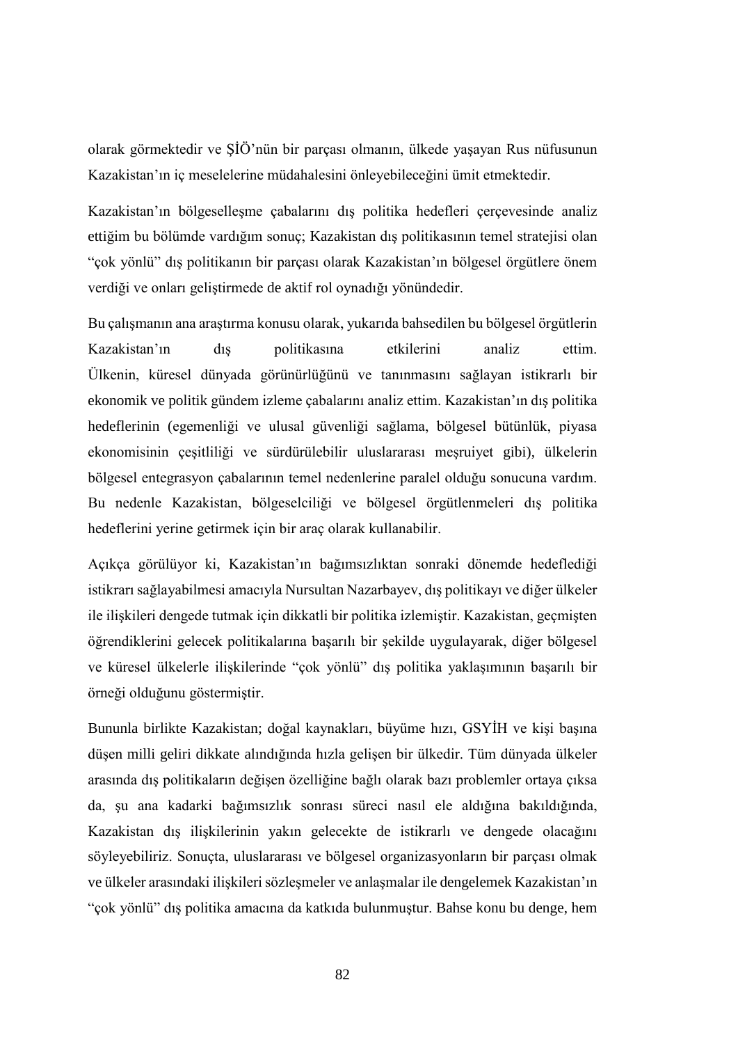olarak görmektedir ve ŞİÖ'nün bir parçası olmanın, ülkede yaşayan Rus nüfusunun Kazakistan'ın iç meselelerine müdahalesini önleyebileceğini ümit etmektedir.

Kazakistan'ın bölgeselleşme çabalarını dış politika hedefleri çerçevesinde analiz ettiğim bu bölümde vardığım sonuç; Kazakistan dış politikasının temel stratejisi olan "çok yönlü" dış politikanın bir parçası olarak Kazakistan'ın bölgesel örgütlere önem verdiği ve onları geliştirmede de aktif rol oynadığı yönündedir.

Bu çalışmanın ana araştırma konusu olarak, yukarıda bahsedilen bu bölgesel örgütlerin Kazakistan'ın dış politikasına etkilerini analiz ettim. Ülkenin, küresel dünyada görünürlüğünü ve tanınmasını sağlayan istikrarlı bir ekonomik ve politik gündem izleme çabalarını analiz ettim. Kazakistan'ın dış politika hedeflerinin (egemenliği ve ulusal güvenliği sağlama, bölgesel bütünlük, piyasa ekonomisinin çeşitliliği ve sürdürülebilir uluslararası meşruiyet gibi), ülkelerin bölgesel entegrasyon çabalarının temel nedenlerine paralel olduğu sonucuna vardım. Bu nedenle Kazakistan, bölgeselciliği ve bölgesel örgütlenmeleri dış politika hedeflerini yerine getirmek için bir araç olarak kullanabilir.

Açıkça görülüyor ki, Kazakistan'ın bağımsızlıktan sonraki dönemde hedeflediği istikrarı sağlayabilmesi amacıyla Nursultan Nazarbayev, dış politikayı ve diğer ülkeler ile ilişkileri dengede tutmak için dikkatli bir politika izlemiştir. Kazakistan, geçmişten öğrendiklerini gelecek politikalarına başarılı bir şekilde uygulayarak, diğer bölgesel ve küresel ülkelerle ilişkilerinde "çok yönlü" dış politika yaklaşımının başarılı bir örneği olduğunu göstermiştir.

Bununla birlikte Kazakistan; doğal kaynakları, büyüme hızı, GSYİH ve kişi başına düşen milli geliri dikkate alındığında hızla gelişen bir ülkedir. Tüm dünyada ülkeler arasında dış politikaların değişen özelliğine bağlı olarak bazı problemler ortaya çıksa da, şu ana kadarki bağımsızlık sonrası süreci nasıl ele aldığına bakıldığında, Kazakistan dış ilişkilerinin yakın gelecekte de istikrarlı ve dengede olacağını söyleyebiliriz. Sonuçta, uluslararası ve bölgesel organizasyonların bir parçası olmak ve ülkeler arasındaki ilişkileri sözleşmeler ve anlaşmalar ile dengelemek Kazakistan'ın "çok yönlü" dış politika amacına da katkıda bulunmuştur. Bahse konu bu denge, hem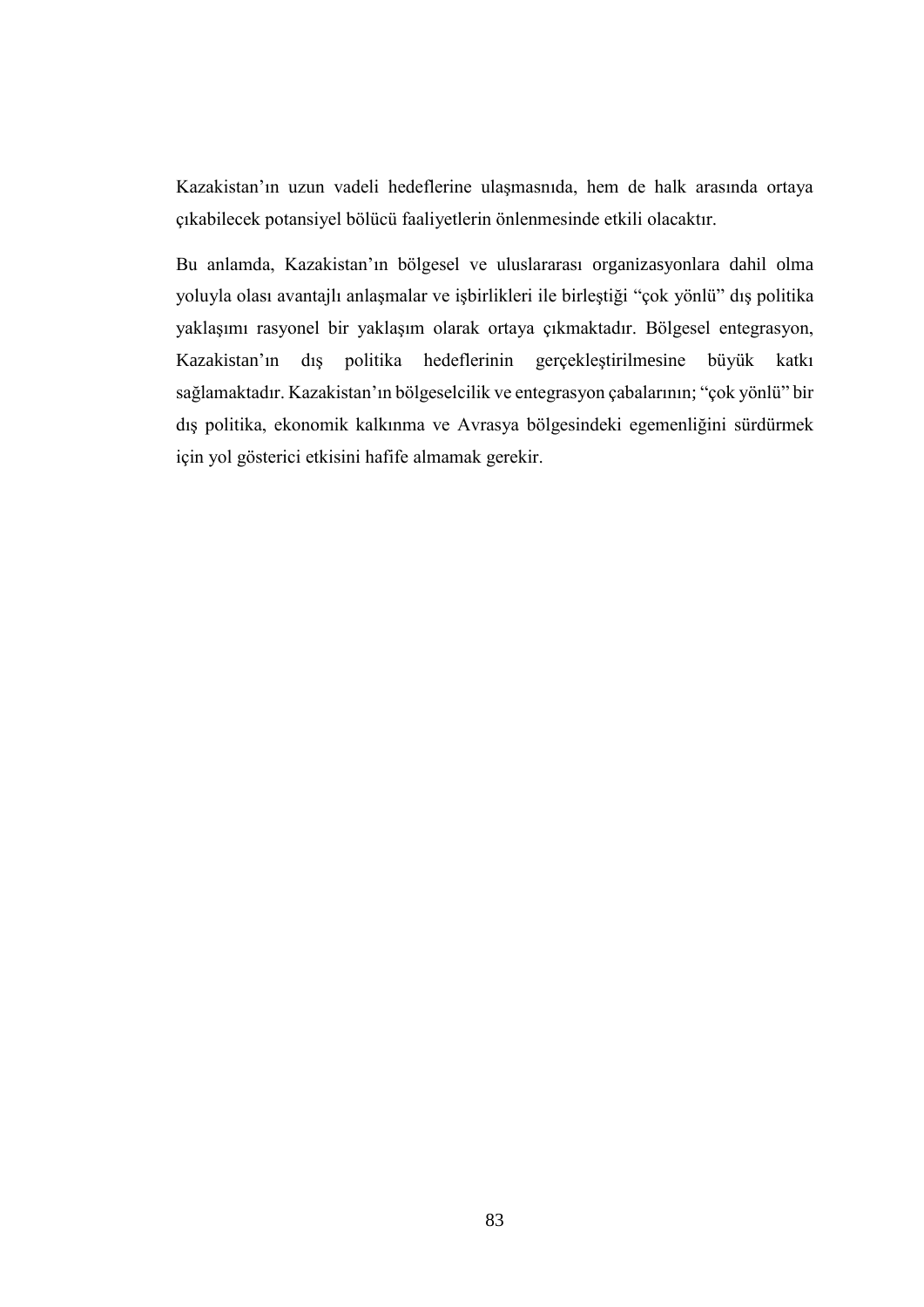Kazakistan'ın uzun vadeli hedeflerine ulaşmasında, hem de halk arasında ortaya çıkabilecek potansiyel bölücü faaliyetlerin önlenmesinde etkili olacaktır.

Bu anlamda, Kazakistan'ın bölgesel ve uluslararası organizasyonlara dahil olma yoluyla olası avantajlı anlaşmalar ve işbirlikleri ile birleştiği "çok yönlü" dış politika yaklaşımı rasyonel bir yaklaşım olarak ortaya çıkmaktadır. Bölgesel entegrasyon, Kazakistan'ın dış politika hedeflerinin gerçekleştirilmesine büyük katkı sağlamaktadır. Kazakistan'ın bölgeselcilik ve entegrasyon çabalarının; "çok yönlü" bir dış politika, ekonomik kalkınma ve Avrasya bölgesindeki egemenliğini sürdürmek için yol gösterici etkisini hafife almamak gerekir.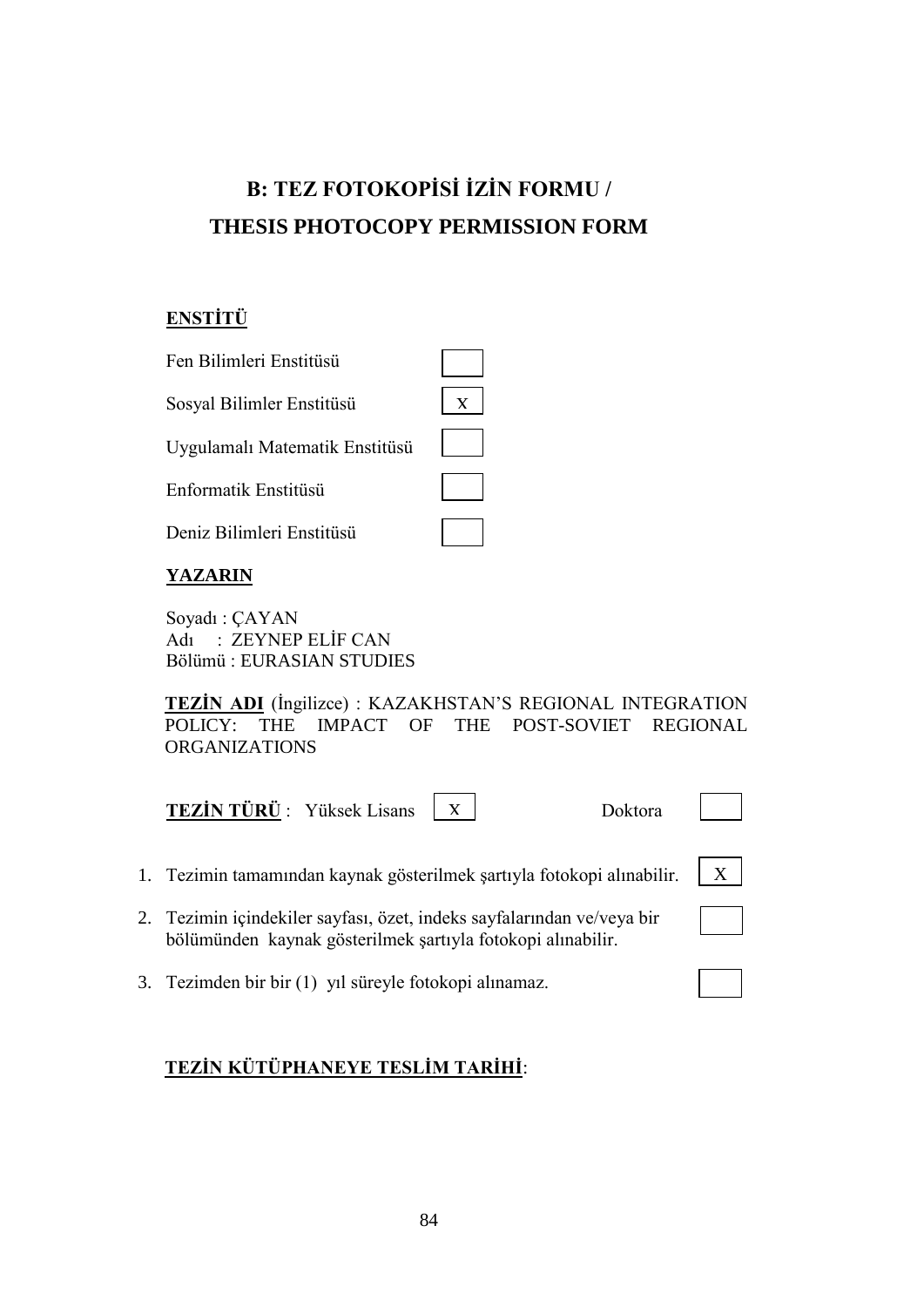# B: TEZ FOTOKOPİSİ İZİN FORMU / THESIS PHOTOCOPY PERMISSION FORM

**ENSTİTÜ**

| | |
|---|---|
| Fen Bilimleri Enstitüsü | |
| Sosyal Bilimler Enstitüsü | x |
| Uygulamalı Matematik Enstitüsü | |
| Enformatik Enstitüsü | |
| Deniz Bilimleri Enstitüsü | |

**YAZARIN**

Soyadı : ÇAYAN
Adı : ZEYNEP ELİF CAN
Bölümü : EURASIAN STUDIES

**TEZİN ADI** (İngilizce) : KAZAKHSTAN'S REGIONAL INTEGRATION POLICY: THE IMPACT OF THE POST-SOVIET REGIONAL ORGANIZATIONS

**TEZİN TÜRÜ** : Yüksek Lisans [x] Doktora [ ]

1. Tezimin tamamından kaynak gösterilmek şartıyla fotokopi alınabilir. [X]
2. Tezimin içindekiler sayfası, özet, indeks sayfalarından ve/veya bir bölümünden kaynak gösterilmek şartıyla fotokopi alınabilir. [ ]
3. Tezimden bir bir (1) yıl süreyle fotokopi alınamaz. [ ]

**TEZİN KÜTÜPHANEYE TESLİM TARİHİ**: